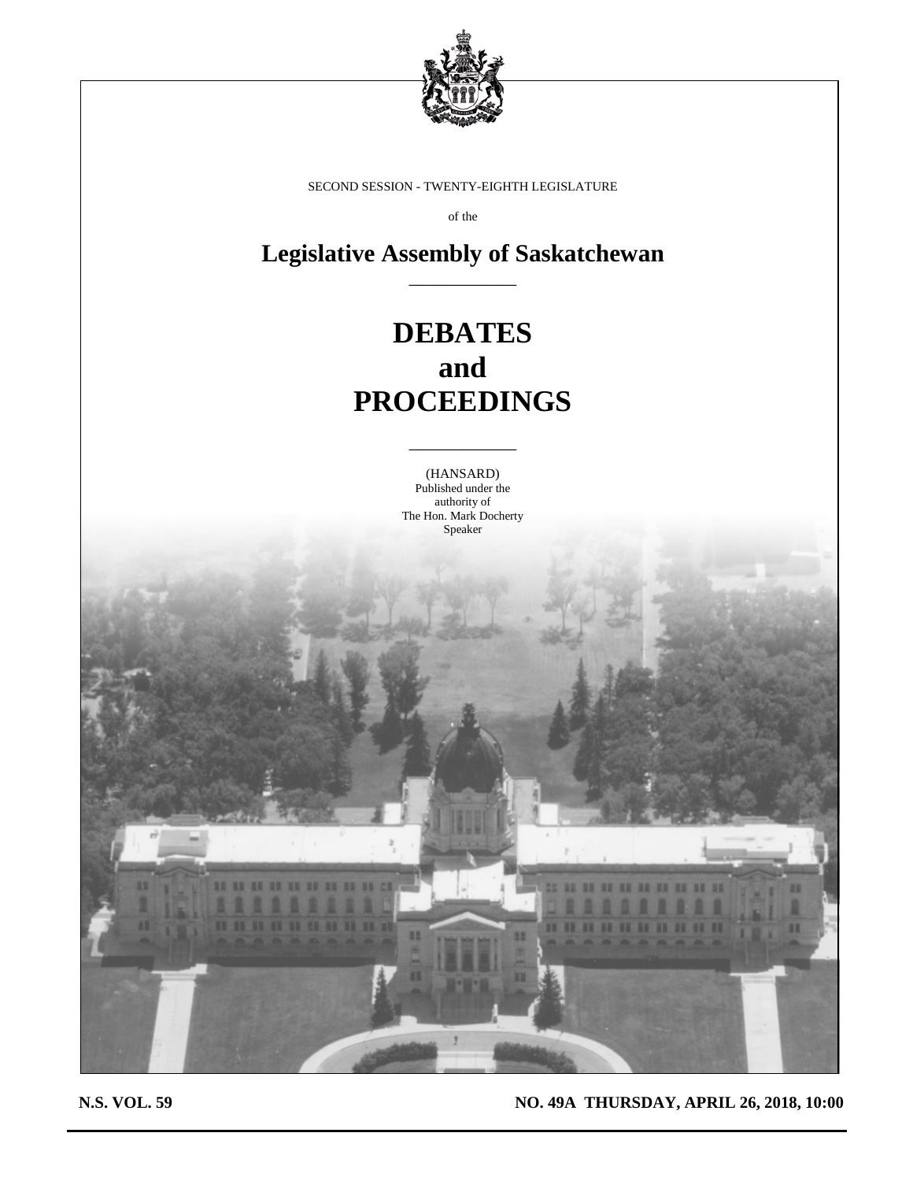SECOND SESSION - TWENTY-EIGHTH LEGISLATURE

of the

# Legislative Assembly of Saskatchewan

# DEBATES and PROCEEDINGS

(HANSARD)
Published under the
authority of
The Hon. Mark Docherty
Speaker

**N.S. VOL. 59** **NO. 49A THURSDAY, APRIL 26, 2018, 10:00**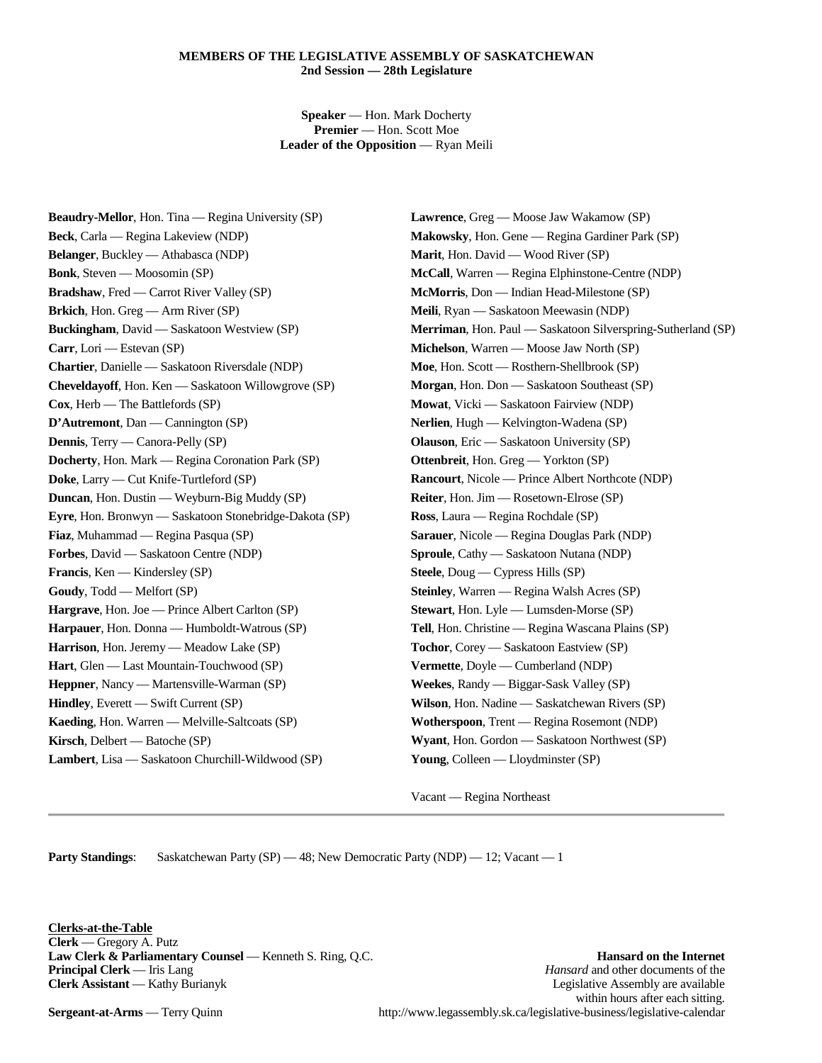**MEMBERS OF THE LEGISLATIVE ASSEMBLY OF SASKATCHEWAN**
**2nd Session — 28th Legislature**

**Speaker** — Hon. Mark Docherty
**Premier** — Hon. Scott Moe
**Leader of the Opposition** — Ryan Meili

**Beaudry-Mellor**, Hon. Tina — Regina University (SP)
**Beck**, Carla — Regina Lakeview (NDP)
**Belanger**, Buckley — Athabasca (NDP)
**Bonk**, Steven — Moosomin (SP)
**Bradshaw**, Fred — Carrot River Valley (SP)
**Brkich**, Hon. Greg — Arm River (SP)
**Buckingham**, David — Saskatoon Westview (SP)
**Carr**, Lori — Estevan (SP)
**Chartier**, Danielle — Saskatoon Riversdale (NDP)
**Cheveldayoff**, Hon. Ken — Saskatoon Willowgrove (SP)
**Cox**, Herb — The Battlefords (SP)
**D'Autremont**, Dan — Cannington (SP)
**Dennis**, Terry — Canora-Pelly (SP)
**Docherty**, Hon. Mark — Regina Coronation Park (SP)
**Doke**, Larry — Cut Knife-Turtleford (SP)
**Duncan**, Hon. Dustin — Weyburn-Big Muddy (SP)
**Eyre**, Hon. Bronwyn — Saskatoon Stonebridge-Dakota (SP)
**Fiaz**, Muhammad — Regina Pasqua (SP)
**Forbes**, David — Saskatoon Centre (NDP)
**Francis**, Ken — Kindersley (SP)
**Goudy**, Todd — Melfort (SP)
**Hargrave**, Hon. Joe — Prince Albert Carlton (SP)
**Harpauer**, Hon. Donna — Humboldt-Watrous (SP)
**Harrison**, Hon. Jeremy — Meadow Lake (SP)
**Hart**, Glen — Last Mountain-Touchwood (SP)
**Heppner**, Nancy — Martensville-Warman (SP)
**Hindley**, Everett — Swift Current (SP)
**Kaeding**, Hon. Warren — Melville-Saltcoats (SP)
**Kirsch**, Delbert — Batoche (SP)
**Lambert**, Lisa — Saskatoon Churchill-Wildwood (SP)
**Lawrence**, Greg — Moose Jaw Wakamow (SP)
**Makowsky**, Hon. Gene — Regina Gardiner Park (SP)
**Marit**, Hon. David — Wood River (SP)
**McCall**, Warren — Regina Elphinstone-Centre (NDP)
**McMorris**, Don — Indian Head-Milestone (SP)
**Meili**, Ryan — Saskatoon Meewasin (NDP)
**Merriman**, Hon. Paul — Saskatoon Silverspring-Sutherland (SP)
**Michelson**, Warren — Moose Jaw North (SP)
**Moe**, Hon. Scott — Rosthern-Shellbrook (SP)
**Morgan**, Hon. Don — Saskatoon Southeast (SP)
**Mowat**, Vicki — Saskatoon Fairview (NDP)
**Nerlien**, Hugh — Kelvington-Wadena (SP)
**Olauson**, Eric — Saskatoon University (SP)
**Ottenbreit**, Hon. Greg — Yorkton (SP)
**Rancourt**, Nicole — Prince Albert Northcote (NDP)
**Reiter**, Hon. Jim — Rosetown-Elrose (SP)
**Ross**, Laura — Regina Rochdale (SP)
**Sarauer**, Nicole — Regina Douglas Park (NDP)
**Sproule**, Cathy — Saskatoon Nutana (NDP)
**Steele**, Doug — Cypress Hills (SP)
**Steinley**, Warren — Regina Walsh Acres (SP)
**Stewart**, Hon. Lyle — Lumsden-Morse (SP)
**Tell**, Hon. Christine — Regina Wascana Plains (SP)
**Tochor**, Corey — Saskatoon Eastview (SP)
**Vermette**, Doyle — Cumberland (NDP)
**Weekes**, Randy — Biggar-Sask Valley (SP)
**Wilson**, Hon. Nadine — Saskatchewan Rivers (SP)
**Wotherspoon**, Trent — Regina Rosemont (NDP)
**Wyant**, Hon. Gordon — Saskatoon Northwest (SP)
**Young**, Colleen — Lloydminster (SP)

Vacant — Regina Northeast

---

**Party Standings**: Saskatchewan Party (SP) — 48; New Democratic Party (NDP) — 12; Vacant — 1

**Clerks-at-the-Table**
**Clerk** — Gregory A. Putz
**Law Clerk & Parliamentary Counsel** — Kenneth S. Ring, Q.C.
**Principal Clerk** — Iris Lang
**Clerk Assistant** — Kathy Burianyk

**Sergeant-at-Arms** — Terry Quinn

**Hansard on the Internet**
*Hansard* and other documents of the Legislative Assembly are available within hours after each sitting.
http://www.legassembly.sk.ca/legislative-business/legislative-calendar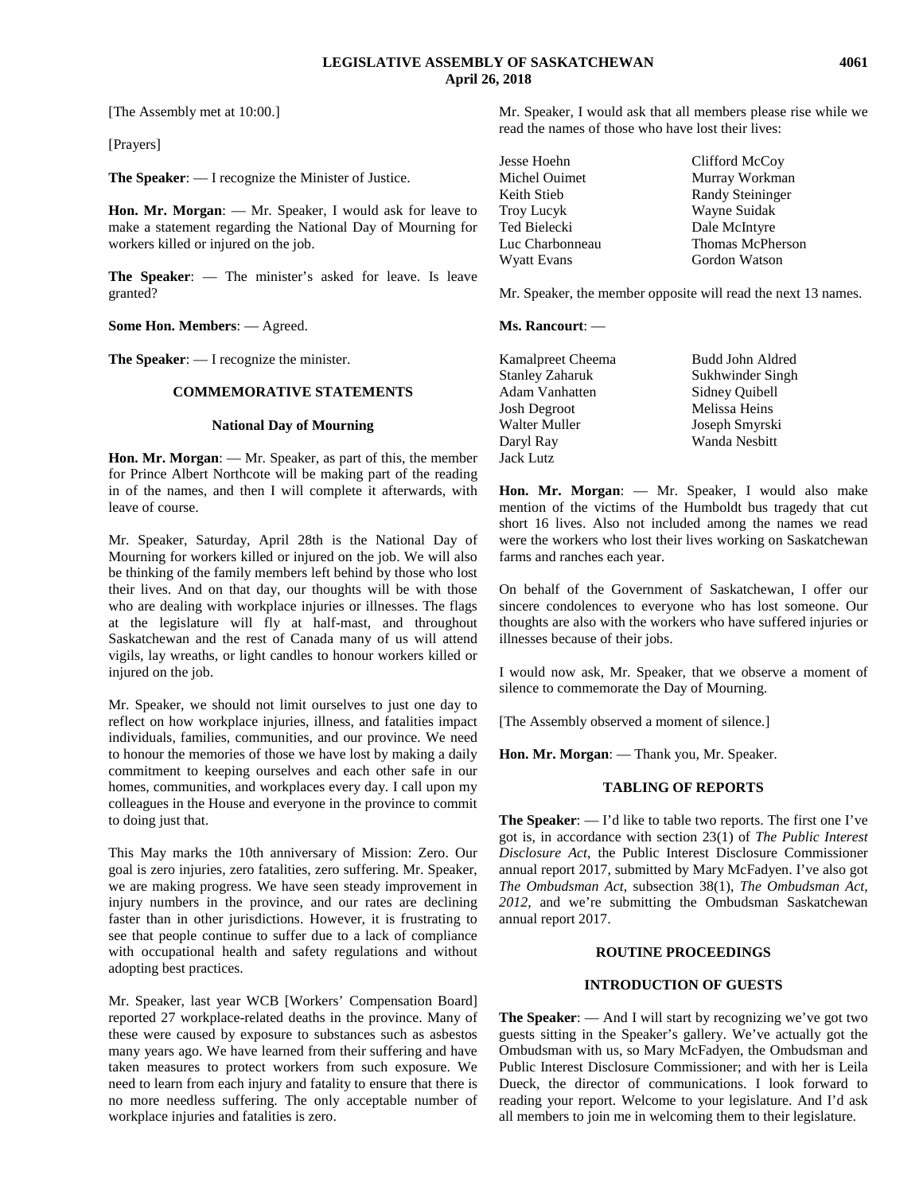[The Assembly met at 10:00.]

[Prayers]

**The Speaker**: — I recognize the Minister of Justice.

**Hon. Mr. Morgan**: — Mr. Speaker, I would ask for leave to make a statement regarding the National Day of Mourning for workers killed or injured on the job.

**The Speaker**: — The minister's asked for leave. Is leave granted?

**Some Hon. Members**: — Agreed.

**The Speaker**: — I recognize the minister.

## COMMEMORATIVE STATEMENTS

### National Day of Mourning

**Hon. Mr. Morgan**: — Mr. Speaker, as part of this, the member for Prince Albert Northcote will be making part of the reading in of the names, and then I will complete it afterwards, with leave of course.

Mr. Speaker, Saturday, April 28th is the National Day of Mourning for workers killed or injured on the job. We will also be thinking of the family members left behind by those who lost their lives. And on that day, our thoughts will be with those who are dealing with workplace injuries or illnesses. The flags at the legislature will fly at half-mast, and throughout Saskatchewan and the rest of Canada many of us will attend vigils, lay wreaths, or light candles to honour workers killed or injured on the job.

Mr. Speaker, we should not limit ourselves to just one day to reflect on how workplace injuries, illness, and fatalities impact individuals, families, communities, and our province. We need to honour the memories of those we have lost by making a daily commitment to keeping ourselves and each other safe in our homes, communities, and workplaces every day. I call upon my colleagues in the House and everyone in the province to commit to doing just that.

This May marks the 10th anniversary of Mission: Zero. Our goal is zero injuries, zero fatalities, zero suffering. Mr. Speaker, we are making progress. We have seen steady improvement in injury numbers in the province, and our rates are declining faster than in other jurisdictions. However, it is frustrating to see that people continue to suffer due to a lack of compliance with occupational health and safety regulations and without adopting best practices.

Mr. Speaker, last year WCB [Workers' Compensation Board] reported 27 workplace-related deaths in the province. Many of these were caused by exposure to substances such as asbestos many years ago. We have learned from their suffering and have taken measures to protect workers from such exposure. We need to learn from each injury and fatality to ensure that there is no more needless suffering. The only acceptable number of workplace injuries and fatalities is zero.

Mr. Speaker, I would ask that all members please rise while we read the names of those who have lost their lives:

| | |
|---|---|
| Jesse Hoehn | Clifford McCoy |
| Michel Ouimet | Murray Workman |
| Keith Stieb | Randy Steininger |
| Troy Lucyk | Wayne Suidak |
| Ted Bielecki | Dale McIntyre |
| Luc Charbonneau | Thomas McPherson |
| Wyatt Evans | Gordon Watson |

Mr. Speaker, the member opposite will read the next 13 names.

**Ms. Rancourt**: —

| | |
|---|---|
| Kamalpreet Cheema | Budd John Aldred |
| Stanley Zaharuk | Sukhwinder Singh |
| Adam Vanhatten | Sidney Quibell |
| Josh Degroot | Melissa Heins |
| Walter Muller | Joseph Smyrski |
| Daryl Ray | Wanda Nesbitt |
| Jack Lutz | |

**Hon. Mr. Morgan**: — Mr. Speaker, I would also make mention of the victims of the Humboldt bus tragedy that cut short 16 lives. Also not included among the names we read were the workers who lost their lives working on Saskatchewan farms and ranches each year.

On behalf of the Government of Saskatchewan, I offer our sincere condolences to everyone who has lost someone. Our thoughts are also with the workers who have suffered injuries or illnesses because of their jobs.

I would now ask, Mr. Speaker, that we observe a moment of silence to commemorate the Day of Mourning.

[The Assembly observed a moment of silence.]

**Hon. Mr. Morgan**: — Thank you, Mr. Speaker.

## TABLING OF REPORTS

**The Speaker**: — I'd like to table two reports. The first one I've got is, in accordance with section 23(1) of *The Public Interest Disclosure Act*, the Public Interest Disclosure Commissioner annual report 2017, submitted by Mary McFadyen. I've also got *The Ombudsman Act*, subsection 38(1), *The Ombudsman Act, 2012*, and we're submitting the Ombudsman Saskatchewan annual report 2017.

## ROUTINE PROCEEDINGS

### INTRODUCTION OF GUESTS

**The Speaker**: — And I will start by recognizing we've got two guests sitting in the Speaker's gallery. We've actually got the Ombudsman with us, so Mary McFadyen, the Ombudsman and Public Interest Disclosure Commissioner; and with her is Leila Dueck, the director of communications. I look forward to reading your report. Welcome to your legislature. And I'd ask all members to join me in welcoming them to their legislature.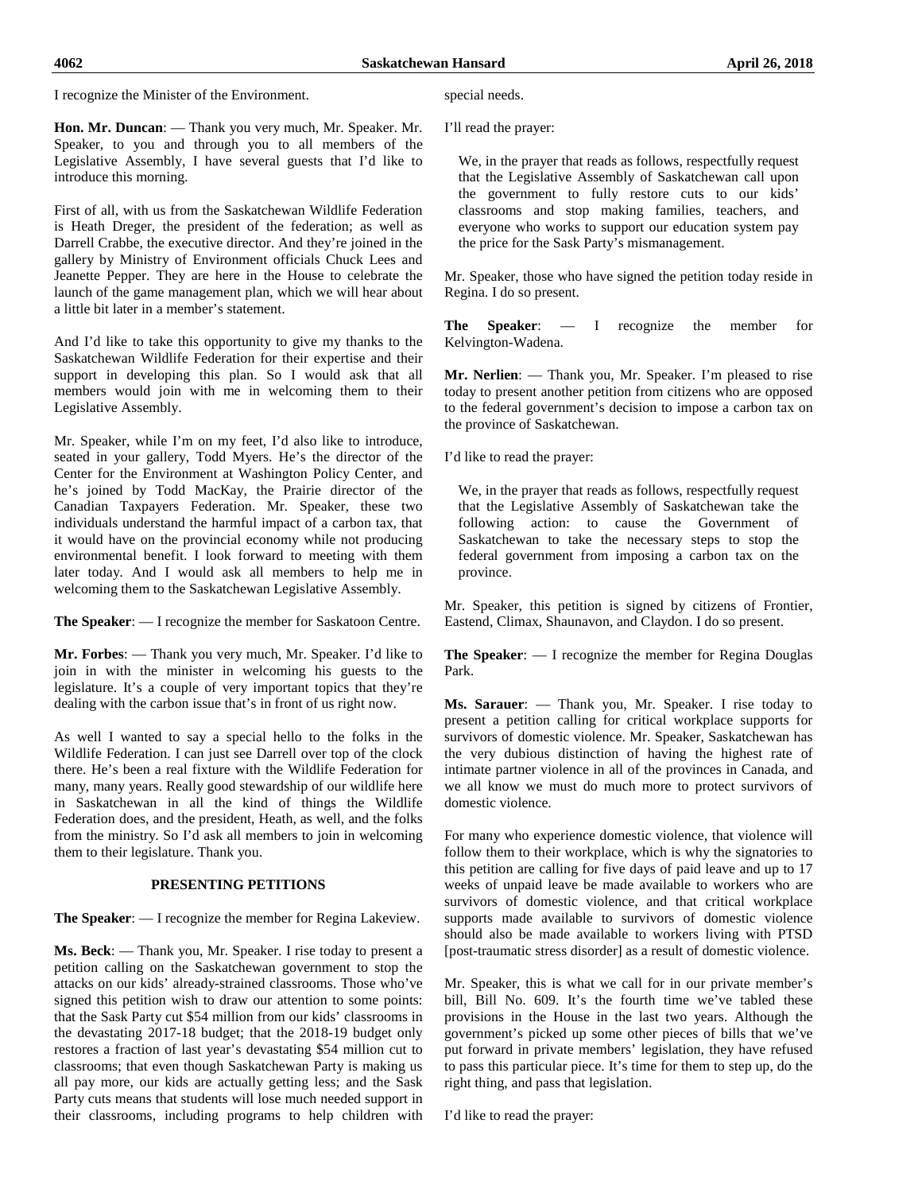I recognize the Minister of the Environment.

**Hon. Mr. Duncan**: — Thank you very much, Mr. Speaker. Mr. Speaker, to you and through you to all members of the Legislative Assembly, I have several guests that I'd like to introduce this morning.

First of all, with us from the Saskatchewan Wildlife Federation is Heath Dreger, the president of the federation; as well as Darrell Crabbe, the executive director. And they're joined in the gallery by Ministry of Environment officials Chuck Lees and Jeanette Pepper. They are here in the House to celebrate the launch of the game management plan, which we will hear about a little bit later in a member's statement.

And I'd like to take this opportunity to give my thanks to the Saskatchewan Wildlife Federation for their expertise and their support in developing this plan. So I would ask that all members would join with me in welcoming them to their Legislative Assembly.

Mr. Speaker, while I'm on my feet, I'd also like to introduce, seated in your gallery, Todd Myers. He's the director of the Center for the Environment at Washington Policy Center, and he's joined by Todd MacKay, the Prairie director of the Canadian Taxpayers Federation. Mr. Speaker, these two individuals understand the harmful impact of a carbon tax, that it would have on the provincial economy while not producing environmental benefit. I look forward to meeting with them later today. And I would ask all members to help me in welcoming them to the Saskatchewan Legislative Assembly.

**The Speaker**: — I recognize the member for Saskatoon Centre.

**Mr. Forbes**: — Thank you very much, Mr. Speaker. I'd like to join in with the minister in welcoming his guests to the legislature. It's a couple of very important topics that they're dealing with the carbon issue that's in front of us right now.

As well I wanted to say a special hello to the folks in the Wildlife Federation. I can just see Darrell over top of the clock there. He's been a real fixture with the Wildlife Federation for many, many years. Really good stewardship of our wildlife here in Saskatchewan in all the kind of things the Wildlife Federation does, and the president, Heath, as well, and the folks from the ministry. So I'd ask all members to join in welcoming them to their legislature. Thank you.

## PRESENTING PETITIONS

**The Speaker**: — I recognize the member for Regina Lakeview.

**Ms. Beck**: — Thank you, Mr. Speaker. I rise today to present a petition calling on the Saskatchewan government to stop the attacks on our kids' already-strained classrooms. Those who've signed this petition wish to draw our attention to some points: that the Sask Party cut $54 million from our kids' classrooms in the devastating 2017-18 budget; that the 2018-19 budget only restores a fraction of last year's devastating $54 million cut to classrooms; that even though Saskatchewan Party is making us all pay more, our kids are actually getting less; and the Sask Party cuts means that students will lose much needed support in their classrooms, including programs to help children with special needs.

I'll read the prayer:

> We, in the prayer that reads as follows, respectfully request that the Legislative Assembly of Saskatchewan call upon the government to fully restore cuts to our kids' classrooms and stop making families, teachers, and everyone who works to support our education system pay the price for the Sask Party's mismanagement.

Mr. Speaker, those who have signed the petition today reside in Regina. I do so present.

**The Speaker**: — I recognize the member for Kelvington-Wadena.

**Mr. Nerlien**: — Thank you, Mr. Speaker. I'm pleased to rise today to present another petition from citizens who are opposed to the federal government's decision to impose a carbon tax on the province of Saskatchewan.

I'd like to read the prayer:

> We, in the prayer that reads as follows, respectfully request that the Legislative Assembly of Saskatchewan take the following action: to cause the Government of Saskatchewan to take the necessary steps to stop the federal government from imposing a carbon tax on the province.

Mr. Speaker, this petition is signed by citizens of Frontier, Eastend, Climax, Shaunavon, and Claydon. I do so present.

**The Speaker**: — I recognize the member for Regina Douglas Park.

**Ms. Sarauer**: — Thank you, Mr. Speaker. I rise today to present a petition calling for critical workplace supports for survivors of domestic violence. Mr. Speaker, Saskatchewan has the very dubious distinction of having the highest rate of intimate partner violence in all of the provinces in Canada, and we all know we must do much more to protect survivors of domestic violence.

For many who experience domestic violence, that violence will follow them to their workplace, which is why the signatories to this petition are calling for five days of paid leave and up to 17 weeks of unpaid leave be made available to workers who are survivors of domestic violence, and that critical workplace supports made available to survivors of domestic violence should also be made available to workers living with PTSD [post-traumatic stress disorder] as a result of domestic violence.

Mr. Speaker, this is what we call for in our private member's bill, Bill No. 609. It's the fourth time we've tabled these provisions in the House in the last two years. Although the government's picked up some other pieces of bills that we've put forward in private members' legislation, they have refused to pass this particular piece. It's time for them to step up, do the right thing, and pass that legislation.

I'd like to read the prayer: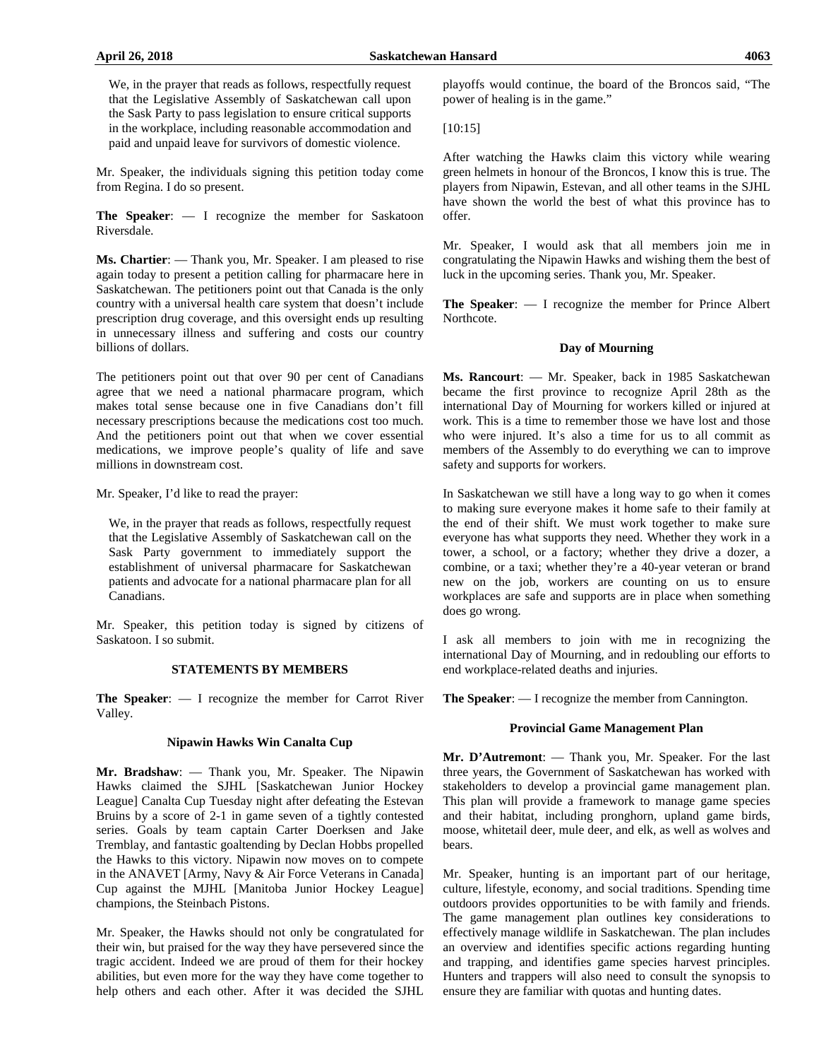> We, in the prayer that reads as follows, respectfully request that the Legislative Assembly of Saskatchewan call upon the Sask Party to pass legislation to ensure critical supports in the workplace, including reasonable accommodation and paid and unpaid leave for survivors of domestic violence.

Mr. Speaker, the individuals signing this petition today come from Regina. I do so present.

**The Speaker**: — I recognize the member for Saskatoon Riversdale.

**Ms. Chartier**: — Thank you, Mr. Speaker. I am pleased to rise again today to present a petition calling for pharmacare here in Saskatchewan. The petitioners point out that Canada is the only country with a universal health care system that doesn't include prescription drug coverage, and this oversight ends up resulting in unnecessary illness and suffering and costs our country billions of dollars.

The petitioners point out that over 90 per cent of Canadians agree that we need a national pharmacare program, which makes total sense because one in five Canadians don't fill necessary prescriptions because the medications cost too much. And the petitioners point out that when we cover essential medications, we improve people's quality of life and save millions in downstream cost.

Mr. Speaker, I'd like to read the prayer:

> We, in the prayer that reads as follows, respectfully request that the Legislative Assembly of Saskatchewan call on the Sask Party government to immediately support the establishment of universal pharmacare for Saskatchewan patients and advocate for a national pharmacare plan for all Canadians.

Mr. Speaker, this petition today is signed by citizens of Saskatoon. I so submit.

## STATEMENTS BY MEMBERS

**The Speaker**: — I recognize the member for Carrot River Valley.

### Nipawin Hawks Win Canalta Cup

**Mr. Bradshaw**: — Thank you, Mr. Speaker. The Nipawin Hawks claimed the SJHL [Saskatchewan Junior Hockey League] Canalta Cup Tuesday night after defeating the Estevan Bruins by a score of 2-1 in game seven of a tightly contested series. Goals by team captain Carter Doerksen and Jake Tremblay, and fantastic goaltending by Declan Hobbs propelled the Hawks to this victory. Nipawin now moves on to compete in the ANAVET [Army, Navy & Air Force Veterans in Canada] Cup against the MJHL [Manitoba Junior Hockey League] champions, the Steinbach Pistons.

Mr. Speaker, the Hawks should not only be congratulated for their win, but praised for the way they have persevered since the tragic accident. Indeed we are proud of them for their hockey abilities, but even more for the way they have come together to help others and each other. After it was decided the SJHL playoffs would continue, the board of the Broncos said, "The power of healing is in the game."

[10:15]

After watching the Hawks claim this victory while wearing green helmets in honour of the Broncos, I know this is true. The players from Nipawin, Estevan, and all other teams in the SJHL have shown the world the best of what this province has to offer.

Mr. Speaker, I would ask that all members join me in congratulating the Nipawin Hawks and wishing them the best of luck in the upcoming series. Thank you, Mr. Speaker.

**The Speaker**: — I recognize the member for Prince Albert Northcote.

### Day of Mourning

**Ms. Rancourt**: — Mr. Speaker, back in 1985 Saskatchewan became the first province to recognize April 28th as the international Day of Mourning for workers killed or injured at work. This is a time to remember those we have lost and those who were injured. It's also a time for us to all commit as members of the Assembly to do everything we can to improve safety and supports for workers.

In Saskatchewan we still have a long way to go when it comes to making sure everyone makes it home safe to their family at the end of their shift. We must work together to make sure everyone has what supports they need. Whether they work in a tower, a school, or a factory; whether they drive a dozer, a combine, or a taxi; whether they're a 40-year veteran or brand new on the job, workers are counting on us to ensure workplaces are safe and supports are in place when something does go wrong.

I ask all members to join with me in recognizing the international Day of Mourning, and in redoubling our efforts to end workplace-related deaths and injuries.

**The Speaker**: — I recognize the member from Cannington.

### Provincial Game Management Plan

**Mr. D'Autremont**: — Thank you, Mr. Speaker. For the last three years, the Government of Saskatchewan has worked with stakeholders to develop a provincial game management plan. This plan will provide a framework to manage game species and their habitat, including pronghorn, upland game birds, moose, whitetail deer, mule deer, and elk, as well as wolves and bears.

Mr. Speaker, hunting is an important part of our heritage, culture, lifestyle, economy, and social traditions. Spending time outdoors provides opportunities to be with family and friends. The game management plan outlines key considerations to effectively manage wildlife in Saskatchewan. The plan includes an overview and identifies specific actions regarding hunting and trapping, and identifies game species harvest principles. Hunters and trappers will also need to consult the synopsis to ensure they are familiar with quotas and hunting dates.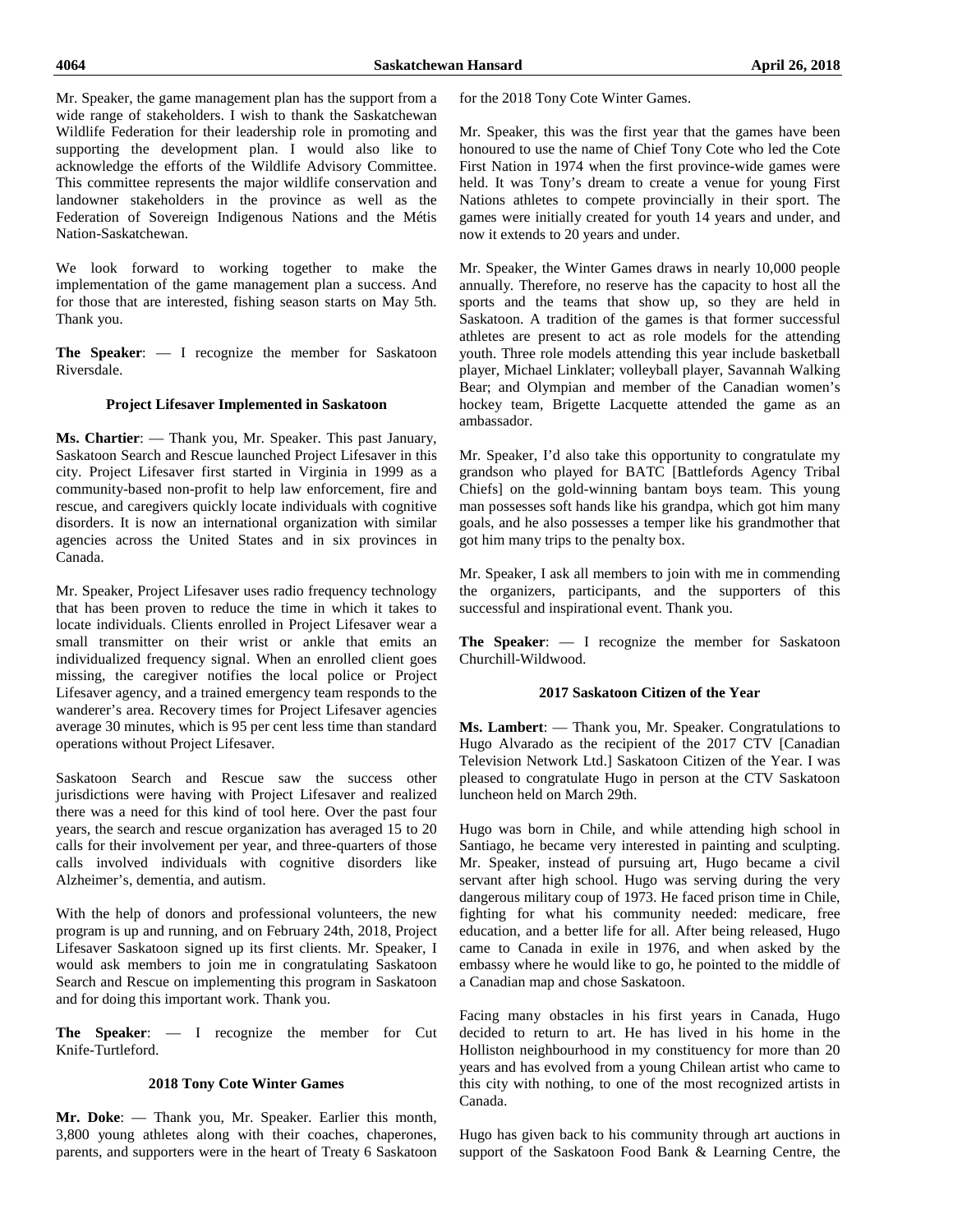Mr. Speaker, the game management plan has the support from a wide range of stakeholders. I wish to thank the Saskatchewan Wildlife Federation for their leadership role in promoting and supporting the development plan. I would also like to acknowledge the efforts of the Wildlife Advisory Committee. This committee represents the major wildlife conservation and landowner stakeholders in the province as well as the Federation of Sovereign Indigenous Nations and the Métis Nation-Saskatchewan.

We look forward to working together to make the implementation of the game management plan a success. And for those that are interested, fishing season starts on May 5th. Thank you.

**The Speaker**: — I recognize the member for Saskatoon Riversdale.

### Project Lifesaver Implemented in Saskatoon

**Ms. Chartier**: — Thank you, Mr. Speaker. This past January, Saskatoon Search and Rescue launched Project Lifesaver in this city. Project Lifesaver first started in Virginia in 1999 as a community-based non-profit to help law enforcement, fire and rescue, and caregivers quickly locate individuals with cognitive disorders. It is now an international organization with similar agencies across the United States and in six provinces in Canada.

Mr. Speaker, Project Lifesaver uses radio frequency technology that has been proven to reduce the time in which it takes to locate individuals. Clients enrolled in Project Lifesaver wear a small transmitter on their wrist or ankle that emits an individualized frequency signal. When an enrolled client goes missing, the caregiver notifies the local police or Project Lifesaver agency, and a trained emergency team responds to the wanderer's area. Recovery times for Project Lifesaver agencies average 30 minutes, which is 95 per cent less time than standard operations without Project Lifesaver.

Saskatoon Search and Rescue saw the success other jurisdictions were having with Project Lifesaver and realized there was a need for this kind of tool here. Over the past four years, the search and rescue organization has averaged 15 to 20 calls for their involvement per year, and three-quarters of those calls involved individuals with cognitive disorders like Alzheimer's, dementia, and autism.

With the help of donors and professional volunteers, the new program is up and running, and on February 24th, 2018, Project Lifesaver Saskatoon signed up its first clients. Mr. Speaker, I would ask members to join me in congratulating Saskatoon Search and Rescue on implementing this program in Saskatoon and for doing this important work. Thank you.

**The Speaker**: — I recognize the member for Cut Knife-Turtleford.

### 2018 Tony Cote Winter Games

**Mr. Doke**: — Thank you, Mr. Speaker. Earlier this month, 3,800 young athletes along with their coaches, chaperones, parents, and supporters were in the heart of Treaty 6 Saskatoon for the 2018 Tony Cote Winter Games.

Mr. Speaker, this was the first year that the games have been honoured to use the name of Chief Tony Cote who led the Cote First Nation in 1974 when the first province-wide games were held. It was Tony's dream to create a venue for young First Nations athletes to compete provincially in their sport. The games were initially created for youth 14 years and under, and now it extends to 20 years and under.

Mr. Speaker, the Winter Games draws in nearly 10,000 people annually. Therefore, no reserve has the capacity to host all the sports and the teams that show up, so they are held in Saskatoon. A tradition of the games is that former successful athletes are present to act as role models for the attending youth. Three role models attending this year include basketball player, Michael Linklater; volleyball player, Savannah Walking Bear; and Olympian and member of the Canadian women's hockey team, Brigette Lacquette attended the game as an ambassador.

Mr. Speaker, I'd also take this opportunity to congratulate my grandson who played for BATC [Battlefords Agency Tribal Chiefs] on the gold-winning bantam boys team. This young man possesses soft hands like his grandpa, which got him many goals, and he also possesses a temper like his grandmother that got him many trips to the penalty box.

Mr. Speaker, I ask all members to join with me in commending the organizers, participants, and the supporters of this successful and inspirational event. Thank you.

**The Speaker**: — I recognize the member for Saskatoon Churchill-Wildwood.

### 2017 Saskatoon Citizen of the Year

**Ms. Lambert**: — Thank you, Mr. Speaker. Congratulations to Hugo Alvarado as the recipient of the 2017 CTV [Canadian Television Network Ltd.] Saskatoon Citizen of the Year. I was pleased to congratulate Hugo in person at the CTV Saskatoon luncheon held on March 29th.

Hugo was born in Chile, and while attending high school in Santiago, he became very interested in painting and sculpting. Mr. Speaker, instead of pursuing art, Hugo became a civil servant after high school. Hugo was serving during the very dangerous military coup of 1973. He faced prison time in Chile, fighting for what his community needed: medicare, free education, and a better life for all. After being released, Hugo came to Canada in exile in 1976, and when asked by the embassy where he would like to go, he pointed to the middle of a Canadian map and chose Saskatoon.

Facing many obstacles in his first years in Canada, Hugo decided to return to art. He has lived in his home in the Holliston neighbourhood in my constituency for more than 20 years and has evolved from a young Chilean artist who came to this city with nothing, to one of the most recognized artists in Canada.

Hugo has given back to his community through art auctions in support of the Saskatoon Food Bank & Learning Centre, the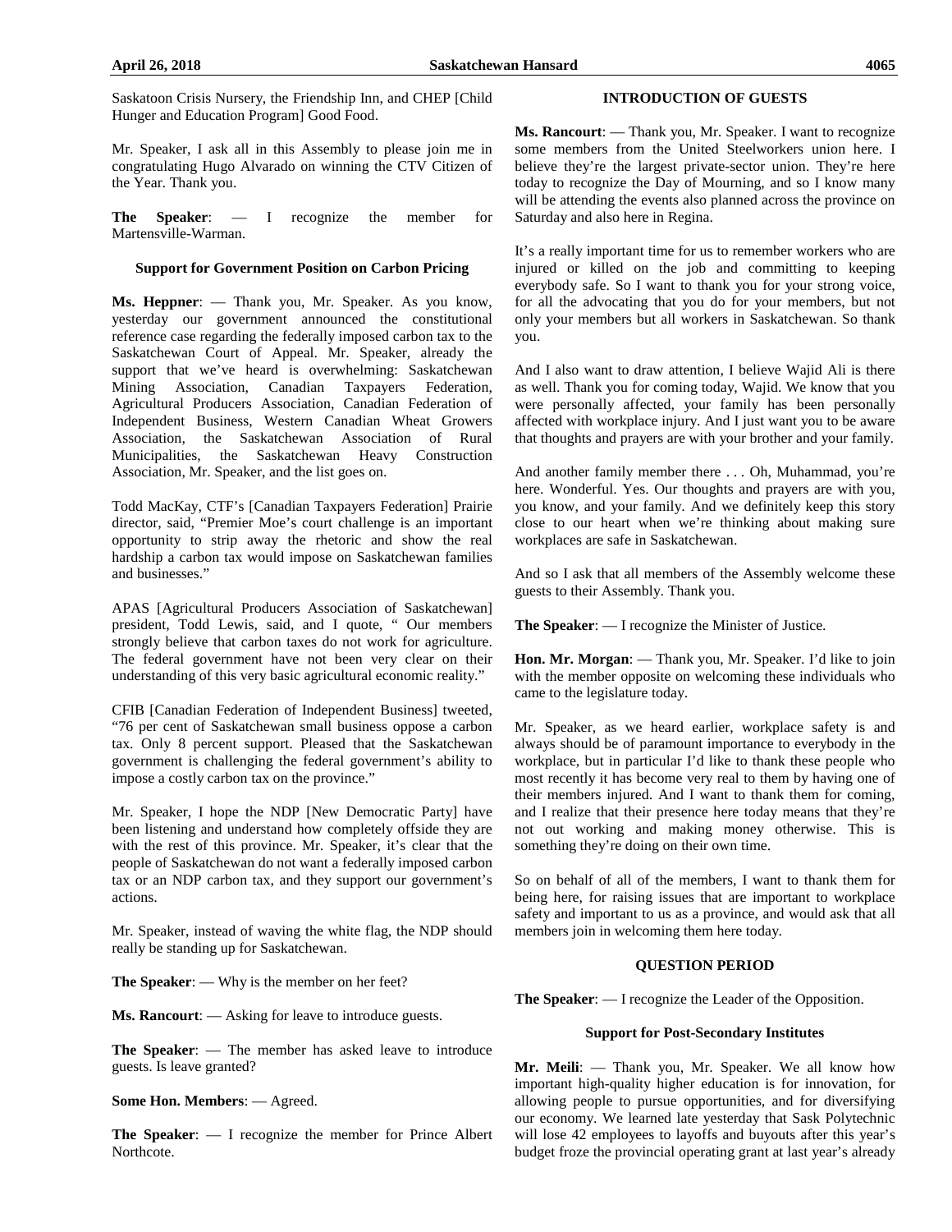Saskatoon Crisis Nursery, the Friendship Inn, and CHEP [Child Hunger and Education Program] Good Food.

Mr. Speaker, I ask all in this Assembly to please join me in congratulating Hugo Alvarado on winning the CTV Citizen of the Year. Thank you.

**The Speaker**: — I recognize the member for Martensville-Warman.

### Support for Government Position on Carbon Pricing

**Ms. Heppner**: — Thank you, Mr. Speaker. As you know, yesterday our government announced the constitutional reference case regarding the federally imposed carbon tax to the Saskatchewan Court of Appeal. Mr. Speaker, already the support that we've heard is overwhelming: Saskatchewan Mining Association, Canadian Taxpayers Federation, Agricultural Producers Association, Canadian Federation of Independent Business, Western Canadian Wheat Growers Association, the Saskatchewan Association of Rural Municipalities, the Saskatchewan Heavy Construction Association, Mr. Speaker, and the list goes on.

Todd MacKay, CTF's [Canadian Taxpayers Federation] Prairie director, said, "Premier Moe's court challenge is an important opportunity to strip away the rhetoric and show the real hardship a carbon tax would impose on Saskatchewan families and businesses."

APAS [Agricultural Producers Association of Saskatchewan] president, Todd Lewis, said, and I quote, " Our members strongly believe that carbon taxes do not work for agriculture. The federal government have not been very clear on their understanding of this very basic agricultural economic reality."

CFIB [Canadian Federation of Independent Business] tweeted, "76 per cent of Saskatchewan small business oppose a carbon tax. Only 8 percent support. Pleased that the Saskatchewan government is challenging the federal government's ability to impose a costly carbon tax on the province."

Mr. Speaker, I hope the NDP [New Democratic Party] have been listening and understand how completely offside they are with the rest of this province. Mr. Speaker, it's clear that the people of Saskatchewan do not want a federally imposed carbon tax or an NDP carbon tax, and they support our government's actions.

Mr. Speaker, instead of waving the white flag, the NDP should really be standing up for Saskatchewan.

**The Speaker**: — Why is the member on her feet?

**Ms. Rancourt**: — Asking for leave to introduce guests.

**The Speaker**: — The member has asked leave to introduce guests. Is leave granted?

**Some Hon. Members**: — Agreed.

**The Speaker**: — I recognize the member for Prince Albert Northcote.

### INTRODUCTION OF GUESTS

**Ms. Rancourt**: — Thank you, Mr. Speaker. I want to recognize some members from the United Steelworkers union here. I believe they're the largest private-sector union. They're here today to recognize the Day of Mourning, and so I know many will be attending the events also planned across the province on Saturday and also here in Regina.

It's a really important time for us to remember workers who are injured or killed on the job and committing to keeping everybody safe. So I want to thank you for your strong voice, for all the advocating that you do for your members, but not only your members but all workers in Saskatchewan. So thank you.

And I also want to draw attention, I believe Wajid Ali is there as well. Thank you for coming today, Wajid. We know that you were personally affected, your family has been personally affected with workplace injury. And I just want you to be aware that thoughts and prayers are with your brother and your family.

And another family member there . . . Oh, Muhammad, you're here. Wonderful. Yes. Our thoughts and prayers are with you, you know, and your family. And we definitely keep this story close to our heart when we're thinking about making sure workplaces are safe in Saskatchewan.

And so I ask that all members of the Assembly welcome these guests to their Assembly. Thank you.

**The Speaker**: — I recognize the Minister of Justice.

**Hon. Mr. Morgan**: — Thank you, Mr. Speaker. I'd like to join with the member opposite on welcoming these individuals who came to the legislature today.

Mr. Speaker, as we heard earlier, workplace safety is and always should be of paramount importance to everybody in the workplace, but in particular I'd like to thank these people who most recently it has become very real to them by having one of their members injured. And I want to thank them for coming, and I realize that their presence here today means that they're not out working and making money otherwise. This is something they're doing on their own time.

So on behalf of all of the members, I want to thank them for being here, for raising issues that are important to workplace safety and important to us as a province, and would ask that all members join in welcoming them here today.

### QUESTION PERIOD

**The Speaker**: — I recognize the Leader of the Opposition.

### Support for Post-Secondary Institutes

**Mr. Meili**: — Thank you, Mr. Speaker. We all know how important high-quality higher education is for innovation, for allowing people to pursue opportunities, and for diversifying our economy. We learned late yesterday that Sask Polytechnic will lose 42 employees to layoffs and buyouts after this year's budget froze the provincial operating grant at last year's already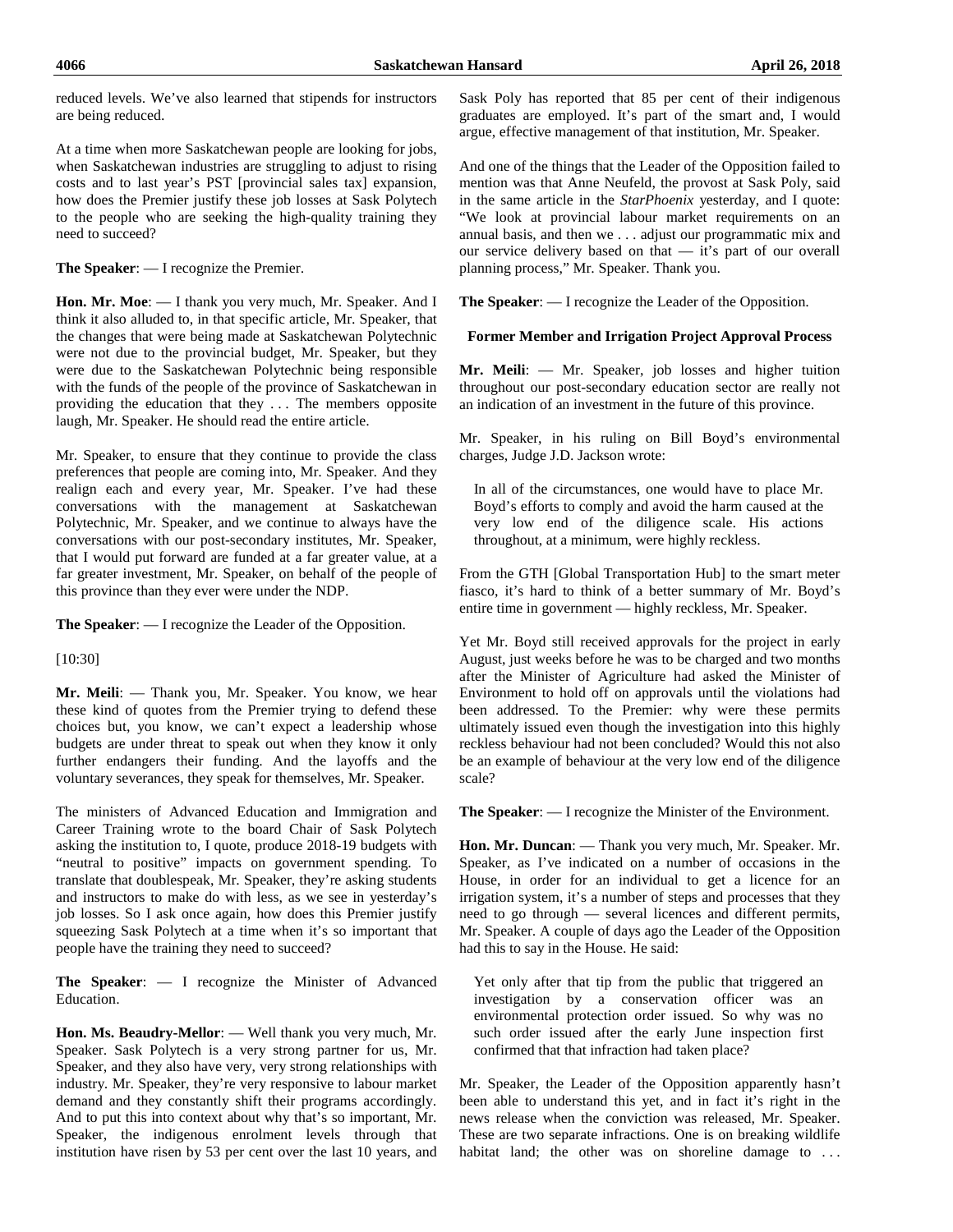reduced levels. We've also learned that stipends for instructors are being reduced.

At a time when more Saskatchewan people are looking for jobs, when Saskatchewan industries are struggling to adjust to rising costs and to last year's PST [provincial sales tax] expansion, how does the Premier justify these job losses at Sask Polytech to the people who are seeking the high-quality training they need to succeed?

**The Speaker**: — I recognize the Premier.

**Hon. Mr. Moe**: — I thank you very much, Mr. Speaker. And I think it also alluded to, in that specific article, Mr. Speaker, that the changes that were being made at Saskatchewan Polytechnic were not due to the provincial budget, Mr. Speaker, but they were due to the Saskatchewan Polytechnic being responsible with the funds of the people of the province of Saskatchewan in providing the education that they . . . The members opposite laugh, Mr. Speaker. He should read the entire article.

Mr. Speaker, to ensure that they continue to provide the class preferences that people are coming into, Mr. Speaker. And they realign each and every year, Mr. Speaker. I've had these conversations with the management at Saskatchewan Polytechnic, Mr. Speaker, and we continue to always have the conversations with our post-secondary institutes, Mr. Speaker, that I would put forward are funded at a far greater value, at a far greater investment, Mr. Speaker, on behalf of the people of this province than they ever were under the NDP.

**The Speaker**: — I recognize the Leader of the Opposition.

[10:30]

**Mr. Meili**: — Thank you, Mr. Speaker. You know, we hear these kind of quotes from the Premier trying to defend these choices but, you know, we can't expect a leadership whose budgets are under threat to speak out when they know it only further endangers their funding. And the layoffs and the voluntary severances, they speak for themselves, Mr. Speaker.

The ministers of Advanced Education and Immigration and Career Training wrote to the board Chair of Sask Polytech asking the institution to, I quote, produce 2018-19 budgets with "neutral to positive" impacts on government spending. To translate that doublespeak, Mr. Speaker, they're asking students and instructors to make do with less, as we see in yesterday's job losses. So I ask once again, how does this Premier justify squeezing Sask Polytech at a time when it's so important that people have the training they need to succeed?

**The Speaker**: — I recognize the Minister of Advanced Education.

**Hon. Ms. Beaudry-Mellor**: — Well thank you very much, Mr. Speaker. Sask Polytech is a very strong partner for us, Mr. Speaker, and they also have very, very strong relationships with industry. Mr. Speaker, they're very responsive to labour market demand and they constantly shift their programs accordingly. And to put this into context about why that's so important, Mr. Speaker, the indigenous enrolment levels through that institution have risen by 53 per cent over the last 10 years, and Sask Poly has reported that 85 per cent of their indigenous graduates are employed. It's part of the smart and, I would argue, effective management of that institution, Mr. Speaker.

And one of the things that the Leader of the Opposition failed to mention was that Anne Neufeld, the provost at Sask Poly, said in the same article in the *StarPhoenix* yesterday, and I quote: "We look at provincial labour market requirements on an annual basis, and then we . . . adjust our programmatic mix and our service delivery based on that — it's part of our overall planning process," Mr. Speaker. Thank you.

**The Speaker**: — I recognize the Leader of the Opposition.

### Former Member and Irrigation Project Approval Process

**Mr. Meili**: — Mr. Speaker, job losses and higher tuition throughout our post-secondary education sector are really not an indication of an investment in the future of this province.

Mr. Speaker, in his ruling on Bill Boyd's environmental charges, Judge J.D. Jackson wrote:

> In all of the circumstances, one would have to place Mr. Boyd's efforts to comply and avoid the harm caused at the very low end of the diligence scale. His actions throughout, at a minimum, were highly reckless.

From the GTH [Global Transportation Hub] to the smart meter fiasco, it's hard to think of a better summary of Mr. Boyd's entire time in government — highly reckless, Mr. Speaker.

Yet Mr. Boyd still received approvals for the project in early August, just weeks before he was to be charged and two months after the Minister of Agriculture had asked the Minister of Environment to hold off on approvals until the violations had been addressed. To the Premier: why were these permits ultimately issued even though the investigation into this highly reckless behaviour had not been concluded? Would this not also be an example of behaviour at the very low end of the diligence scale?

**The Speaker**: — I recognize the Minister of the Environment.

**Hon. Mr. Duncan**: — Thank you very much, Mr. Speaker. Mr. Speaker, as I've indicated on a number of occasions in the House, in order for an individual to get a licence for an irrigation system, it's a number of steps and processes that they need to go through — several licences and different permits, Mr. Speaker. A couple of days ago the Leader of the Opposition had this to say in the House. He said:

> Yet only after that tip from the public that triggered an investigation by a conservation officer was an environmental protection order issued. So why was no such order issued after the early June inspection first confirmed that that infraction had taken place?

Mr. Speaker, the Leader of the Opposition apparently hasn't been able to understand this yet, and in fact it's right in the news release when the conviction was released, Mr. Speaker. These are two separate infractions. One is on breaking wildlife habitat land; the other was on shoreline damage to . . .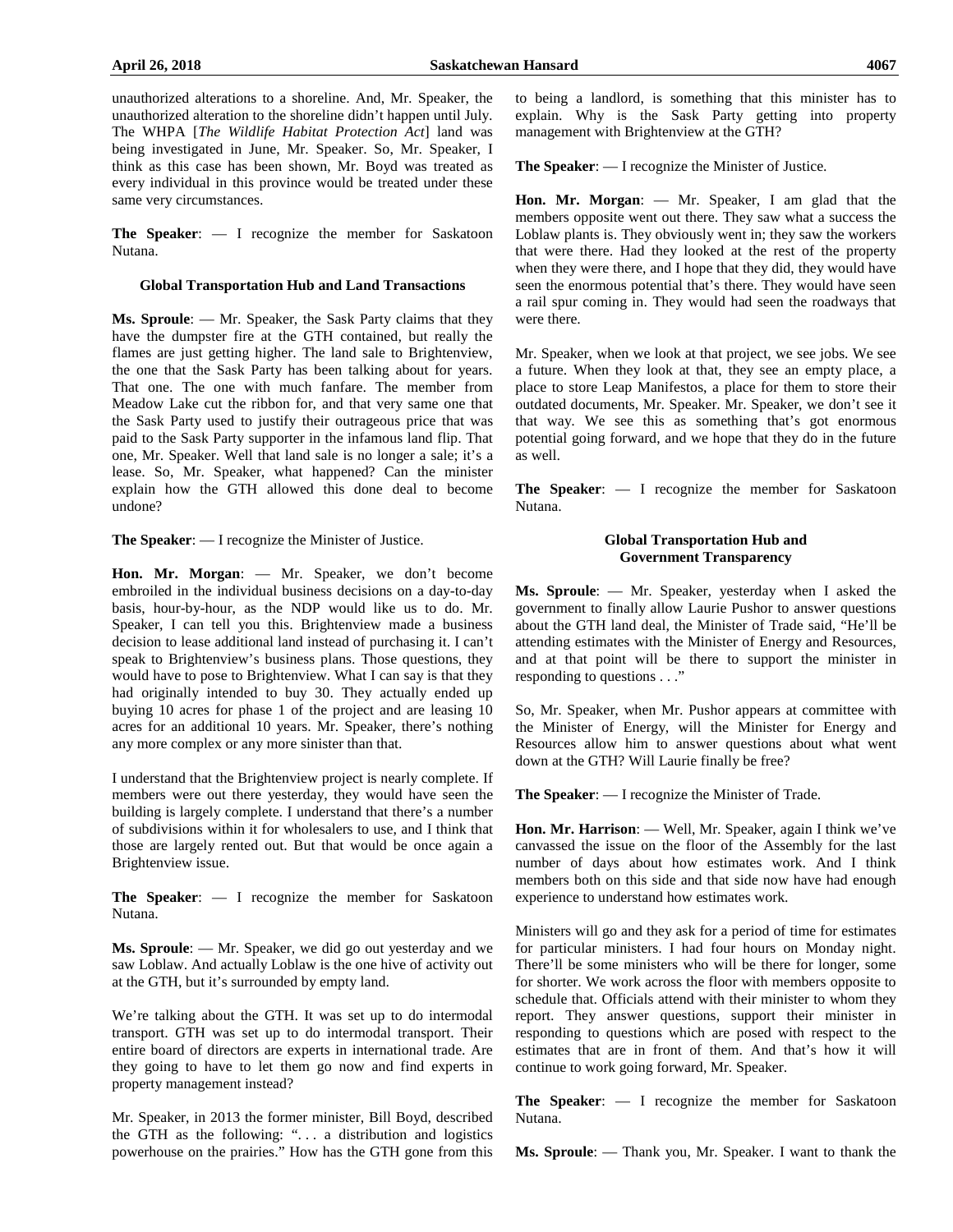unauthorized alterations to a shoreline. And, Mr. Speaker, the unauthorized alteration to the shoreline didn't happen until July. The WHPA [*The Wildlife Habitat Protection Act*] land was being investigated in June, Mr. Speaker. So, Mr. Speaker, I think as this case has been shown, Mr. Boyd was treated as every individual in this province would be treated under these same very circumstances.

**The Speaker**: — I recognize the member for Saskatoon Nutana.

### Global Transportation Hub and Land Transactions

**Ms. Sproule**: — Mr. Speaker, the Sask Party claims that they have the dumpster fire at the GTH contained, but really the flames are just getting higher. The land sale to Brightenview, the one that the Sask Party has been talking about for years. That one. The one with much fanfare. The member from Meadow Lake cut the ribbon for, and that very same one that the Sask Party used to justify their outrageous price that was paid to the Sask Party supporter in the infamous land flip. That one, Mr. Speaker. Well that land sale is no longer a sale; it's a lease. So, Mr. Speaker, what happened? Can the minister explain how the GTH allowed this done deal to become undone?

**The Speaker**: — I recognize the Minister of Justice.

**Hon. Mr. Morgan**: — Mr. Speaker, we don't become embroiled in the individual business decisions on a day-to-day basis, hour-by-hour, as the NDP would like us to do. Mr. Speaker, I can tell you this. Brightenview made a business decision to lease additional land instead of purchasing it. I can't speak to Brightenview's business plans. Those questions, they would have to pose to Brightenview. What I can say is that they had originally intended to buy 30. They actually ended up buying 10 acres for phase 1 of the project and are leasing 10 acres for an additional 10 years. Mr. Speaker, there's nothing any more complex or any more sinister than that.

I understand that the Brightenview project is nearly complete. If members were out there yesterday, they would have seen the building is largely complete. I understand that there's a number of subdivisions within it for wholesalers to use, and I think that those are largely rented out. But that would be once again a Brightenview issue.

**The Speaker**: — I recognize the member for Saskatoon Nutana.

**Ms. Sproule**: — Mr. Speaker, we did go out yesterday and we saw Loblaw. And actually Loblaw is the one hive of activity out at the GTH, but it's surrounded by empty land.

We're talking about the GTH. It was set up to do intermodal transport. GTH was set up to do intermodal transport. Their entire board of directors are experts in international trade. Are they going to have to let them go now and find experts in property management instead?

Mr. Speaker, in 2013 the former minister, Bill Boyd, described the GTH as the following: ". . . a distribution and logistics powerhouse on the prairies." How has the GTH gone from this to being a landlord, is something that this minister has to explain. Why is the Sask Party getting into property management with Brightenview at the GTH?

**The Speaker**: — I recognize the Minister of Justice.

**Hon. Mr. Morgan**: — Mr. Speaker, I am glad that the members opposite went out there. They saw what a success the Loblaw plants is. They obviously went in; they saw the workers that were there. Had they looked at the rest of the property when they were there, and I hope that they did, they would have seen the enormous potential that's there. They would have seen a rail spur coming in. They would had seen the roadways that were there.

Mr. Speaker, when we look at that project, we see jobs. We see a future. When they look at that, they see an empty place, a place to store Leap Manifestos, a place for them to store their outdated documents, Mr. Speaker. Mr. Speaker, we don't see it that way. We see this as something that's got enormous potential going forward, and we hope that they do in the future as well.

**The Speaker**: — I recognize the member for Saskatoon Nutana.

### Global Transportation Hub and Government Transparency

**Ms. Sproule**: — Mr. Speaker, yesterday when I asked the government to finally allow Laurie Pushor to answer questions about the GTH land deal, the Minister of Trade said, "He'll be attending estimates with the Minister of Energy and Resources, and at that point will be there to support the minister in responding to questions . . ."

So, Mr. Speaker, when Mr. Pushor appears at committee with the Minister of Energy, will the Minister for Energy and Resources allow him to answer questions about what went down at the GTH? Will Laurie finally be free?

**The Speaker**: — I recognize the Minister of Trade.

**Hon. Mr. Harrison**: — Well, Mr. Speaker, again I think we've canvassed the issue on the floor of the Assembly for the last number of days about how estimates work. And I think members both on this side and that side now have had enough experience to understand how estimates work.

Ministers will go and they ask for a period of time for estimates for particular ministers. I had four hours on Monday night. There'll be some ministers who will be there for longer, some for shorter. We work across the floor with members opposite to schedule that. Officials attend with their minister to whom they report. They answer questions, support their minister in responding to questions which are posed with respect to the estimates that are in front of them. And that's how it will continue to work going forward, Mr. Speaker.

**The Speaker**: — I recognize the member for Saskatoon Nutana.

**Ms. Sproule**: — Thank you, Mr. Speaker. I want to thank the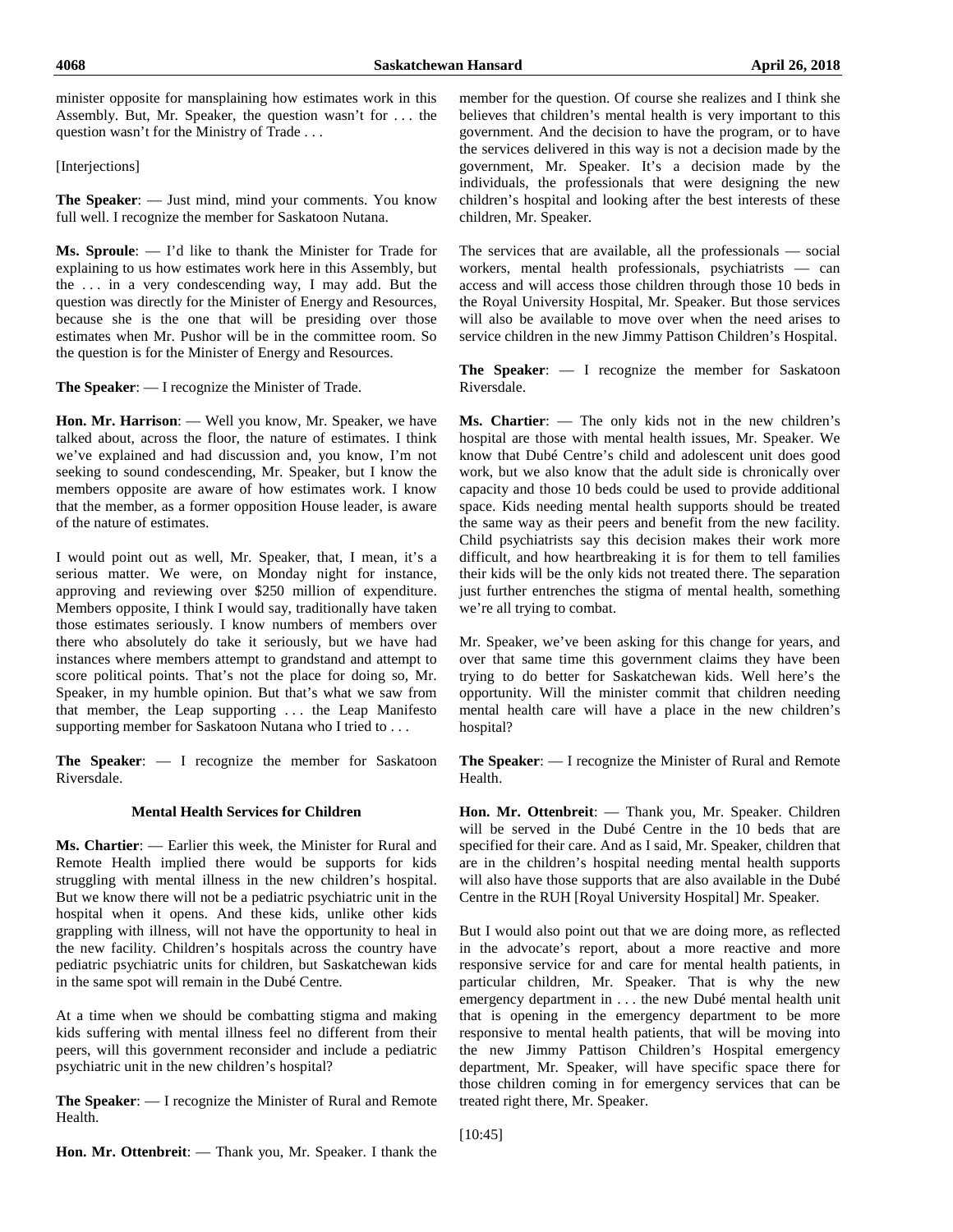minister opposite for mansplaining how estimates work in this Assembly. But, Mr. Speaker, the question wasn't for . . . the question wasn't for the Ministry of Trade . . .

[Interjections]

**The Speaker**: — Just mind, mind your comments. You know full well. I recognize the member for Saskatoon Nutana.

**Ms. Sproule**: — I'd like to thank the Minister for Trade for explaining to us how estimates work here in this Assembly, but the . . . in a very condescending way, I may add. But the question was directly for the Minister of Energy and Resources, because she is the one that will be presiding over those estimates when Mr. Pushor will be in the committee room. So the question is for the Minister of Energy and Resources.

**The Speaker**: — I recognize the Minister of Trade.

**Hon. Mr. Harrison**: — Well you know, Mr. Speaker, we have talked about, across the floor, the nature of estimates. I think we've explained and had discussion and, you know, I'm not seeking to sound condescending, Mr. Speaker, but I know the members opposite are aware of how estimates work. I know that the member, as a former opposition House leader, is aware of the nature of estimates.

I would point out as well, Mr. Speaker, that, I mean, it's a serious matter. We were, on Monday night for instance, approving and reviewing over $250 million of expenditure. Members opposite, I think I would say, traditionally have taken those estimates seriously. I know numbers of members over there who absolutely do take it seriously, but we have had instances where members attempt to grandstand and attempt to score political points. That's not the place for doing so, Mr. Speaker, in my humble opinion. But that's what we saw from that member, the Leap supporting . . . the Leap Manifesto supporting member for Saskatoon Nutana who I tried to . . .

**The Speaker**: — I recognize the member for Saskatoon Riversdale.

### Mental Health Services for Children

**Ms. Chartier**: — Earlier this week, the Minister for Rural and Remote Health implied there would be supports for kids struggling with mental illness in the new children's hospital. But we know there will not be a pediatric psychiatric unit in the hospital when it opens. And these kids, unlike other kids grappling with illness, will not have the opportunity to heal in the new facility. Children's hospitals across the country have pediatric psychiatric units for children, but Saskatchewan kids in the same spot will remain in the Dubé Centre.

At a time when we should be combatting stigma and making kids suffering with mental illness feel no different from their peers, will this government reconsider and include a pediatric psychiatric unit in the new children's hospital?

**The Speaker**: — I recognize the Minister of Rural and Remote Health.

**Hon. Mr. Ottenbreit**: — Thank you, Mr. Speaker. I thank the member for the question. Of course she realizes and I think she believes that children's mental health is very important to this government. And the decision to have the program, or to have the services delivered in this way is not a decision made by the government, Mr. Speaker. It's a decision made by the individuals, the professionals that were designing the new children's hospital and looking after the best interests of these children, Mr. Speaker.

The services that are available, all the professionals — social workers, mental health professionals, psychiatrists — can access and will access those children through those 10 beds in the Royal University Hospital, Mr. Speaker. But those services will also be available to move over when the need arises to service children in the new Jimmy Pattison Children's Hospital.

**The Speaker**: — I recognize the member for Saskatoon Riversdale.

**Ms. Chartier**: — The only kids not in the new children's hospital are those with mental health issues, Mr. Speaker. We know that Dubé Centre's child and adolescent unit does good work, but we also know that the adult side is chronically over capacity and those 10 beds could be used to provide additional space. Kids needing mental health supports should be treated the same way as their peers and benefit from the new facility. Child psychiatrists say this decision makes their work more difficult, and how heartbreaking it is for them to tell families their kids will be the only kids not treated there. The separation just further entrenches the stigma of mental health, something we're all trying to combat.

Mr. Speaker, we've been asking for this change for years, and over that same time this government claims they have been trying to do better for Saskatchewan kids. Well here's the opportunity. Will the minister commit that children needing mental health care will have a place in the new children's hospital?

**The Speaker**: — I recognize the Minister of Rural and Remote Health.

**Hon. Mr. Ottenbreit**: — Thank you, Mr. Speaker. Children will be served in the Dubé Centre in the 10 beds that are specified for their care. And as I said, Mr. Speaker, children that are in the children's hospital needing mental health supports will also have those supports that are also available in the Dubé Centre in the RUH [Royal University Hospital] Mr. Speaker.

But I would also point out that we are doing more, as reflected in the advocate's report, about a more reactive and more responsive service for and care for mental health patients, in particular children, Mr. Speaker. That is why the new emergency department in . . . the new Dubé mental health unit that is opening in the emergency department to be more responsive to mental health patients, that will be moving into the new Jimmy Pattison Children's Hospital emergency department, Mr. Speaker, will have specific space there for those children coming in for emergency services that can be treated right there, Mr. Speaker.

[10:45]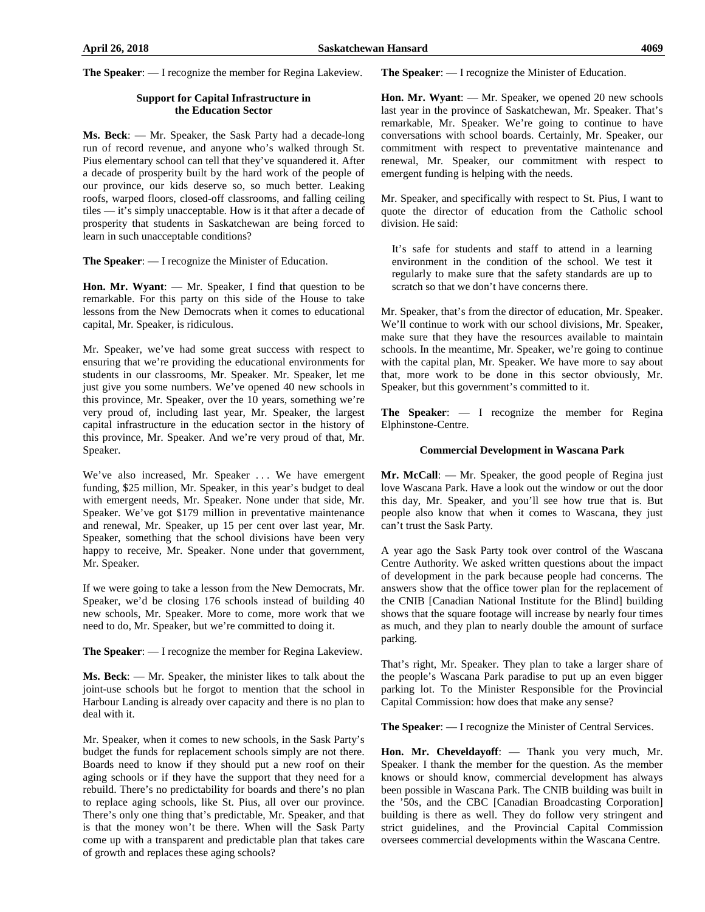**The Speaker**: — I recognize the member for Regina Lakeview.

### Support for Capital Infrastructure in the Education Sector

**Ms. Beck**: — Mr. Speaker, the Sask Party had a decade-long run of record revenue, and anyone who's walked through St. Pius elementary school can tell that they've squandered it. After a decade of prosperity built by the hard work of the people of our province, our kids deserve so, so much better. Leaking roofs, warped floors, closed-off classrooms, and falling ceiling tiles — it's simply unacceptable. How is it that after a decade of prosperity that students in Saskatchewan are being forced to learn in such unacceptable conditions?

**The Speaker**: — I recognize the Minister of Education.

**Hon. Mr. Wyant**: — Mr. Speaker, I find that question to be remarkable. For this party on this side of the House to take lessons from the New Democrats when it comes to educational capital, Mr. Speaker, is ridiculous.

Mr. Speaker, we've had some great success with respect to ensuring that we're providing the educational environments for students in our classrooms, Mr. Speaker. Mr. Speaker, let me just give you some numbers. We've opened 40 new schools in this province, Mr. Speaker, over the 10 years, something we're very proud of, including last year, Mr. Speaker, the largest capital infrastructure in the education sector in the history of this province, Mr. Speaker. And we're very proud of that, Mr. Speaker.

We've also increased, Mr. Speaker . . . We have emergent funding, $25 million, Mr. Speaker, in this year's budget to deal with emergent needs, Mr. Speaker. None under that side, Mr. Speaker. We've got $179 million in preventative maintenance and renewal, Mr. Speaker, up 15 per cent over last year, Mr. Speaker, something that the school divisions have been very happy to receive, Mr. Speaker. None under that government, Mr. Speaker.

If we were going to take a lesson from the New Democrats, Mr. Speaker, we'd be closing 176 schools instead of building 40 new schools, Mr. Speaker. More to come, more work that we need to do, Mr. Speaker, but we're committed to doing it.

**The Speaker**: — I recognize the member for Regina Lakeview.

**Ms. Beck**: — Mr. Speaker, the minister likes to talk about the joint-use schools but he forgot to mention that the school in Harbour Landing is already over capacity and there is no plan to deal with it.

Mr. Speaker, when it comes to new schools, in the Sask Party's budget the funds for replacement schools simply are not there. Boards need to know if they should put a new roof on their aging schools or if they have the support that they need for a rebuild. There's no predictability for boards and there's no plan to replace aging schools, like St. Pius, all over our province. There's only one thing that's predictable, Mr. Speaker, and that is that the money won't be there. When will the Sask Party come up with a transparent and predictable plan that takes care of growth and replaces these aging schools?

**The Speaker**: — I recognize the Minister of Education.

**Hon. Mr. Wyant**: — Mr. Speaker, we opened 20 new schools last year in the province of Saskatchewan, Mr. Speaker. That's remarkable, Mr. Speaker. We're going to continue to have conversations with school boards. Certainly, Mr. Speaker, our commitment with respect to preventative maintenance and renewal, Mr. Speaker, our commitment with respect to emergent funding is helping with the needs.

Mr. Speaker, and specifically with respect to St. Pius, I want to quote the director of education from the Catholic school division. He said:

> It's safe for students and staff to attend in a learning environment in the condition of the school. We test it regularly to make sure that the safety standards are up to scratch so that we don't have concerns there.

Mr. Speaker, that's from the director of education, Mr. Speaker. We'll continue to work with our school divisions, Mr. Speaker, make sure that they have the resources available to maintain schools. In the meantime, Mr. Speaker, we're going to continue with the capital plan, Mr. Speaker. We have more to say about that, more work to be done in this sector obviously, Mr. Speaker, but this government's committed to it.

**The Speaker**: — I recognize the member for Regina Elphinstone-Centre.

### Commercial Development in Wascana Park

**Mr. McCall**: — Mr. Speaker, the good people of Regina just love Wascana Park. Have a look out the window or out the door this day, Mr. Speaker, and you'll see how true that is. But people also know that when it comes to Wascana, they just can't trust the Sask Party.

A year ago the Sask Party took over control of the Wascana Centre Authority. We asked written questions about the impact of development in the park because people had concerns. The answers show that the office tower plan for the replacement of the CNIB [Canadian National Institute for the Blind] building shows that the square footage will increase by nearly four times as much, and they plan to nearly double the amount of surface parking.

That's right, Mr. Speaker. They plan to take a larger share of the people's Wascana Park paradise to put up an even bigger parking lot. To the Minister Responsible for the Provincial Capital Commission: how does that make any sense?

**The Speaker**: — I recognize the Minister of Central Services.

**Hon. Mr. Cheveldayoff**: — Thank you very much, Mr. Speaker. I thank the member for the question. As the member knows or should know, commercial development has always been possible in Wascana Park. The CNIB building was built in the '50s, and the CBC [Canadian Broadcasting Corporation] building is there as well. They do follow very stringent and strict guidelines, and the Provincial Capital Commission oversees commercial developments within the Wascana Centre.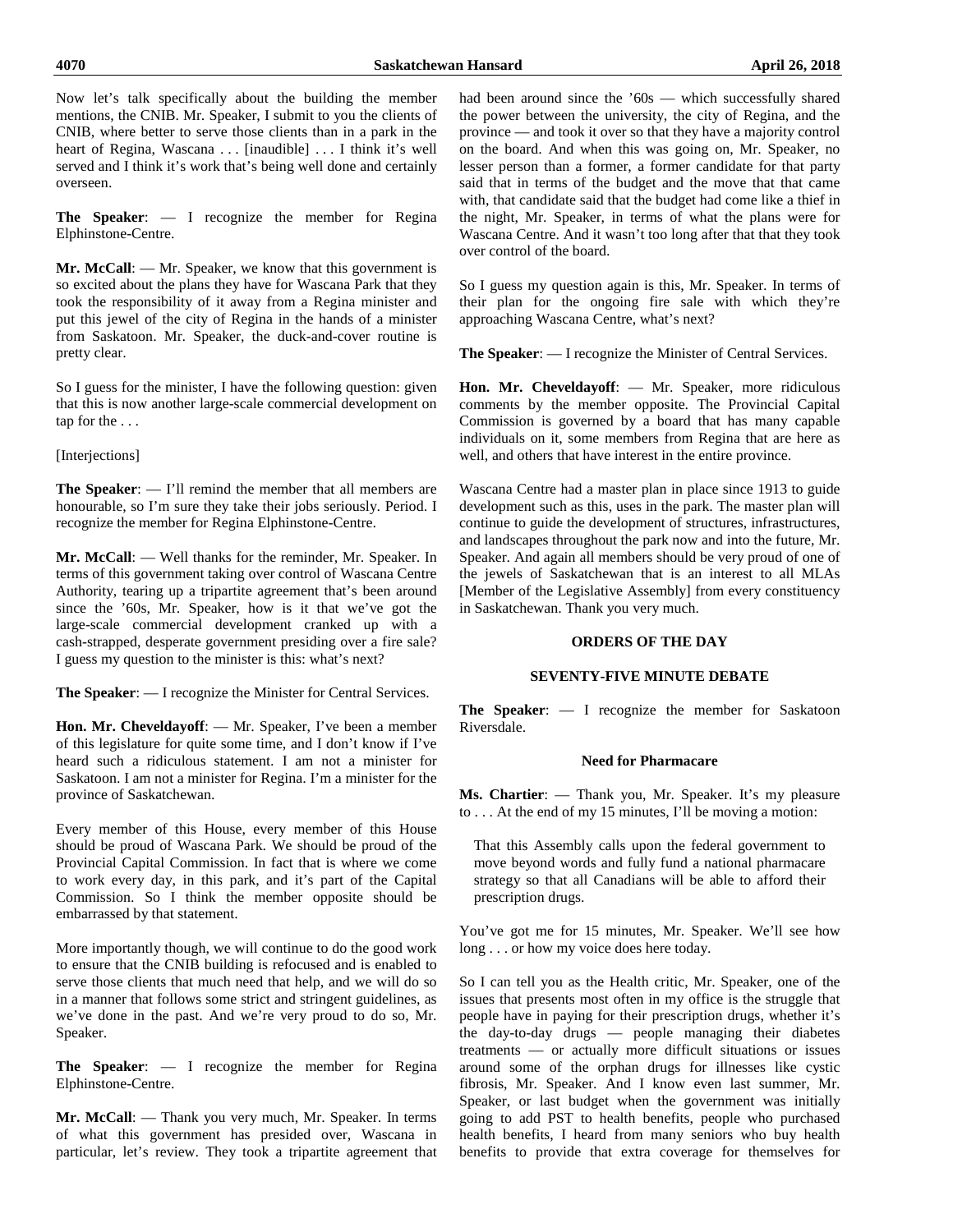Now let's talk specifically about the building the member mentions, the CNIB. Mr. Speaker, I submit to you the clients of CNIB, where better to serve those clients than in a park in the heart of Regina, Wascana . . . [inaudible] . . . I think it's well served and I think it's work that's being well done and certainly overseen.

**The Speaker**: — I recognize the member for Regina Elphinstone-Centre.

**Mr. McCall**: — Mr. Speaker, we know that this government is so excited about the plans they have for Wascana Park that they took the responsibility of it away from a Regina minister and put this jewel of the city of Regina in the hands of a minister from Saskatoon. Mr. Speaker, the duck-and-cover routine is pretty clear.

So I guess for the minister, I have the following question: given that this is now another large-scale commercial development on tap for the . . .

[Interjections]

**The Speaker**: — I'll remind the member that all members are honourable, so I'm sure they take their jobs seriously. Period. I recognize the member for Regina Elphinstone-Centre.

**Mr. McCall**: — Well thanks for the reminder, Mr. Speaker. In terms of this government taking over control of Wascana Centre Authority, tearing up a tripartite agreement that's been around since the '60s, Mr. Speaker, how is it that we've got the large-scale commercial development cranked up with a cash-strapped, desperate government presiding over a fire sale? I guess my question to the minister is this: what's next?

**The Speaker**: — I recognize the Minister for Central Services.

**Hon. Mr. Cheveldayoff**: — Mr. Speaker, I've been a member of this legislature for quite some time, and I don't know if I've heard such a ridiculous statement. I am not a minister for Saskatoon. I am not a minister for Regina. I'm a minister for the province of Saskatchewan.

Every member of this House, every member of this House should be proud of Wascana Park. We should be proud of the Provincial Capital Commission. In fact that is where we come to work every day, in this park, and it's part of the Capital Commission. So I think the member opposite should be embarrassed by that statement.

More importantly though, we will continue to do the good work to ensure that the CNIB building is refocused and is enabled to serve those clients that much need that help, and we will do so in a manner that follows some strict and stringent guidelines, as we've done in the past. And we're very proud to do so, Mr. Speaker.

**The Speaker**: — I recognize the member for Regina Elphinstone-Centre.

**Mr. McCall**: — Thank you very much, Mr. Speaker. In terms of what this government has presided over, Wascana in particular, let's review. They took a tripartite agreement that had been around since the '60s — which successfully shared the power between the university, the city of Regina, and the province — and took it over so that they have a majority control on the board. And when this was going on, Mr. Speaker, no lesser person than a former, a former candidate for that party said that in terms of the budget and the move that that came with, that candidate said that the budget had come like a thief in the night, Mr. Speaker, in terms of what the plans were for Wascana Centre. And it wasn't too long after that that they took over control of the board.

So I guess my question again is this, Mr. Speaker. In terms of their plan for the ongoing fire sale with which they're approaching Wascana Centre, what's next?

**The Speaker**: — I recognize the Minister of Central Services.

**Hon. Mr. Cheveldayoff**: — Mr. Speaker, more ridiculous comments by the member opposite. The Provincial Capital Commission is governed by a board that has many capable individuals on it, some members from Regina that are here as well, and others that have interest in the entire province.

Wascana Centre had a master plan in place since 1913 to guide development such as this, uses in the park. The master plan will continue to guide the development of structures, infrastructures, and landscapes throughout the park now and into the future, Mr. Speaker. And again all members should be very proud of one of the jewels of Saskatchewan that is an interest to all MLAs [Member of the Legislative Assembly] from every constituency in Saskatchewan. Thank you very much.

## ORDERS OF THE DAY

### SEVENTY-FIVE MINUTE DEBATE

**The Speaker**: — I recognize the member for Saskatoon Riversdale.

#### Need for Pharmacare

**Ms. Chartier**: — Thank you, Mr. Speaker. It's my pleasure to . . . At the end of my 15 minutes, I'll be moving a motion:

> That this Assembly calls upon the federal government to move beyond words and fully fund a national pharmacare strategy so that all Canadians will be able to afford their prescription drugs.

You've got me for 15 minutes, Mr. Speaker. We'll see how long . . . or how my voice does here today.

So I can tell you as the Health critic, Mr. Speaker, one of the issues that presents most often in my office is the struggle that people have in paying for their prescription drugs, whether it's the day-to-day drugs — people managing their diabetes treatments — or actually more difficult situations or issues around some of the orphan drugs for illnesses like cystic fibrosis, Mr. Speaker. And I know even last summer, Mr. Speaker, or last budget when the government was initially going to add PST to health benefits, people who purchased health benefits, I heard from many seniors who buy health benefits to provide that extra coverage for themselves for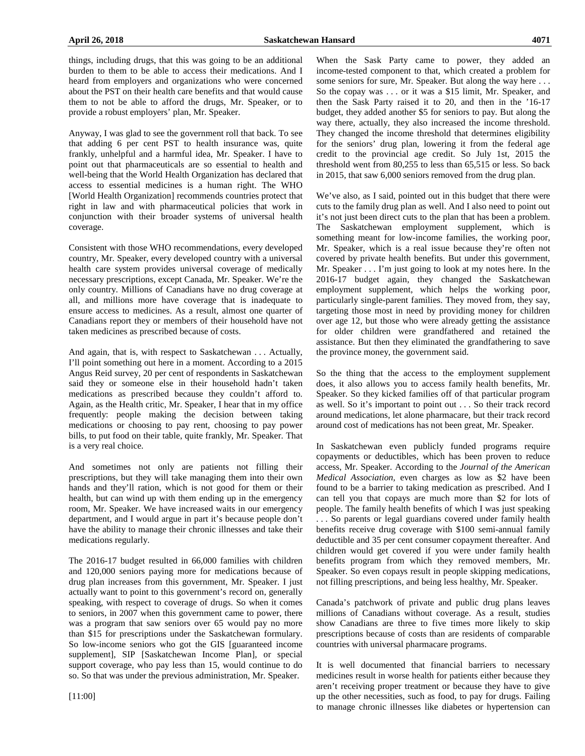things, including drugs, that this was going to be an additional burden to them to be able to access their medications. And I heard from employers and organizations who were concerned about the PST on their health care benefits and that would cause them to not be able to afford the drugs, Mr. Speaker, or to provide a robust employers' plan, Mr. Speaker.

Anyway, I was glad to see the government roll that back. To see that adding 6 per cent PST to health insurance was, quite frankly, unhelpful and a harmful idea, Mr. Speaker. I have to point out that pharmaceuticals are so essential to health and well-being that the World Health Organization has declared that access to essential medicines is a human right. The WHO [World Health Organization] recommends countries protect that right in law and with pharmaceutical policies that work in conjunction with their broader systems of universal health coverage.

Consistent with those WHO recommendations, every developed country, Mr. Speaker, every developed country with a universal health care system provides universal coverage of medically necessary prescriptions, except Canada, Mr. Speaker. We're the only country. Millions of Canadians have no drug coverage at all, and millions more have coverage that is inadequate to ensure access to medicines. As a result, almost one quarter of Canadians report they or members of their household have not taken medicines as prescribed because of costs.

And again, that is, with respect to Saskatchewan . . . Actually, I'll point something out here in a moment. According to a 2015 Angus Reid survey, 20 per cent of respondents in Saskatchewan said they or someone else in their household hadn't taken medications as prescribed because they couldn't afford to. Again, as the Health critic, Mr. Speaker, I hear that in my office frequently: people making the decision between taking medications or choosing to pay rent, choosing to pay power bills, to put food on their table, quite frankly, Mr. Speaker. That is a very real choice.

And sometimes not only are patients not filling their prescriptions, but they will take managing them into their own hands and they'll ration, which is not good for them or their health, but can wind up with them ending up in the emergency room, Mr. Speaker. We have increased waits in our emergency department, and I would argue in part it's because people don't have the ability to manage their chronic illnesses and take their medications regularly.

The 2016-17 budget resulted in 66,000 families with children and 120,000 seniors paying more for medications because of drug plan increases from this government, Mr. Speaker. I just actually want to point to this government's record on, generally speaking, with respect to coverage of drugs. So when it comes to seniors, in 2007 when this government came to power, there was a program that saw seniors over 65 would pay no more than $15 for prescriptions under the Saskatchewan formulary. So low-income seniors who got the GIS [guaranteed income supplement], SIP [Saskatchewan Income Plan], or special support coverage, who pay less than 15, would continue to do so. So that was under the previous administration, Mr. Speaker.

[11:00]

When the Sask Party came to power, they added an income-tested component to that, which created a problem for some seniors for sure, Mr. Speaker. But along the way here . . . So the copay was . . . or it was a $15 limit, Mr. Speaker, and then the Sask Party raised it to 20, and then in the '16-17 budget, they added another $5 for seniors to pay. But along the way there, actually, they also increased the income threshold. They changed the income threshold that determines eligibility for the seniors' drug plan, lowering it from the federal age credit to the provincial age credit. So July 1st, 2015 the threshold went from 80,255 to less than 65,515 or less. So back in 2015, that saw 6,000 seniors removed from the drug plan.

We've also, as I said, pointed out in this budget that there were cuts to the family drug plan as well. And I also need to point out it's not just been direct cuts to the plan that has been a problem. The Saskatchewan employment supplement, which is something meant for low-income families, the working poor, Mr. Speaker, which is a real issue because they're often not covered by private health benefits. But under this government, Mr. Speaker . . . I'm just going to look at my notes here. In the 2016-17 budget again, they changed the Saskatchewan employment supplement, which helps the working poor, particularly single-parent families. They moved from, they say, targeting those most in need by providing money for children over age 12, but those who were already getting the assistance for older children were grandfathered and retained the assistance. But then they eliminated the grandfathering to save the province money, the government said.

So the thing that the access to the employment supplement does, it also allows you to access family health benefits, Mr. Speaker. So they kicked families off of that particular program as well. So it's important to point out . . . So their track record around medications, let alone pharmacare, but their track record around cost of medications has not been great, Mr. Speaker.

In Saskatchewan even publicly funded programs require copayments or deductibles, which has been proven to reduce access, Mr. Speaker. According to the *Journal of the American Medical Association*, even charges as low as $2 have been found to be a barrier to taking medication as prescribed. And I can tell you that copays are much more than $2 for lots of people. The family health benefits of which I was just speaking . . . So parents or legal guardians covered under family health benefits receive drug coverage with $100 semi-annual family deductible and 35 per cent consumer copayment thereafter. And children would get covered if you were under family health benefits program from which they removed members, Mr. Speaker. So even copays result in people skipping medications, not filling prescriptions, and being less healthy, Mr. Speaker.

Canada's patchwork of private and public drug plans leaves millions of Canadians without coverage. As a result, studies show Canadians are three to five times more likely to skip prescriptions because of costs than are residents of comparable countries with universal pharmacare programs.

It is well documented that financial barriers to necessary medicines result in worse health for patients either because they aren't receiving proper treatment or because they have to give up the other necessities, such as food, to pay for drugs. Failing to manage chronic illnesses like diabetes or hypertension can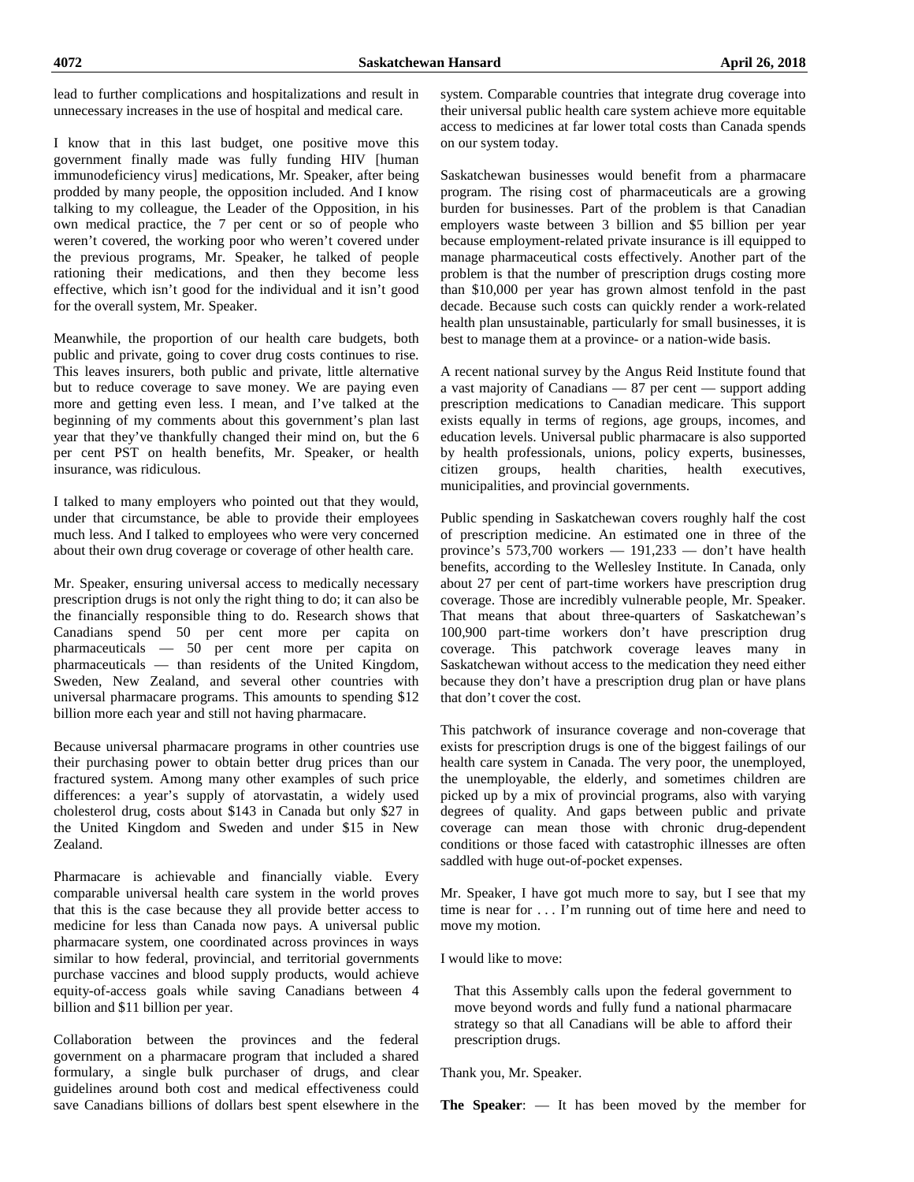lead to further complications and hospitalizations and result in unnecessary increases in the use of hospital and medical care.

I know that in this last budget, one positive move this government finally made was fully funding HIV [human immunodeficiency virus] medications, Mr. Speaker, after being prodded by many people, the opposition included. And I know talking to my colleague, the Leader of the Opposition, in his own medical practice, the 7 per cent or so of people who weren't covered, the working poor who weren't covered under the previous programs, Mr. Speaker, he talked of people rationing their medications, and then they become less effective, which isn't good for the individual and it isn't good for the overall system, Mr. Speaker.

Meanwhile, the proportion of our health care budgets, both public and private, going to cover drug costs continues to rise. This leaves insurers, both public and private, little alternative but to reduce coverage to save money. We are paying even more and getting even less. I mean, and I've talked at the beginning of my comments about this government's plan last year that they've thankfully changed their mind on, but the 6 per cent PST on health benefits, Mr. Speaker, or health insurance, was ridiculous.

I talked to many employers who pointed out that they would, under that circumstance, be able to provide their employees much less. And I talked to employees who were very concerned about their own drug coverage or coverage of other health care.

Mr. Speaker, ensuring universal access to medically necessary prescription drugs is not only the right thing to do; it can also be the financially responsible thing to do. Research shows that Canadians spend 50 per cent more per capita on pharmaceuticals — 50 per cent more per capita on pharmaceuticals — than residents of the United Kingdom, Sweden, New Zealand, and several other countries with universal pharmacare programs. This amounts to spending $12 billion more each year and still not having pharmacare.

Because universal pharmacare programs in other countries use their purchasing power to obtain better drug prices than our fractured system. Among many other examples of such price differences: a year's supply of atorvastatin, a widely used cholesterol drug, costs about $143 in Canada but only $27 in the United Kingdom and Sweden and under $15 in New Zealand.

Pharmacare is achievable and financially viable. Every comparable universal health care system in the world proves that this is the case because they all provide better access to medicine for less than Canada now pays. A universal public pharmacare system, one coordinated across provinces in ways similar to how federal, provincial, and territorial governments purchase vaccines and blood supply products, would achieve equity-of-access goals while saving Canadians between 4 billion and $11 billion per year.

Collaboration between the provinces and the federal government on a pharmacare program that included a shared formulary, a single bulk purchaser of drugs, and clear guidelines around both cost and medical effectiveness could save Canadians billions of dollars best spent elsewhere in the system. Comparable countries that integrate drug coverage into their universal public health care system achieve more equitable access to medicines at far lower total costs than Canada spends on our system today.

Saskatchewan businesses would benefit from a pharmacare program. The rising cost of pharmaceuticals are a growing burden for businesses. Part of the problem is that Canadian employers waste between 3 billion and $5 billion per year because employment-related private insurance is ill equipped to manage pharmaceutical costs effectively. Another part of the problem is that the number of prescription drugs costing more than $10,000 per year has grown almost tenfold in the past decade. Because such costs can quickly render a work-related health plan unsustainable, particularly for small businesses, it is best to manage them at a province- or a nation-wide basis.

A recent national survey by the Angus Reid Institute found that a vast majority of Canadians — 87 per cent — support adding prescription medications to Canadian medicare. This support exists equally in terms of regions, age groups, incomes, and education levels. Universal public pharmacare is also supported by health professionals, unions, policy experts, businesses, citizen groups, health charities, health executives, municipalities, and provincial governments.

Public spending in Saskatchewan covers roughly half the cost of prescription medicine. An estimated one in three of the province's 573,700 workers — 191,233 — don't have health benefits, according to the Wellesley Institute. In Canada, only about 27 per cent of part-time workers have prescription drug coverage. Those are incredibly vulnerable people, Mr. Speaker. That means that about three-quarters of Saskatchewan's 100,900 part-time workers don't have prescription drug coverage. This patchwork coverage leaves many in Saskatchewan without access to the medication they need either because they don't have a prescription drug plan or have plans that don't cover the cost.

This patchwork of insurance coverage and non-coverage that exists for prescription drugs is one of the biggest failings of our health care system in Canada. The very poor, the unemployed, the unemployable, the elderly, and sometimes children are picked up by a mix of provincial programs, also with varying degrees of quality. And gaps between public and private coverage can mean those with chronic drug-dependent conditions or those faced with catastrophic illnesses are often saddled with huge out-of-pocket expenses.

Mr. Speaker, I have got much more to say, but I see that my time is near for . . . I'm running out of time here and need to move my motion.

I would like to move:

> That this Assembly calls upon the federal government to move beyond words and fully fund a national pharmacare strategy so that all Canadians will be able to afford their prescription drugs.

Thank you, Mr. Speaker.

**The Speaker**: — It has been moved by the member for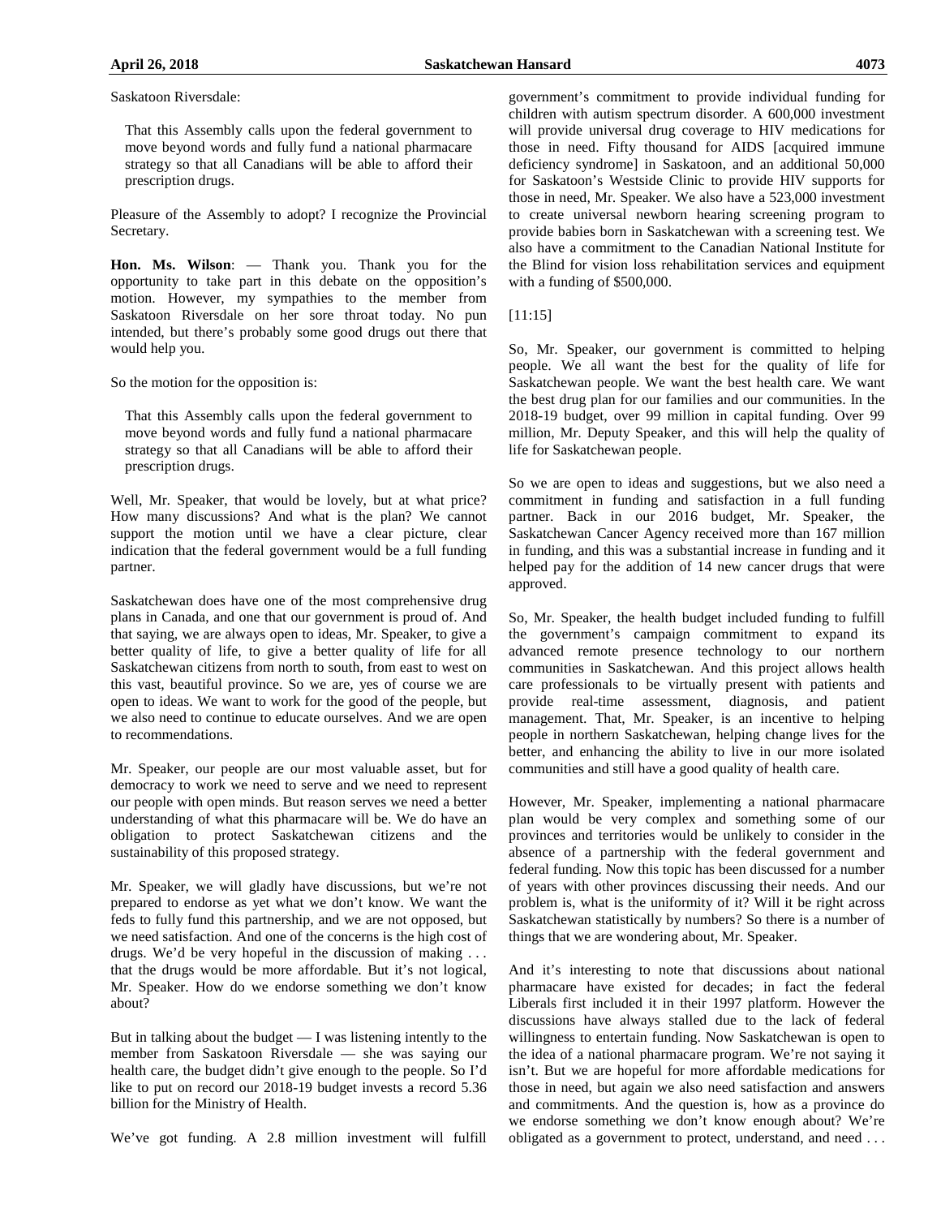Saskatoon Riversdale:

> That this Assembly calls upon the federal government to move beyond words and fully fund a national pharmacare strategy so that all Canadians will be able to afford their prescription drugs.

Pleasure of the Assembly to adopt? I recognize the Provincial Secretary.

**Hon. Ms. Wilson**: — Thank you. Thank you for the opportunity to take part in this debate on the opposition's motion. However, my sympathies to the member from Saskatoon Riversdale on her sore throat today. No pun intended, but there's probably some good drugs out there that would help you.

So the motion for the opposition is:

> That this Assembly calls upon the federal government to move beyond words and fully fund a national pharmacare strategy so that all Canadians will be able to afford their prescription drugs.

Well, Mr. Speaker, that would be lovely, but at what price? How many discussions? And what is the plan? We cannot support the motion until we have a clear picture, clear indication that the federal government would be a full funding partner.

Saskatchewan does have one of the most comprehensive drug plans in Canada, and one that our government is proud of. And that saying, we are always open to ideas, Mr. Speaker, to give a better quality of life, to give a better quality of life for all Saskatchewan citizens from north to south, from east to west on this vast, beautiful province. So we are, yes of course we are open to ideas. We want to work for the good of the people, but we also need to continue to educate ourselves. And we are open to recommendations.

Mr. Speaker, our people are our most valuable asset, but for democracy to work we need to serve and we need to represent our people with open minds. But reason serves we need a better understanding of what this pharmacare will be. We do have an obligation to protect Saskatchewan citizens and the sustainability of this proposed strategy.

Mr. Speaker, we will gladly have discussions, but we're not prepared to endorse as yet what we don't know. We want the feds to fully fund this partnership, and we are not opposed, but we need satisfaction. And one of the concerns is the high cost of drugs. We'd be very hopeful in the discussion of making . . . that the drugs would be more affordable. But it's not logical, Mr. Speaker. How do we endorse something we don't know about?

But in talking about the budget — I was listening intently to the member from Saskatoon Riversdale — she was saying our health care, the budget didn't give enough to the people. So I'd like to put on record our 2018-19 budget invests a record 5.36 billion for the Ministry of Health.

We've got funding. A 2.8 million investment will fulfill government's commitment to provide individual funding for children with autism spectrum disorder. A 600,000 investment will provide universal drug coverage to HIV medications for those in need. Fifty thousand for AIDS [acquired immune deficiency syndrome] in Saskatoon, and an additional 50,000 for Saskatoon's Westside Clinic to provide HIV supports for those in need, Mr. Speaker. We also have a 523,000 investment to create universal newborn hearing screening program to provide babies born in Saskatchewan with a screening test. We also have a commitment to the Canadian National Institute for the Blind for vision loss rehabilitation services and equipment with a funding of $500,000.

[11:15]

So, Mr. Speaker, our government is committed to helping people. We all want the best for the quality of life for Saskatchewan people. We want the best health care. We want the best drug plan for our families and our communities. In the 2018-19 budget, over 99 million in capital funding. Over 99 million, Mr. Deputy Speaker, and this will help the quality of life for Saskatchewan people.

So we are open to ideas and suggestions, but we also need a commitment in funding and satisfaction in a full funding partner. Back in our 2016 budget, Mr. Speaker, the Saskatchewan Cancer Agency received more than 167 million in funding, and this was a substantial increase in funding and it helped pay for the addition of 14 new cancer drugs that were approved.

So, Mr. Speaker, the health budget included funding to fulfill the government's campaign commitment to expand its advanced remote presence technology to our northern communities in Saskatchewan. And this project allows health care professionals to be virtually present with patients and provide real-time assessment, diagnosis, and patient management. That, Mr. Speaker, is an incentive to helping people in northern Saskatchewan, helping change lives for the better, and enhancing the ability to live in our more isolated communities and still have a good quality of health care.

However, Mr. Speaker, implementing a national pharmacare plan would be very complex and something some of our provinces and territories would be unlikely to consider in the absence of a partnership with the federal government and federal funding. Now this topic has been discussed for a number of years with other provinces discussing their needs. And our problem is, what is the uniformity of it? Will it be right across Saskatchewan statistically by numbers? So there is a number of things that we are wondering about, Mr. Speaker.

And it's interesting to note that discussions about national pharmacare have existed for decades; in fact the federal Liberals first included it in their 1997 platform. However the discussions have always stalled due to the lack of federal willingness to entertain funding. Now Saskatchewan is open to the idea of a national pharmacare program. We're not saying it isn't. But we are hopeful for more affordable medications for those in need, but again we also need satisfaction and answers and commitments. And the question is, how as a province do we endorse something we don't know enough about? We're obligated as a government to protect, understand, and need . . .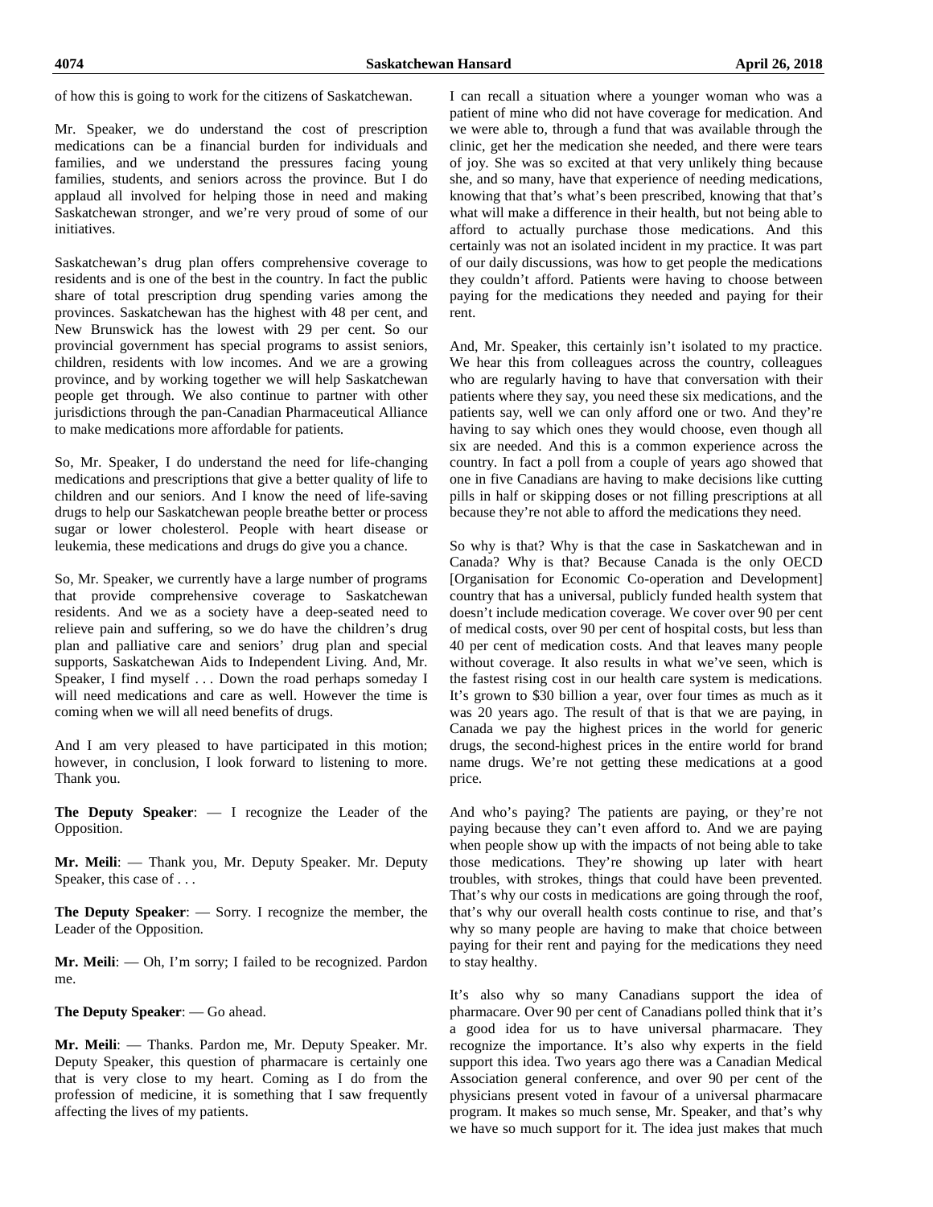of how this is going to work for the citizens of Saskatchewan.

Mr. Speaker, we do understand the cost of prescription medications can be a financial burden for individuals and families, and we understand the pressures facing young families, students, and seniors across the province. But I do applaud all involved for helping those in need and making Saskatchewan stronger, and we're very proud of some of our initiatives.

Saskatchewan's drug plan offers comprehensive coverage to residents and is one of the best in the country. In fact the public share of total prescription drug spending varies among the provinces. Saskatchewan has the highest with 48 per cent, and New Brunswick has the lowest with 29 per cent. So our provincial government has special programs to assist seniors, children, residents with low incomes. And we are a growing province, and by working together we will help Saskatchewan people get through. We also continue to partner with other jurisdictions through the pan-Canadian Pharmaceutical Alliance to make medications more affordable for patients.

So, Mr. Speaker, I do understand the need for life-changing medications and prescriptions that give a better quality of life to children and our seniors. And I know the need of life-saving drugs to help our Saskatchewan people breathe better or process sugar or lower cholesterol. People with heart disease or leukemia, these medications and drugs do give you a chance.

So, Mr. Speaker, we currently have a large number of programs that provide comprehensive coverage to Saskatchewan residents. And we as a society have a deep-seated need to relieve pain and suffering, so we do have the children's drug plan and palliative care and seniors' drug plan and special supports, Saskatchewan Aids to Independent Living. And, Mr. Speaker, I find myself . . . Down the road perhaps someday I will need medications and care as well. However the time is coming when we will all need benefits of drugs.

And I am very pleased to have participated in this motion; however, in conclusion, I look forward to listening to more. Thank you.

**The Deputy Speaker**: — I recognize the Leader of the Opposition.

**Mr. Meili**: — Thank you, Mr. Deputy Speaker. Mr. Deputy Speaker, this case of . . .

**The Deputy Speaker**: — Sorry. I recognize the member, the Leader of the Opposition.

**Mr. Meili**: — Oh, I'm sorry; I failed to be recognized. Pardon me.

**The Deputy Speaker**: — Go ahead.

**Mr. Meili**: — Thanks. Pardon me, Mr. Deputy Speaker. Mr. Deputy Speaker, this question of pharmacare is certainly one that is very close to my heart. Coming as I do from the profession of medicine, it is something that I saw frequently affecting the lives of my patients.

I can recall a situation where a younger woman who was a patient of mine who did not have coverage for medication. And we were able to, through a fund that was available through the clinic, get her the medication she needed, and there were tears of joy. She was so excited at that very unlikely thing because she, and so many, have that experience of needing medications, knowing that that's what's been prescribed, knowing that that's what will make a difference in their health, but not being able to afford to actually purchase those medications. And this certainly was not an isolated incident in my practice. It was part of our daily discussions, was how to get people the medications they couldn't afford. Patients were having to choose between paying for the medications they needed and paying for their rent.

And, Mr. Speaker, this certainly isn't isolated to my practice. We hear this from colleagues across the country, colleagues who are regularly having to have that conversation with their patients where they say, you need these six medications, and the patients say, well we can only afford one or two. And they're having to say which ones they would choose, even though all six are needed. And this is a common experience across the country. In fact a poll from a couple of years ago showed that one in five Canadians are having to make decisions like cutting pills in half or skipping doses or not filling prescriptions at all because they're not able to afford the medications they need.

So why is that? Why is that the case in Saskatchewan and in Canada? Why is that? Because Canada is the only OECD [Organisation for Economic Co-operation and Development] country that has a universal, publicly funded health system that doesn't include medication coverage. We cover over 90 per cent of medical costs, over 90 per cent of hospital costs, but less than 40 per cent of medication costs. And that leaves many people without coverage. It also results in what we've seen, which is the fastest rising cost in our health care system is medications. It's grown to $30 billion a year, over four times as much as it was 20 years ago. The result of that is that we are paying, in Canada we pay the highest prices in the world for generic drugs, the second-highest prices in the entire world for brand name drugs. We're not getting these medications at a good price.

And who's paying? The patients are paying, or they're not paying because they can't even afford to. And we are paying when people show up with the impacts of not being able to take those medications. They're showing up later with heart troubles, with strokes, things that could have been prevented. That's why our costs in medications are going through the roof, that's why our overall health costs continue to rise, and that's why so many people are having to make that choice between paying for their rent and paying for the medications they need to stay healthy.

It's also why so many Canadians support the idea of pharmacare. Over 90 per cent of Canadians polled think that it's a good idea for us to have universal pharmacare. They recognize the importance. It's also why experts in the field support this idea. Two years ago there was a Canadian Medical Association general conference, and over 90 per cent of the physicians present voted in favour of a universal pharmacare program. It makes so much sense, Mr. Speaker, and that's why we have so much support for it. The idea just makes that much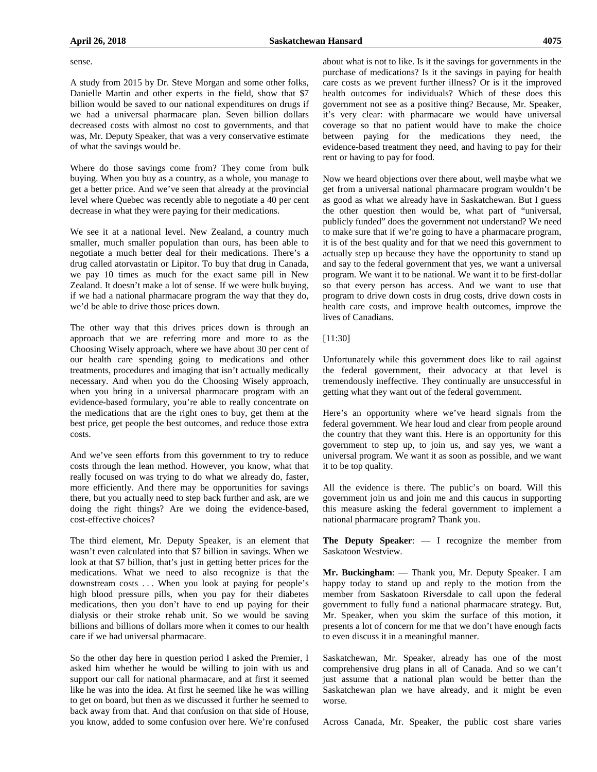sense.

A study from 2015 by Dr. Steve Morgan and some other folks, Danielle Martin and other experts in the field, show that $7 billion would be saved to our national expenditures on drugs if we had a universal pharmacare plan. Seven billion dollars decreased costs with almost no cost to governments, and that was, Mr. Deputy Speaker, that was a very conservative estimate of what the savings would be.

Where do those savings come from? They come from bulk buying. When you buy as a country, as a whole, you manage to get a better price. And we've seen that already at the provincial level where Quebec was recently able to negotiate a 40 per cent decrease in what they were paying for their medications.

We see it at a national level. New Zealand, a country much smaller, much smaller population than ours, has been able to negotiate a much better deal for their medications. There's a drug called atorvastatin or Lipitor. To buy that drug in Canada, we pay 10 times as much for the exact same pill in New Zealand. It doesn't make a lot of sense. If we were bulk buying, if we had a national pharmacare program the way that they do, we'd be able to drive those prices down.

The other way that this drives prices down is through an approach that we are referring more and more to as the Choosing Wisely approach, where we have about 30 per cent of our health care spending going to medications and other treatments, procedures and imaging that isn't actually medically necessary. And when you do the Choosing Wisely approach, when you bring in a universal pharmacare program with an evidence-based formulary, you're able to really concentrate on the medications that are the right ones to buy, get them at the best price, get people the best outcomes, and reduce those extra costs.

And we've seen efforts from this government to try to reduce costs through the lean method. However, you know, what that really focused on was trying to do what we already do, faster, more efficiently. And there may be opportunities for savings there, but you actually need to step back further and ask, are we doing the right things? Are we doing the evidence-based, cost-effective choices?

The third element, Mr. Deputy Speaker, is an element that wasn't even calculated into that $7 billion in savings. When we look at that $7 billion, that's just in getting better prices for the medications. What we need to also recognize is that the downstream costs . . . When you look at paying for people's high blood pressure pills, when you pay for their diabetes medications, then you don't have to end up paying for their dialysis or their stroke rehab unit. So we would be saving billions and billions of dollars more when it comes to our health care if we had universal pharmacare.

So the other day here in question period I asked the Premier, I asked him whether he would be willing to join with us and support our call for national pharmacare, and at first it seemed like he was into the idea. At first he seemed like he was willing to get on board, but then as we discussed it further he seemed to back away from that. And that confusion on that side of House, you know, added to some confusion over here. We're confused about what is not to like. Is it the savings for governments in the purchase of medications? Is it the savings in paying for health care costs as we prevent further illness? Or is it the improved health outcomes for individuals? Which of these does this government not see as a positive thing? Because, Mr. Speaker, it's very clear: with pharmacare we would have universal coverage so that no patient would have to make the choice between paying for the medications they need, the evidence-based treatment they need, and having to pay for their rent or having to pay for food.

Now we heard objections over there about, well maybe what we get from a universal national pharmacare program wouldn't be as good as what we already have in Saskatchewan. But I guess the other question then would be, what part of "universal, publicly funded" does the government not understand? We need to make sure that if we're going to have a pharmacare program, it is of the best quality and for that we need this government to actually step up because they have the opportunity to stand up and say to the federal government that yes, we want a universal program. We want it to be national. We want it to be first-dollar so that every person has access. And we want to use that program to drive down costs in drug costs, drive down costs in health care costs, and improve health outcomes, improve the lives of Canadians.

[11:30]

Unfortunately while this government does like to rail against the federal government, their advocacy at that level is tremendously ineffective. They continually are unsuccessful in getting what they want out of the federal government.

Here's an opportunity where we've heard signals from the federal government. We hear loud and clear from people around the country that they want this. Here is an opportunity for this government to step up, to join us, and say yes, we want a universal program. We want it as soon as possible, and we want it to be top quality.

All the evidence is there. The public's on board. Will this government join us and join me and this caucus in supporting this measure asking the federal government to implement a national pharmacare program? Thank you.

**The Deputy Speaker**: — I recognize the member from Saskatoon Westview.

**Mr. Buckingham**: — Thank you, Mr. Deputy Speaker. I am happy today to stand up and reply to the motion from the member from Saskatoon Riversdale to call upon the federal government to fully fund a national pharmacare strategy. But, Mr. Speaker, when you skim the surface of this motion, it presents a lot of concern for me that we don't have enough facts to even discuss it in a meaningful manner.

Saskatchewan, Mr. Speaker, already has one of the most comprehensive drug plans in all of Canada. And so we can't just assume that a national plan would be better than the Saskatchewan plan we have already, and it might be even worse.

Across Canada, Mr. Speaker, the public cost share varies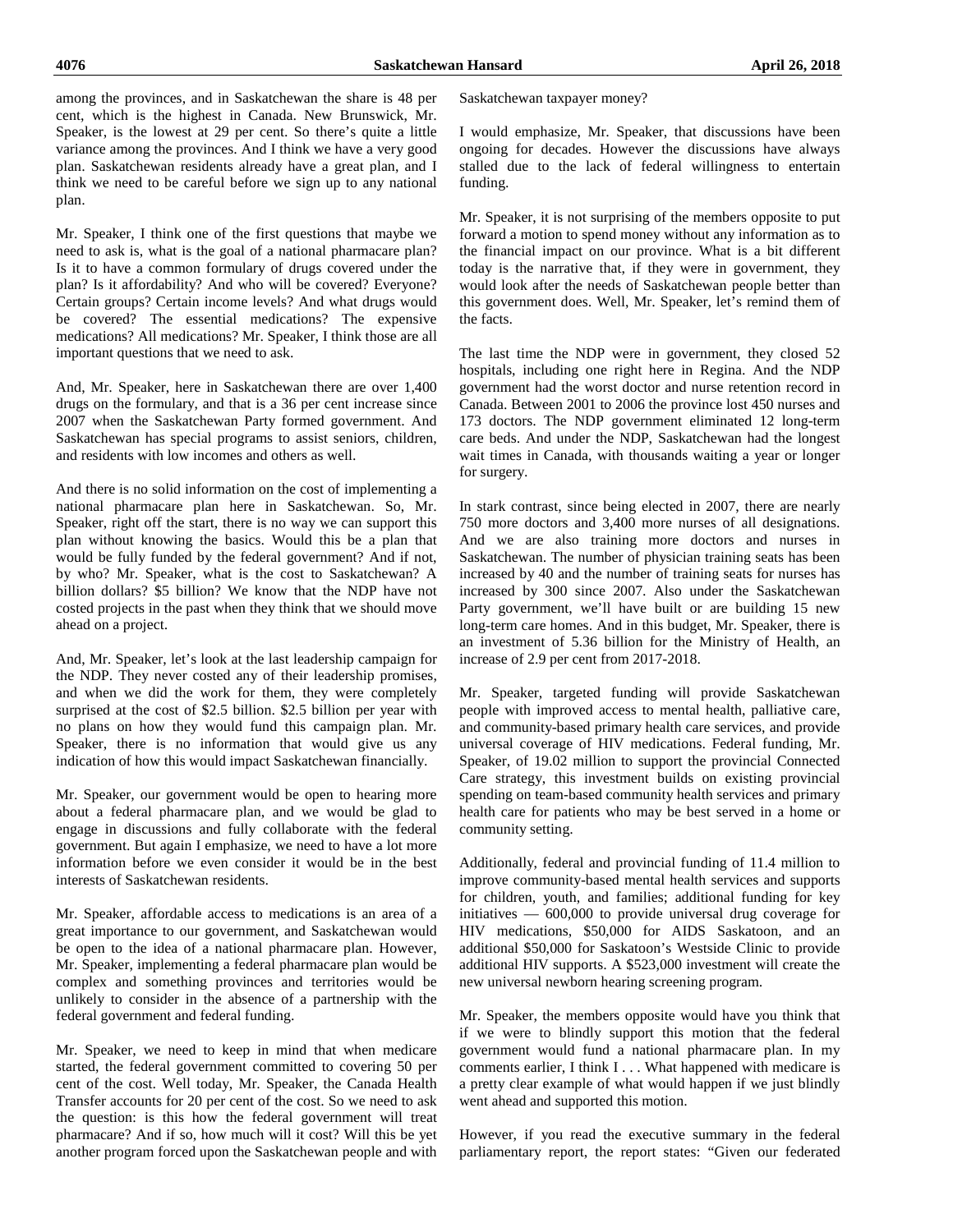among the provinces, and in Saskatchewan the share is 48 per cent, which is the highest in Canada. New Brunswick, Mr. Speaker, is the lowest at 29 per cent. So there's quite a little variance among the provinces. And I think we have a very good plan. Saskatchewan residents already have a great plan, and I think we need to be careful before we sign up to any national plan.

Mr. Speaker, I think one of the first questions that maybe we need to ask is, what is the goal of a national pharmacare plan? Is it to have a common formulary of drugs covered under the plan? Is it affordability? And who will be covered? Everyone? Certain groups? Certain income levels? And what drugs would be covered? The essential medications? The expensive medications? All medications? Mr. Speaker, I think those are all important questions that we need to ask.

And, Mr. Speaker, here in Saskatchewan there are over 1,400 drugs on the formulary, and that is a 36 per cent increase since 2007 when the Saskatchewan Party formed government. And Saskatchewan has special programs to assist seniors, children, and residents with low incomes and others as well.

And there is no solid information on the cost of implementing a national pharmacare plan here in Saskatchewan. So, Mr. Speaker, right off the start, there is no way we can support this plan without knowing the basics. Would this be a plan that would be fully funded by the federal government? And if not, by who? Mr. Speaker, what is the cost to Saskatchewan? A billion dollars? $5 billion? We know that the NDP have not costed projects in the past when they think that we should move ahead on a project.

And, Mr. Speaker, let's look at the last leadership campaign for the NDP. They never costed any of their leadership promises, and when we did the work for them, they were completely surprised at the cost of $2.5 billion. $2.5 billion per year with no plans on how they would fund this campaign plan. Mr. Speaker, there is no information that would give us any indication of how this would impact Saskatchewan financially.

Mr. Speaker, our government would be open to hearing more about a federal pharmacare plan, and we would be glad to engage in discussions and fully collaborate with the federal government. But again I emphasize, we need to have a lot more information before we even consider it would be in the best interests of Saskatchewan residents.

Mr. Speaker, affordable access to medications is an area of a great importance to our government, and Saskatchewan would be open to the idea of a national pharmacare plan. However, Mr. Speaker, implementing a federal pharmacare plan would be complex and something provinces and territories would be unlikely to consider in the absence of a partnership with the federal government and federal funding.

Mr. Speaker, we need to keep in mind that when medicare started, the federal government committed to covering 50 per cent of the cost. Well today, Mr. Speaker, the Canada Health Transfer accounts for 20 per cent of the cost. So we need to ask the question: is this how the federal government will treat pharmacare? And if so, how much will it cost? Will this be yet another program forced upon the Saskatchewan people and with Saskatchewan taxpayer money?

I would emphasize, Mr. Speaker, that discussions have been ongoing for decades. However the discussions have always stalled due to the lack of federal willingness to entertain funding.

Mr. Speaker, it is not surprising of the members opposite to put forward a motion to spend money without any information as to the financial impact on our province. What is a bit different today is the narrative that, if they were in government, they would look after the needs of Saskatchewan people better than this government does. Well, Mr. Speaker, let's remind them of the facts.

The last time the NDP were in government, they closed 52 hospitals, including one right here in Regina. And the NDP government had the worst doctor and nurse retention record in Canada. Between 2001 to 2006 the province lost 450 nurses and 173 doctors. The NDP government eliminated 12 long-term care beds. And under the NDP, Saskatchewan had the longest wait times in Canada, with thousands waiting a year or longer for surgery.

In stark contrast, since being elected in 2007, there are nearly 750 more doctors and 3,400 more nurses of all designations. And we are also training more doctors and nurses in Saskatchewan. The number of physician training seats has been increased by 40 and the number of training seats for nurses has increased by 300 since 2007. Also under the Saskatchewan Party government, we'll have built or are building 15 new long-term care homes. And in this budget, Mr. Speaker, there is an investment of 5.36 billion for the Ministry of Health, an increase of 2.9 per cent from 2017-2018.

Mr. Speaker, targeted funding will provide Saskatchewan people with improved access to mental health, palliative care, and community-based primary health care services, and provide universal coverage of HIV medications. Federal funding, Mr. Speaker, of 19.02 million to support the provincial Connected Care strategy, this investment builds on existing provincial spending on team-based community health services and primary health care for patients who may be best served in a home or community setting.

Additionally, federal and provincial funding of 11.4 million to improve community-based mental health services and supports for children, youth, and families; additional funding for key initiatives — 600,000 to provide universal drug coverage for HIV medications, $50,000 for AIDS Saskatoon, and an additional $50,000 for Saskatoon's Westside Clinic to provide additional HIV supports. A $523,000 investment will create the new universal newborn hearing screening program.

Mr. Speaker, the members opposite would have you think that if we were to blindly support this motion that the federal government would fund a national pharmacare plan. In my comments earlier, I think I . . . What happened with medicare is a pretty clear example of what would happen if we just blindly went ahead and supported this motion.

However, if you read the executive summary in the federal parliamentary report, the report states: "Given our federated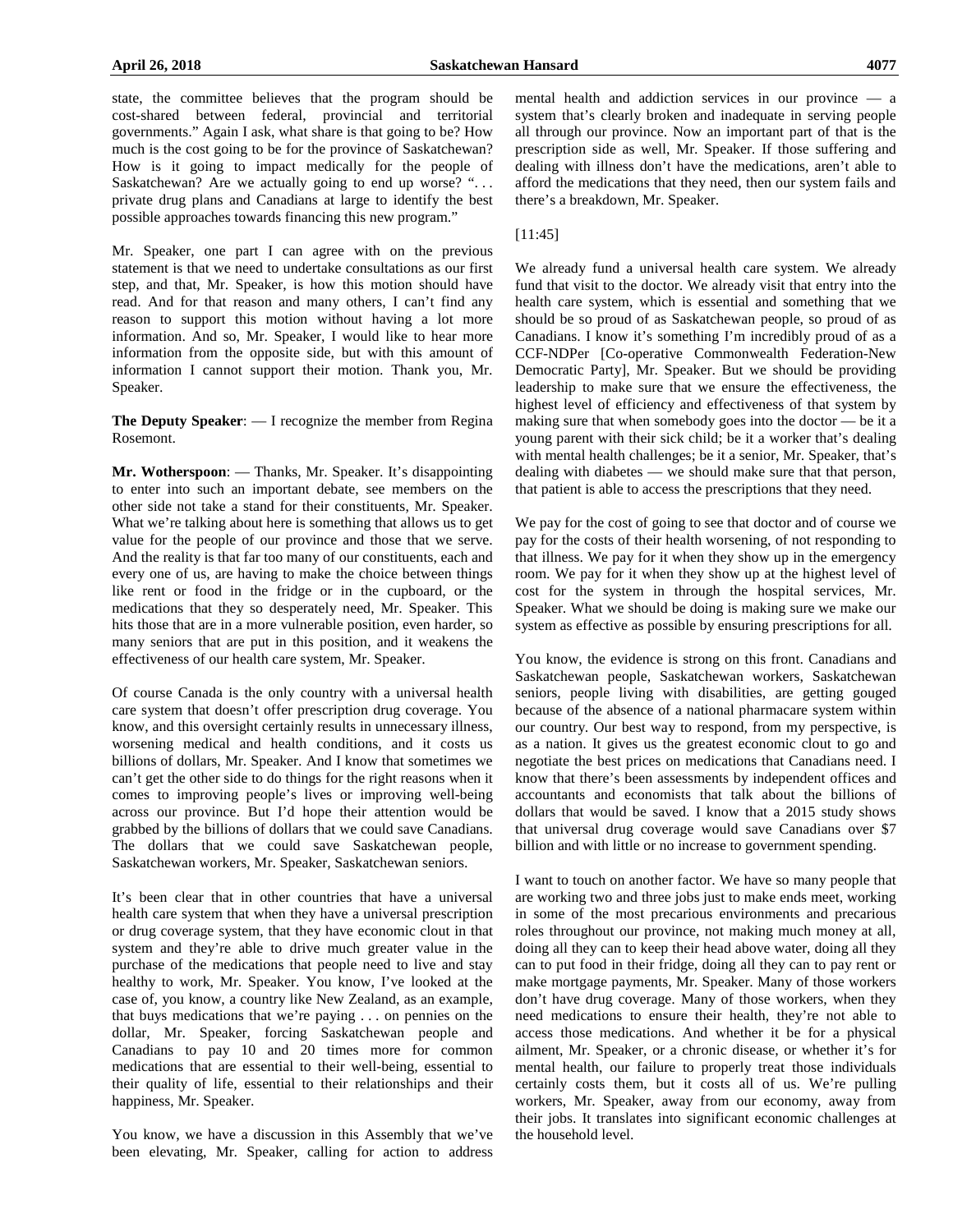state, the committee believes that the program should be cost-shared between federal, provincial and territorial governments." Again I ask, what share is that going to be? How much is the cost going to be for the province of Saskatchewan? How is it going to impact medically for the people of Saskatchewan? Are we actually going to end up worse? ". . . private drug plans and Canadians at large to identify the best possible approaches towards financing this new program."

Mr. Speaker, one part I can agree with on the previous statement is that we need to undertake consultations as our first step, and that, Mr. Speaker, is how this motion should have read. And for that reason and many others, I can't find any reason to support this motion without having a lot more information. And so, Mr. Speaker, I would like to hear more information from the opposite side, but with this amount of information I cannot support their motion. Thank you, Mr. Speaker.

**The Deputy Speaker**: — I recognize the member from Regina Rosemont.

**Mr. Wotherspoon**: — Thanks, Mr. Speaker. It's disappointing to enter into such an important debate, see members on the other side not take a stand for their constituents, Mr. Speaker. What we're talking about here is something that allows us to get value for the people of our province and those that we serve. And the reality is that far too many of our constituents, each and every one of us, are having to make the choice between things like rent or food in the fridge or in the cupboard, or the medications that they so desperately need, Mr. Speaker. This hits those that are in a more vulnerable position, even harder, so many seniors that are put in this position, and it weakens the effectiveness of our health care system, Mr. Speaker.

Of course Canada is the only country with a universal health care system that doesn't offer prescription drug coverage. You know, and this oversight certainly results in unnecessary illness, worsening medical and health conditions, and it costs us billions of dollars, Mr. Speaker. And I know that sometimes we can't get the other side to do things for the right reasons when it comes to improving people's lives or improving well-being across our province. But I'd hope their attention would be grabbed by the billions of dollars that we could save Canadians. The dollars that we could save Saskatchewan people, Saskatchewan workers, Mr. Speaker, Saskatchewan seniors.

It's been clear that in other countries that have a universal health care system that when they have a universal prescription or drug coverage system, that they have economic clout in that system and they're able to drive much greater value in the purchase of the medications that people need to live and stay healthy to work, Mr. Speaker. You know, I've looked at the case of, you know, a country like New Zealand, as an example, that buys medications that we're paying . . . on pennies on the dollar, Mr. Speaker, forcing Saskatchewan people and Canadians to pay 10 and 20 times more for common medications that are essential to their well-being, essential to their quality of life, essential to their relationships and their happiness, Mr. Speaker.

You know, we have a discussion in this Assembly that we've been elevating, Mr. Speaker, calling for action to address mental health and addiction services in our province — a system that's clearly broken and inadequate in serving people all through our province. Now an important part of that is the prescription side as well, Mr. Speaker. If those suffering and dealing with illness don't have the medications, aren't able to afford the medications that they need, then our system fails and there's a breakdown, Mr. Speaker.

[11:45]

We already fund a universal health care system. We already fund that visit to the doctor. We already visit that entry into the health care system, which is essential and something that we should be so proud of as Saskatchewan people, so proud of as Canadians. I know it's something I'm incredibly proud of as a CCF-NDPer [Co-operative Commonwealth Federation-New Democratic Party], Mr. Speaker. But we should be providing leadership to make sure that we ensure the effectiveness, the highest level of efficiency and effectiveness of that system by making sure that when somebody goes into the doctor — be it a young parent with their sick child; be it a worker that's dealing with mental health challenges; be it a senior, Mr. Speaker, that's dealing with diabetes — we should make sure that that person, that patient is able to access the prescriptions that they need.

We pay for the cost of going to see that doctor and of course we pay for the costs of their health worsening, of not responding to that illness. We pay for it when they show up in the emergency room. We pay for it when they show up at the highest level of cost for the system in through the hospital services, Mr. Speaker. What we should be doing is making sure we make our system as effective as possible by ensuring prescriptions for all.

You know, the evidence is strong on this front. Canadians and Saskatchewan people, Saskatchewan workers, Saskatchewan seniors, people living with disabilities, are getting gouged because of the absence of a national pharmacare system within our country. Our best way to respond, from my perspective, is as a nation. It gives us the greatest economic clout to go and negotiate the best prices on medications that Canadians need. I know that there's been assessments by independent offices and accountants and economists that talk about the billions of dollars that would be saved. I know that a 2015 study shows that universal drug coverage would save Canadians over $7 billion and with little or no increase to government spending.

I want to touch on another factor. We have so many people that are working two and three jobs just to make ends meet, working in some of the most precarious environments and precarious roles throughout our province, not making much money at all, doing all they can to keep their head above water, doing all they can to put food in their fridge, doing all they can to pay rent or make mortgage payments, Mr. Speaker. Many of those workers don't have drug coverage. Many of those workers, when they need medications to ensure their health, they're not able to access those medications. And whether it be for a physical ailment, Mr. Speaker, or a chronic disease, or whether it's for mental health, our failure to properly treat those individuals certainly costs them, but it costs all of us. We're pulling workers, Mr. Speaker, away from our economy, away from their jobs. It translates into significant economic challenges at the household level.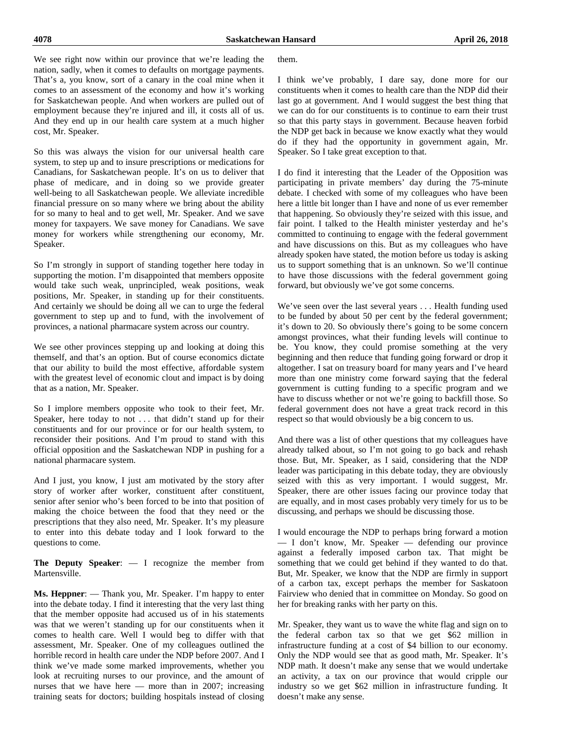We see right now within our province that we're leading the nation, sadly, when it comes to defaults on mortgage payments. That's a, you know, sort of a canary in the coal mine when it comes to an assessment of the economy and how it's working for Saskatchewan people. And when workers are pulled out of employment because they're injured and ill, it costs all of us. And they end up in our health care system at a much higher cost, Mr. Speaker.

So this was always the vision for our universal health care system, to step up and to insure prescriptions or medications for Canadians, for Saskatchewan people. It's on us to deliver that phase of medicare, and in doing so we provide greater well-being to all Saskatchewan people. We alleviate incredible financial pressure on so many where we bring about the ability for so many to heal and to get well, Mr. Speaker. And we save money for taxpayers. We save money for Canadians. We save money for workers while strengthening our economy, Mr. Speaker.

So I'm strongly in support of standing together here today in supporting the motion. I'm disappointed that members opposite would take such weak, unprincipled, weak positions, weak positions, Mr. Speaker, in standing up for their constituents. And certainly we should be doing all we can to urge the federal government to step up and to fund, with the involvement of provinces, a national pharmacare system across our country.

We see other provinces stepping up and looking at doing this themself, and that's an option. But of course economics dictate that our ability to build the most effective, affordable system with the greatest level of economic clout and impact is by doing that as a nation, Mr. Speaker.

So I implore members opposite who took to their feet, Mr. Speaker, here today to not . . . that didn't stand up for their constituents and for our province or for our health system, to reconsider their positions. And I'm proud to stand with this official opposition and the Saskatchewan NDP in pushing for a national pharmacare system.

And I just, you know, I just am motivated by the story after story of worker after worker, constituent after constituent, senior after senior who's been forced to be into that position of making the choice between the food that they need or the prescriptions that they also need, Mr. Speaker. It's my pleasure to enter into this debate today and I look forward to the questions to come.

**The Deputy Speaker**: — I recognize the member from Martensville.

**Ms. Heppner**: — Thank you, Mr. Speaker. I'm happy to enter into the debate today. I find it interesting that the very last thing that the member opposite had accused us of in his statements was that we weren't standing up for our constituents when it comes to health care. Well I would beg to differ with that assessment, Mr. Speaker. One of my colleagues outlined the horrible record in health care under the NDP before 2007. And I think we've made some marked improvements, whether you look at recruiting nurses to our province, and the amount of nurses that we have here — more than in 2007; increasing training seats for doctors; building hospitals instead of closing them.

I think we've probably, I dare say, done more for our constituents when it comes to health care than the NDP did their last go at government. And I would suggest the best thing that we can do for our constituents is to continue to earn their trust so that this party stays in government. Because heaven forbid the NDP get back in because we know exactly what they would do if they had the opportunity in government again, Mr. Speaker. So I take great exception to that.

I do find it interesting that the Leader of the Opposition was participating in private members' day during the 75-minute debate. I checked with some of my colleagues who have been here a little bit longer than I have and none of us ever remember that happening. So obviously they're seized with this issue, and fair point. I talked to the Health minister yesterday and he's committed to continuing to engage with the federal government and have discussions on this. But as my colleagues who have already spoken have stated, the motion before us today is asking us to support something that is an unknown. So we'll continue to have those discussions with the federal government going forward, but obviously we've got some concerns.

We've seen over the last several years . . . Health funding used to be funded by about 50 per cent by the federal government; it's down to 20. So obviously there's going to be some concern amongst provinces, what their funding levels will continue to be. You know, they could promise something at the very beginning and then reduce that funding going forward or drop it altogether. I sat on treasury board for many years and I've heard more than one ministry come forward saying that the federal government is cutting funding to a specific program and we have to discuss whether or not we're going to backfill those. So federal government does not have a great track record in this respect so that would obviously be a big concern to us.

And there was a list of other questions that my colleagues have already talked about, so I'm not going to go back and rehash those. But, Mr. Speaker, as I said, considering that the NDP leader was participating in this debate today, they are obviously seized with this as very important. I would suggest, Mr. Speaker, there are other issues facing our province today that are equally, and in most cases probably very timely for us to be discussing, and perhaps we should be discussing those.

I would encourage the NDP to perhaps bring forward a motion — I don't know, Mr. Speaker — defending our province against a federally imposed carbon tax. That might be something that we could get behind if they wanted to do that. But, Mr. Speaker, we know that the NDP are firmly in support of a carbon tax, except perhaps the member for Saskatoon Fairview who denied that in committee on Monday. So good on her for breaking ranks with her party on this.

Mr. Speaker, they want us to wave the white flag and sign on to the federal carbon tax so that we get $62 million in infrastructure funding at a cost of $4 billion to our economy. Only the NDP would see that as good math, Mr. Speaker. It's NDP math. It doesn't make any sense that we would undertake an activity, a tax on our province that would cripple our industry so we get $62 million in infrastructure funding. It doesn't make any sense.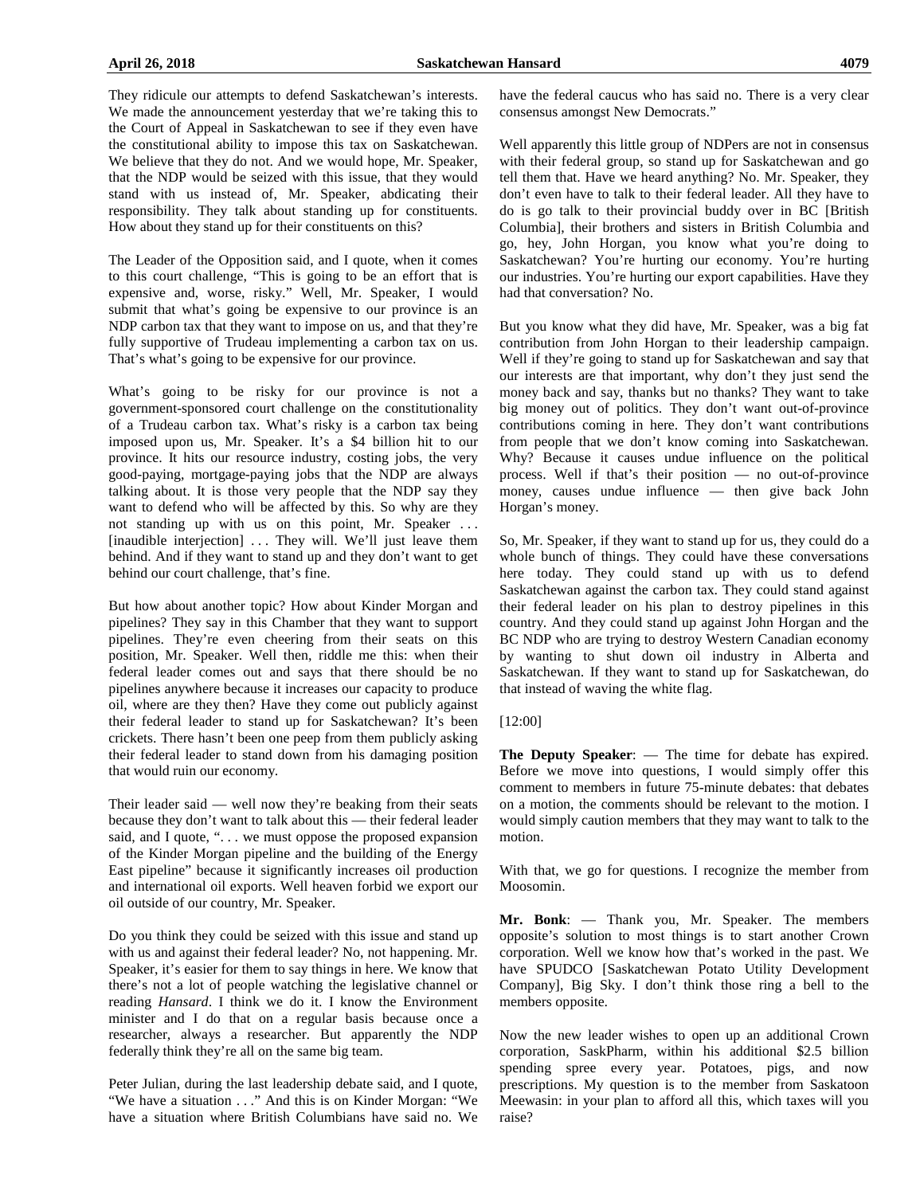They ridicule our attempts to defend Saskatchewan's interests. We made the announcement yesterday that we're taking this to the Court of Appeal in Saskatchewan to see if they even have the constitutional ability to impose this tax on Saskatchewan. We believe that they do not. And we would hope, Mr. Speaker, that the NDP would be seized with this issue, that they would stand with us instead of, Mr. Speaker, abdicating their responsibility. They talk about standing up for constituents. How about they stand up for their constituents on this?

The Leader of the Opposition said, and I quote, when it comes to this court challenge, "This is going to be an effort that is expensive and, worse, risky." Well, Mr. Speaker, I would submit that what's going be expensive to our province is an NDP carbon tax that they want to impose on us, and that they're fully supportive of Trudeau implementing a carbon tax on us. That's what's going to be expensive for our province.

What's going to be risky for our province is not a government-sponsored court challenge on the constitutionality of a Trudeau carbon tax. What's risky is a carbon tax being imposed upon us, Mr. Speaker. It's a $4 billion hit to our province. It hits our resource industry, costing jobs, the very good-paying, mortgage-paying jobs that the NDP are always talking about. It is those very people that the NDP say they want to defend who will be affected by this. So why are they not standing up with us on this point, Mr. Speaker . . . [inaudible interjection] . . . They will. We'll just leave them behind. And if they want to stand up and they don't want to get behind our court challenge, that's fine.

But how about another topic? How about Kinder Morgan and pipelines? They say in this Chamber that they want to support pipelines. They're even cheering from their seats on this position, Mr. Speaker. Well then, riddle me this: when their federal leader comes out and says that there should be no pipelines anywhere because it increases our capacity to produce oil, where are they then? Have they come out publicly against their federal leader to stand up for Saskatchewan? It's been crickets. There hasn't been one peep from them publicly asking their federal leader to stand down from his damaging position that would ruin our economy.

Their leader said — well now they're beaking from their seats because they don't want to talk about this — their federal leader said, and I quote, ". . . we must oppose the proposed expansion of the Kinder Morgan pipeline and the building of the Energy East pipeline" because it significantly increases oil production and international oil exports. Well heaven forbid we export our oil outside of our country, Mr. Speaker.

Do you think they could be seized with this issue and stand up with us and against their federal leader? No, not happening. Mr. Speaker, it's easier for them to say things in here. We know that there's not a lot of people watching the legislative channel or reading *Hansard*. I think we do it. I know the Environment minister and I do that on a regular basis because once a researcher, always a researcher. But apparently the NDP federally think they're all on the same big team.

Peter Julian, during the last leadership debate said, and I quote, "We have a situation . . ." And this is on Kinder Morgan: "We have a situation where British Columbians have said no. We have the federal caucus who has said no. There is a very clear consensus amongst New Democrats."

Well apparently this little group of NDPers are not in consensus with their federal group, so stand up for Saskatchewan and go tell them that. Have we heard anything? No. Mr. Speaker, they don't even have to talk to their federal leader. All they have to do is go talk to their provincial buddy over in BC [British Columbia], their brothers and sisters in British Columbia and go, hey, John Horgan, you know what you're doing to Saskatchewan? You're hurting our economy. You're hurting our industries. You're hurting our export capabilities. Have they had that conversation? No.

But you know what they did have, Mr. Speaker, was a big fat contribution from John Horgan to their leadership campaign. Well if they're going to stand up for Saskatchewan and say that our interests are that important, why don't they just send the money back and say, thanks but no thanks? They want to take big money out of politics. They don't want out-of-province contributions coming in here. They don't want contributions from people that we don't know coming into Saskatchewan. Why? Because it causes undue influence on the political process. Well if that's their position — no out-of-province money, causes undue influence — then give back John Horgan's money.

So, Mr. Speaker, if they want to stand up for us, they could do a whole bunch of things. They could have these conversations here today. They could stand up with us to defend Saskatchewan against the carbon tax. They could stand against their federal leader on his plan to destroy pipelines in this country. And they could stand up against John Horgan and the BC NDP who are trying to destroy Western Canadian economy by wanting to shut down oil industry in Alberta and Saskatchewan. If they want to stand up for Saskatchewan, do that instead of waving the white flag.

[12:00]

**The Deputy Speaker**: — The time for debate has expired. Before we move into questions, I would simply offer this comment to members in future 75-minute debates: that debates on a motion, the comments should be relevant to the motion. I would simply caution members that they may want to talk to the motion.

With that, we go for questions. I recognize the member from Moosomin.

**Mr. Bonk**: — Thank you, Mr. Speaker. The members opposite's solution to most things is to start another Crown corporation. Well we know how that's worked in the past. We have SPUDCO [Saskatchewan Potato Utility Development Company], Big Sky. I don't think those ring a bell to the members opposite.

Now the new leader wishes to open up an additional Crown corporation, SaskPharm, within his additional $2.5 billion spending spree every year. Potatoes, pigs, and now prescriptions. My question is to the member from Saskatoon Meewasin: in your plan to afford all this, which taxes will you raise?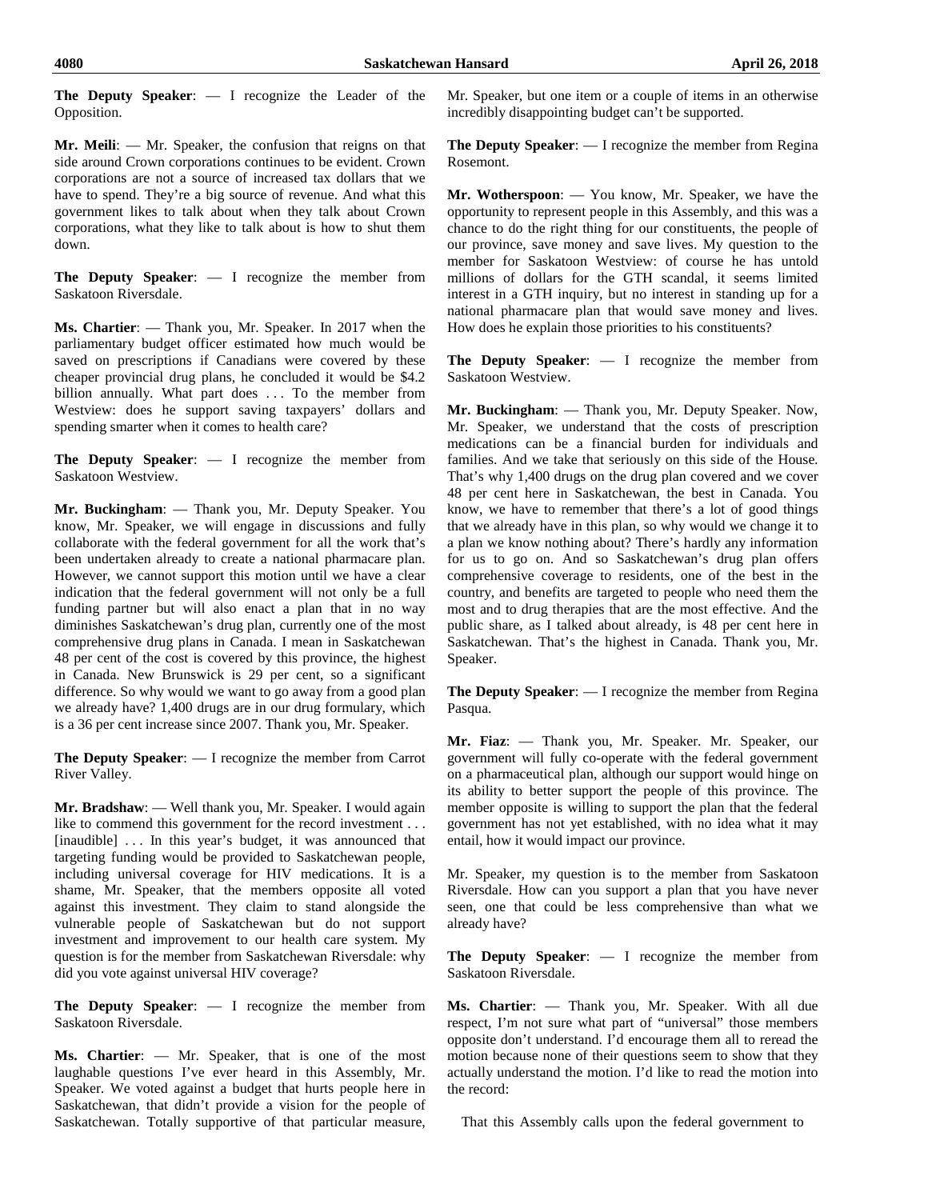**The Deputy Speaker**: — I recognize the Leader of the Opposition.

**Mr. Meili**: — Mr. Speaker, the confusion that reigns on that side around Crown corporations continues to be evident. Crown corporations are not a source of increased tax dollars that we have to spend. They're a big source of revenue. And what this government likes to talk about when they talk about Crown corporations, what they like to talk about is how to shut them down.

**The Deputy Speaker**: — I recognize the member from Saskatoon Riversdale.

**Ms. Chartier**: — Thank you, Mr. Speaker. In 2017 when the parliamentary budget officer estimated how much would be saved on prescriptions if Canadians were covered by these cheaper provincial drug plans, he concluded it would be $4.2 billion annually. What part does . . . To the member from Westview: does he support saving taxpayers' dollars and spending smarter when it comes to health care?

**The Deputy Speaker**: — I recognize the member from Saskatoon Westview.

**Mr. Buckingham**: — Thank you, Mr. Deputy Speaker. You know, Mr. Speaker, we will engage in discussions and fully collaborate with the federal government for all the work that's been undertaken already to create a national pharmacare plan. However, we cannot support this motion until we have a clear indication that the federal government will not only be a full funding partner but will also enact a plan that in no way diminishes Saskatchewan's drug plan, currently one of the most comprehensive drug plans in Canada. I mean in Saskatchewan 48 per cent of the cost is covered by this province, the highest in Canada. New Brunswick is 29 per cent, so a significant difference. So why would we want to go away from a good plan we already have? 1,400 drugs are in our drug formulary, which is a 36 per cent increase since 2007. Thank you, Mr. Speaker.

**The Deputy Speaker**: — I recognize the member from Carrot River Valley.

**Mr. Bradshaw**: — Well thank you, Mr. Speaker. I would again like to commend this government for the record investment . . . [inaudible] . . . In this year's budget, it was announced that targeting funding would be provided to Saskatchewan people, including universal coverage for HIV medications. It is a shame, Mr. Speaker, that the members opposite all voted against this investment. They claim to stand alongside the vulnerable people of Saskatchewan but do not support investment and improvement to our health care system. My question is for the member from Saskatchewan Riversdale: why did you vote against universal HIV coverage?

**The Deputy Speaker**: — I recognize the member from Saskatoon Riversdale.

**Ms. Chartier**: — Mr. Speaker, that is one of the most laughable questions I've ever heard in this Assembly, Mr. Speaker. We voted against a budget that hurts people here in Saskatchewan, that didn't provide a vision for the people of Saskatchewan. Totally supportive of that particular measure, Mr. Speaker, but one item or a couple of items in an otherwise incredibly disappointing budget can't be supported.

**The Deputy Speaker**: — I recognize the member from Regina Rosemont.

**Mr. Wotherspoon**: — You know, Mr. Speaker, we have the opportunity to represent people in this Assembly, and this was a chance to do the right thing for our constituents, the people of our province, save money and save lives. My question to the member for Saskatoon Westview: of course he has untold millions of dollars for the GTH scandal, it seems limited interest in a GTH inquiry, but no interest in standing up for a national pharmacare plan that would save money and lives. How does he explain those priorities to his constituents?

**The Deputy Speaker**: — I recognize the member from Saskatoon Westview.

**Mr. Buckingham**: — Thank you, Mr. Deputy Speaker. Now, Mr. Speaker, we understand that the costs of prescription medications can be a financial burden for individuals and families. And we take that seriously on this side of the House. That's why 1,400 drugs on the drug plan covered and we cover 48 per cent here in Saskatchewan, the best in Canada. You know, we have to remember that there's a lot of good things that we already have in this plan, so why would we change it to a plan we know nothing about? There's hardly any information for us to go on. And so Saskatchewan's drug plan offers comprehensive coverage to residents, one of the best in the country, and benefits are targeted to people who need them the most and to drug therapies that are the most effective. And the public share, as I talked about already, is 48 per cent here in Saskatchewan. That's the highest in Canada. Thank you, Mr. Speaker.

**The Deputy Speaker**: — I recognize the member from Regina Pasqua.

**Mr. Fiaz**: — Thank you, Mr. Speaker. Mr. Speaker, our government will fully co-operate with the federal government on a pharmaceutical plan, although our support would hinge on its ability to better support the people of this province. The member opposite is willing to support the plan that the federal government has not yet established, with no idea what it may entail, how it would impact our province.

Mr. Speaker, my question is to the member from Saskatoon Riversdale. How can you support a plan that you have never seen, one that could be less comprehensive than what we already have?

**The Deputy Speaker**: — I recognize the member from Saskatoon Riversdale.

**Ms. Chartier**: — Thank you, Mr. Speaker. With all due respect, I'm not sure what part of "universal" those members opposite don't understand. I'd encourage them all to reread the motion because none of their questions seem to show that they actually understand the motion. I'd like to read the motion into the record:

> That this Assembly calls upon the federal government to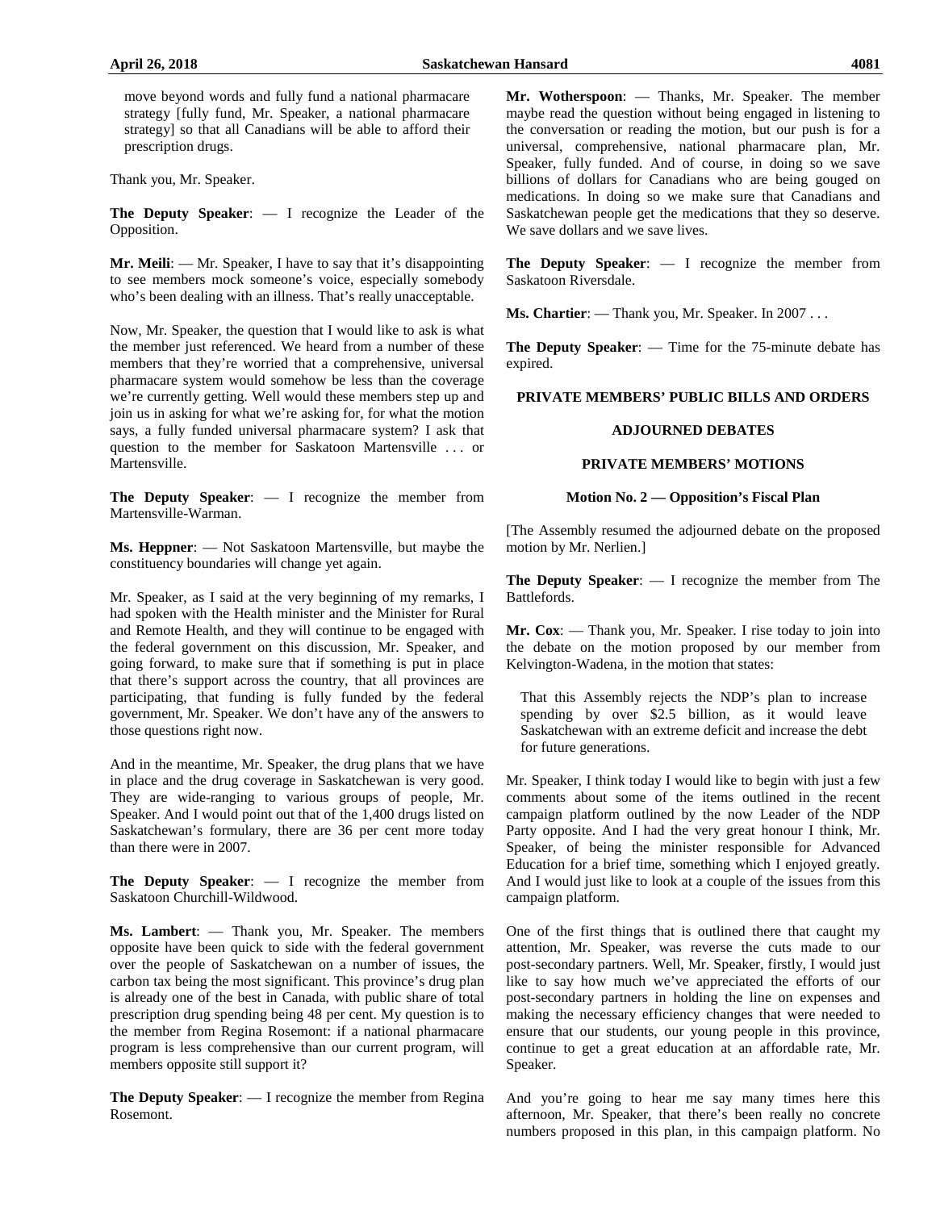move beyond words and fully fund a national pharmacare strategy [fully fund, Mr. Speaker, a national pharmacare strategy] so that all Canadians will be able to afford their prescription drugs.

Thank you, Mr. Speaker.

**The Deputy Speaker**: — I recognize the Leader of the Opposition.

**Mr. Meili**: — Mr. Speaker, I have to say that it's disappointing to see members mock someone's voice, especially somebody who's been dealing with an illness. That's really unacceptable.

Now, Mr. Speaker, the question that I would like to ask is what the member just referenced. We heard from a number of these members that they're worried that a comprehensive, universal pharmacare system would somehow be less than the coverage we're currently getting. Well would these members step up and join us in asking for what we're asking for, for what the motion says, a fully funded universal pharmacare system? I ask that question to the member for Saskatoon Martensville . . . or Martensville.

**The Deputy Speaker**: — I recognize the member from Martensville-Warman.

**Ms. Heppner**: — Not Saskatoon Martensville, but maybe the constituency boundaries will change yet again.

Mr. Speaker, as I said at the very beginning of my remarks, I had spoken with the Health minister and the Minister for Rural and Remote Health, and they will continue to be engaged with the federal government on this discussion, Mr. Speaker, and going forward, to make sure that if something is put in place that there's support across the country, that all provinces are participating, that funding is fully funded by the federal government, Mr. Speaker. We don't have any of the answers to those questions right now.

And in the meantime, Mr. Speaker, the drug plans that we have in place and the drug coverage in Saskatchewan is very good. They are wide-ranging to various groups of people, Mr. Speaker. And I would point out that of the 1,400 drugs listed on Saskatchewan's formulary, there are 36 per cent more today than there were in 2007.

**The Deputy Speaker**: — I recognize the member from Saskatoon Churchill-Wildwood.

**Ms. Lambert**: — Thank you, Mr. Speaker. The members opposite have been quick to side with the federal government over the people of Saskatchewan on a number of issues, the carbon tax being the most significant. This province's drug plan is already one of the best in Canada, with public share of total prescription drug spending being 48 per cent. My question is to the member from Regina Rosemont: if a national pharmacare program is less comprehensive than our current program, will members opposite still support it?

**The Deputy Speaker**: — I recognize the member from Regina Rosemont.

**Mr. Wotherspoon**: — Thanks, Mr. Speaker. The member maybe read the question without being engaged in listening to the conversation or reading the motion, but our push is for a universal, comprehensive, national pharmacare plan, Mr. Speaker, fully funded. And of course, in doing so we save billions of dollars for Canadians who are being gouged on medications. In doing so we make sure that Canadians and Saskatchewan people get the medications that they so deserve. We save dollars and we save lives.

**The Deputy Speaker**: — I recognize the member from Saskatoon Riversdale.

**Ms. Chartier**: — Thank you, Mr. Speaker. In 2007 . . .

**The Deputy Speaker**: — Time for the 75-minute debate has expired.

## PRIVATE MEMBERS' PUBLIC BILLS AND ORDERS

### ADJOURNED DEBATES

### PRIVATE MEMBERS' MOTIONS

#### Motion No. 2 — Opposition's Fiscal Plan

[The Assembly resumed the adjourned debate on the proposed motion by Mr. Nerlien.]

**The Deputy Speaker**: — I recognize the member from The Battlefords.

**Mr. Cox**: — Thank you, Mr. Speaker. I rise today to join into the debate on the motion proposed by our member from Kelvington-Wadena, in the motion that states:

> That this Assembly rejects the NDP's plan to increase spending by over $2.5 billion, as it would leave Saskatchewan with an extreme deficit and increase the debt for future generations.

Mr. Speaker, I think today I would like to begin with just a few comments about some of the items outlined in the recent campaign platform outlined by the now Leader of the NDP Party opposite. And I had the very great honour I think, Mr. Speaker, of being the minister responsible for Advanced Education for a brief time, something which I enjoyed greatly. And I would just like to look at a couple of the issues from this campaign platform.

One of the first things that is outlined there that caught my attention, Mr. Speaker, was reverse the cuts made to our post-secondary partners. Well, Mr. Speaker, firstly, I would just like to say how much we've appreciated the efforts of our post-secondary partners in holding the line on expenses and making the necessary efficiency changes that were needed to ensure that our students, our young people in this province, continue to get a great education at an affordable rate, Mr. Speaker.

And you're going to hear me say many times here this afternoon, Mr. Speaker, that there's been really no concrete numbers proposed in this plan, in this campaign platform. No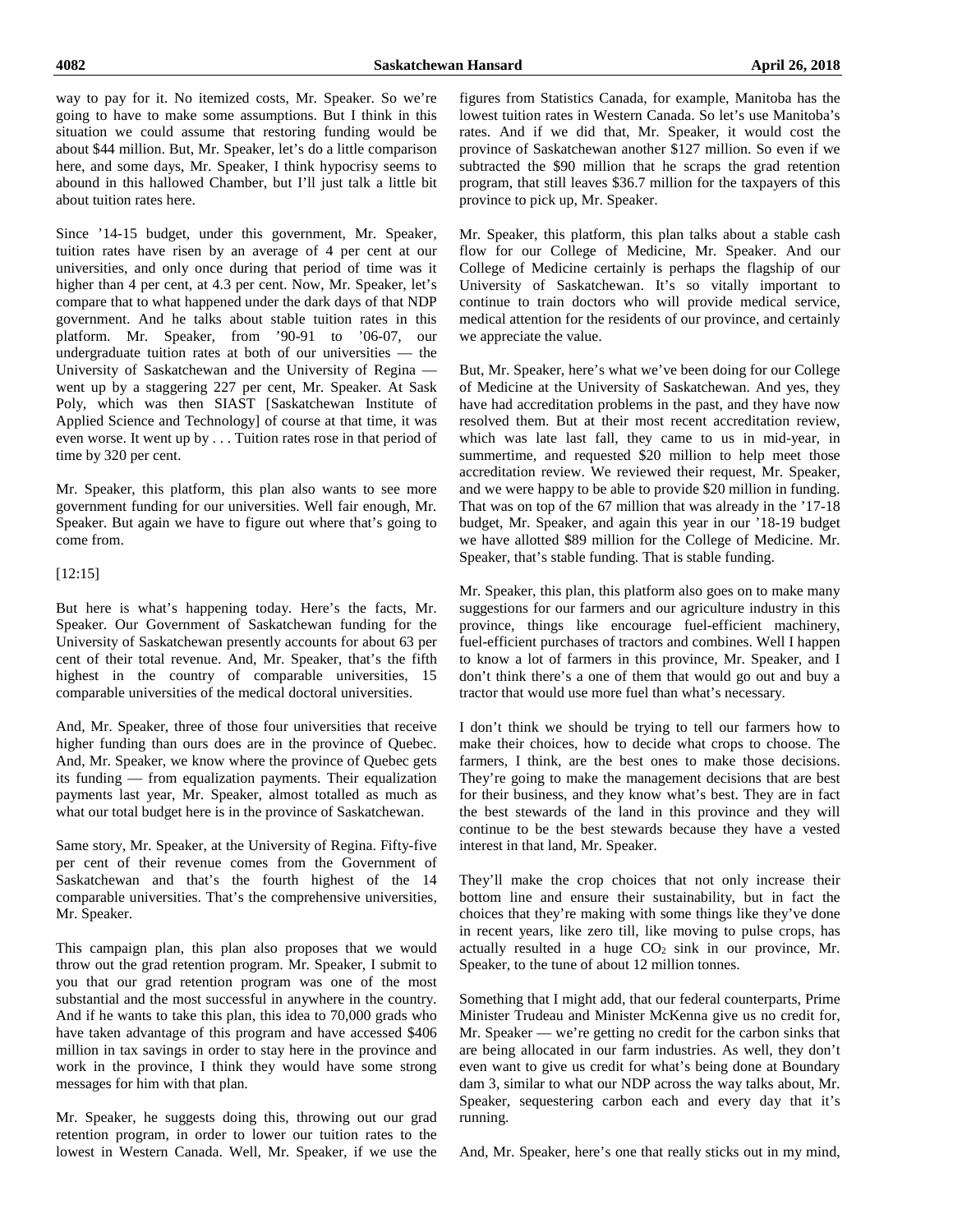way to pay for it. No itemized costs, Mr. Speaker. So we're going to have to make some assumptions. But I think in this situation we could assume that restoring funding would be about $44 million. But, Mr. Speaker, let's do a little comparison here, and some days, Mr. Speaker, I think hypocrisy seems to abound in this hallowed Chamber, but I'll just talk a little bit about tuition rates here.

Since '14-15 budget, under this government, Mr. Speaker, tuition rates have risen by an average of 4 per cent at our universities, and only once during that period of time was it higher than 4 per cent, at 4.3 per cent. Now, Mr. Speaker, let's compare that to what happened under the dark days of that NDP government. And he talks about stable tuition rates in this platform. Mr. Speaker, from '90-91 to '06-07, our undergraduate tuition rates at both of our universities — the University of Saskatchewan and the University of Regina — went up by a staggering 227 per cent, Mr. Speaker. At Sask Poly, which was then SIAST [Saskatchewan Institute of Applied Science and Technology] of course at that time, it was even worse. It went up by . . . Tuition rates rose in that period of time by 320 per cent.

Mr. Speaker, this platform, this plan also wants to see more government funding for our universities. Well fair enough, Mr. Speaker. But again we have to figure out where that's going to come from.

[12:15]

But here is what's happening today. Here's the facts, Mr. Speaker. Our Government of Saskatchewan funding for the University of Saskatchewan presently accounts for about 63 per cent of their total revenue. And, Mr. Speaker, that's the fifth highest in the country of comparable universities, 15 comparable universities of the medical doctoral universities.

And, Mr. Speaker, three of those four universities that receive higher funding than ours does are in the province of Quebec. And, Mr. Speaker, we know where the province of Quebec gets its funding — from equalization payments. Their equalization payments last year, Mr. Speaker, almost totalled as much as what our total budget here is in the province of Saskatchewan.

Same story, Mr. Speaker, at the University of Regina. Fifty-five per cent of their revenue comes from the Government of Saskatchewan and that's the fourth highest of the 14 comparable universities. That's the comprehensive universities, Mr. Speaker.

This campaign plan, this plan also proposes that we would throw out the grad retention program. Mr. Speaker, I submit to you that our grad retention program was one of the most substantial and the most successful in anywhere in the country. And if he wants to take this plan, this idea to 70,000 grads who have taken advantage of this program and have accessed $406 million in tax savings in order to stay here in the province and work in the province, I think they would have some strong messages for him with that plan.

Mr. Speaker, he suggests doing this, throwing out our grad retention program, in order to lower our tuition rates to the lowest in Western Canada. Well, Mr. Speaker, if we use the figures from Statistics Canada, for example, Manitoba has the lowest tuition rates in Western Canada. So let's use Manitoba's rates. And if we did that, Mr. Speaker, it would cost the province of Saskatchewan another $127 million. So even if we subtracted the $90 million that he scraps the grad retention program, that still leaves $36.7 million for the taxpayers of this province to pick up, Mr. Speaker.

Mr. Speaker, this platform, this plan talks about a stable cash flow for our College of Medicine, Mr. Speaker. And our College of Medicine certainly is perhaps the flagship of our University of Saskatchewan. It's so vitally important to continue to train doctors who will provide medical service, medical attention for the residents of our province, and certainly we appreciate the value.

But, Mr. Speaker, here's what we've been doing for our College of Medicine at the University of Saskatchewan. And yes, they have had accreditation problems in the past, and they have now resolved them. But at their most recent accreditation review, which was late last fall, they came to us in mid-year, in summertime, and requested $20 million to help meet those accreditation review. We reviewed their request, Mr. Speaker, and we were happy to be able to provide $20 million in funding. That was on top of the 67 million that was already in the '17-18 budget, Mr. Speaker, and again this year in our '18-19 budget we have allotted $89 million for the College of Medicine. Mr. Speaker, that's stable funding. That is stable funding.

Mr. Speaker, this plan, this platform also goes on to make many suggestions for our farmers and our agriculture industry in this province, things like encourage fuel-efficient machinery, fuel-efficient purchases of tractors and combines. Well I happen to know a lot of farmers in this province, Mr. Speaker, and I don't think there's a one of them that would go out and buy a tractor that would use more fuel than what's necessary.

I don't think we should be trying to tell our farmers how to make their choices, how to decide what crops to choose. The farmers, I think, are the best ones to make those decisions. They're going to make the management decisions that are best for their business, and they know what's best. They are in fact the best stewards of the land in this province and they will continue to be the best stewards because they have a vested interest in that land, Mr. Speaker.

They'll make the crop choices that not only increase their bottom line and ensure their sustainability, but in fact the choices that they're making with some things like they've done in recent years, like zero till, like moving to pulse crops, has actually resulted in a huge $CO_2$ sink in our province, Mr. Speaker, to the tune of about 12 million tonnes.

Something that I might add, that our federal counterparts, Prime Minister Trudeau and Minister McKenna give us no credit for, Mr. Speaker — we're getting no credit for the carbon sinks that are being allocated in our farm industries. As well, they don't even want to give us credit for what's being done at Boundary dam 3, similar to what our NDP across the way talks about, Mr. Speaker, sequestering carbon each and every day that it's running.

And, Mr. Speaker, here's one that really sticks out in my mind,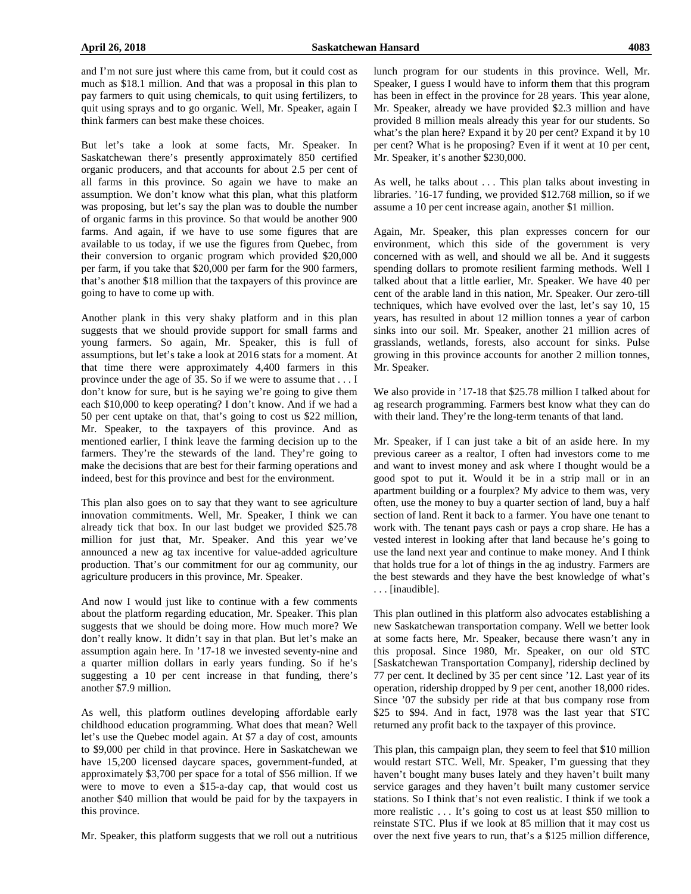and I'm not sure just where this came from, but it could cost as much as $18.1 million. And that was a proposal in this plan to pay farmers to quit using chemicals, to quit using fertilizers, to quit using sprays and to go organic. Well, Mr. Speaker, again I think farmers can best make these choices.

But let's take a look at some facts, Mr. Speaker. In Saskatchewan there's presently approximately 850 certified organic producers, and that accounts for about 2.5 per cent of all farms in this province. So again we have to make an assumption. We don't know what this plan, what this platform was proposing, but let's say the plan was to double the number of organic farms in this province. So that would be another 900 farms. And again, if we have to use some figures that are available to us today, if we use the figures from Quebec, from their conversion to organic program which provided $20,000 per farm, if you take that $20,000 per farm for the 900 farmers, that's another $18 million that the taxpayers of this province are going to have to come up with.

Another plank in this very shaky platform and in this plan suggests that we should provide support for small farms and young farmers. So again, Mr. Speaker, this is full of assumptions, but let's take a look at 2016 stats for a moment. At that time there were approximately 4,400 farmers in this province under the age of 35. So if we were to assume that . . . I don't know for sure, but is he saying we're going to give them each $10,000 to keep operating? I don't know. And if we had a 50 per cent uptake on that, that's going to cost us $22 million, Mr. Speaker, to the taxpayers of this province. And as mentioned earlier, I think leave the farming decision up to the farmers. They're the stewards of the land. They're going to make the decisions that are best for their farming operations and indeed, best for this province and best for the environment.

This plan also goes on to say that they want to see agriculture innovation commitments. Well, Mr. Speaker, I think we can already tick that box. In our last budget we provided $25.78 million for just that, Mr. Speaker. And this year we've announced a new ag tax incentive for value-added agriculture production. That's our commitment for our ag community, our agriculture producers in this province, Mr. Speaker.

And now I would just like to continue with a few comments about the platform regarding education, Mr. Speaker. This plan suggests that we should be doing more. How much more? We don't really know. It didn't say in that plan. But let's make an assumption again here. In '17-18 we invested seventy-nine and a quarter million dollars in early years funding. So if he's suggesting a 10 per cent increase in that funding, there's another $7.9 million.

As well, this platform outlines developing affordable early childhood education programming. What does that mean? Well let's use the Quebec model again. At $7 a day of cost, amounts to $9,000 per child in that province. Here in Saskatchewan we have 15,200 licensed daycare spaces, government-funded, at approximately $3,700 per space for a total of $56 million. If we were to move to even a $15-a-day cap, that would cost us another $40 million that would be paid for by the taxpayers in this province.

Mr. Speaker, this platform suggests that we roll out a nutritious lunch program for our students in this province. Well, Mr. Speaker, I guess I would have to inform them that this program has been in effect in the province for 28 years. This year alone, Mr. Speaker, already we have provided $2.3 million and have provided 8 million meals already this year for our students. So what's the plan here? Expand it by 20 per cent? Expand it by 10 per cent? What is he proposing? Even if it went at 10 per cent, Mr. Speaker, it's another $230,000.

As well, he talks about . . . This plan talks about investing in libraries. '16-17 funding, we provided $12.768 million, so if we assume a 10 per cent increase again, another $1 million.

Again, Mr. Speaker, this plan expresses concern for our environment, which this side of the government is very concerned with as well, and should we all be. And it suggests spending dollars to promote resilient farming methods. Well I talked about that a little earlier, Mr. Speaker. We have 40 per cent of the arable land in this nation, Mr. Speaker. Our zero-till techniques, which have evolved over the last, let's say 10, 15 years, has resulted in about 12 million tonnes a year of carbon sinks into our soil. Mr. Speaker, another 21 million acres of grasslands, wetlands, forests, also account for sinks. Pulse growing in this province accounts for another 2 million tonnes, Mr. Speaker.

We also provide in '17-18 that $25.78 million I talked about for ag research programming. Farmers best know what they can do with their land. They're the long-term tenants of that land.

Mr. Speaker, if I can just take a bit of an aside here. In my previous career as a realtor, I often had investors come to me and want to invest money and ask where I thought would be a good spot to put it. Would it be in a strip mall or in an apartment building or a fourplex? My advice to them was, very often, use the money to buy a quarter section of land, buy a half section of land. Rent it back to a farmer. You have one tenant to work with. The tenant pays cash or pays a crop share. He has a vested interest in looking after that land because he's going to use the land next year and continue to make money. And I think that holds true for a lot of things in the ag industry. Farmers are the best stewards and they have the best knowledge of what's . . . [inaudible].

This plan outlined in this platform also advocates establishing a new Saskatchewan transportation company. Well we better look at some facts here, Mr. Speaker, because there wasn't any in this proposal. Since 1980, Mr. Speaker, on our old STC [Saskatchewan Transportation Company], ridership declined by 77 per cent. It declined by 35 per cent since '12. Last year of its operation, ridership dropped by 9 per cent, another 18,000 rides. Since '07 the subsidy per ride at that bus company rose from $25 to $94. And in fact, 1978 was the last year that STC returned any profit back to the taxpayer of this province.

This plan, this campaign plan, they seem to feel that $10 million would restart STC. Well, Mr. Speaker, I'm guessing that they haven't bought many buses lately and they haven't built many service garages and they haven't built many customer service stations. So I think that's not even realistic. I think if we took a more realistic . . . It's going to cost us at least $50 million to reinstate STC. Plus if we look at 85 million that it may cost us over the next five years to run, that's a $125 million difference,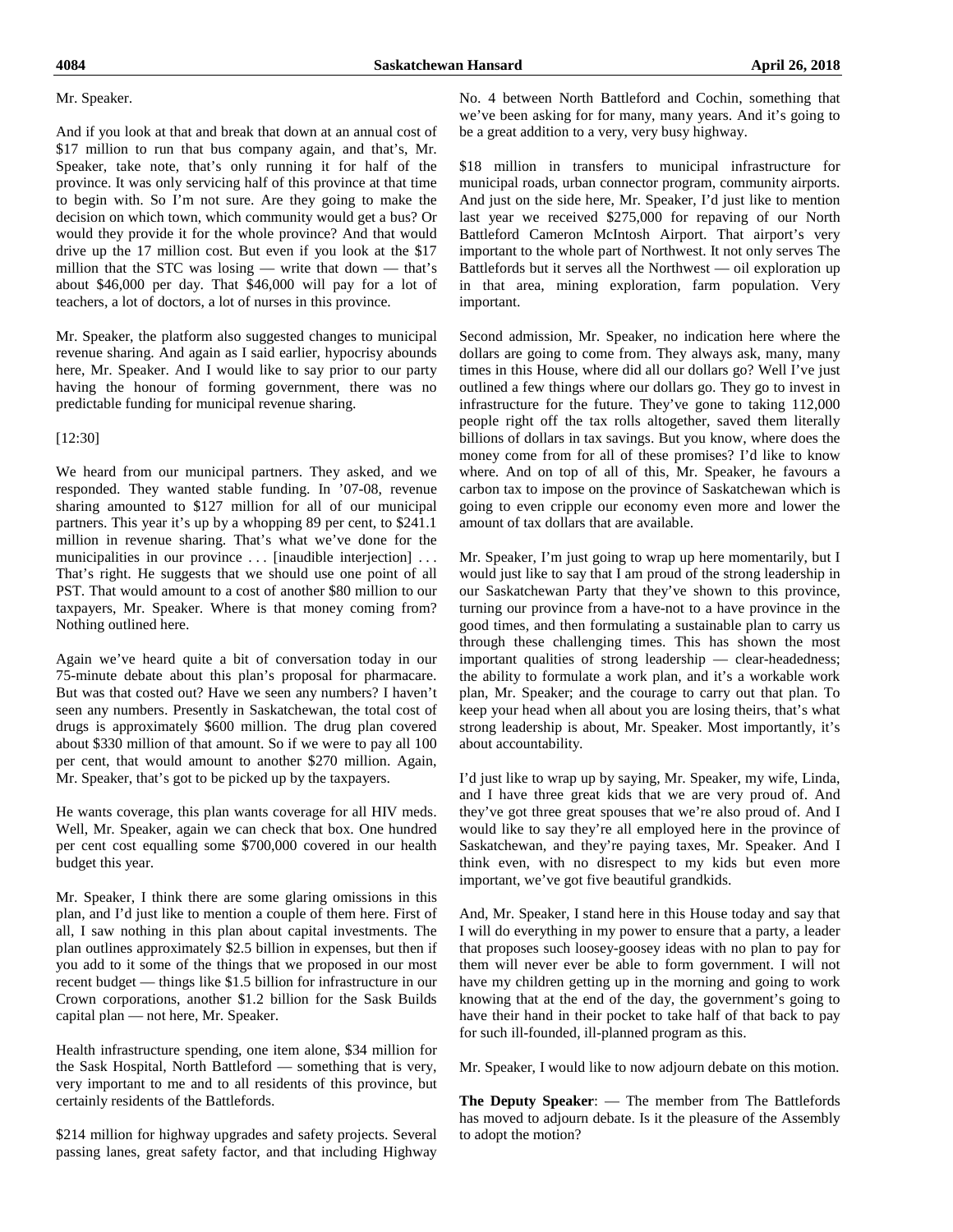Mr. Speaker.

And if you look at that and break that down at an annual cost of $17 million to run that bus company again, and that's, Mr. Speaker, take note, that's only running it for half of the province. It was only servicing half of this province at that time to begin with. So I'm not sure. Are they going to make the decision on which town, which community would get a bus? Or would they provide it for the whole province? And that would drive up the 17 million cost. But even if you look at the $17 million that the STC was losing — write that down — that's about $46,000 per day. That $46,000 will pay for a lot of teachers, a lot of doctors, a lot of nurses in this province.

Mr. Speaker, the platform also suggested changes to municipal revenue sharing. And again as I said earlier, hypocrisy abounds here, Mr. Speaker. And I would like to say prior to our party having the honour of forming government, there was no predictable funding for municipal revenue sharing.

[12:30]

We heard from our municipal partners. They asked, and we responded. They wanted stable funding. In '07-08, revenue sharing amounted to $127 million for all of our municipal partners. This year it's up by a whopping 89 per cent, to $241.1 million in revenue sharing. That's what we've done for the municipalities in our province . . . [inaudible interjection] . . . That's right. He suggests that we should use one point of all PST. That would amount to a cost of another $80 million to our taxpayers, Mr. Speaker. Where is that money coming from? Nothing outlined here.

Again we've heard quite a bit of conversation today in our 75-minute debate about this plan's proposal for pharmacare. But was that costed out? Have we seen any numbers? I haven't seen any numbers. Presently in Saskatchewan, the total cost of drugs is approximately $600 million. The drug plan covered about $330 million of that amount. So if we were to pay all 100 per cent, that would amount to another $270 million. Again, Mr. Speaker, that's got to be picked up by the taxpayers.

He wants coverage, this plan wants coverage for all HIV meds. Well, Mr. Speaker, again we can check that box. One hundred per cent cost equalling some $700,000 covered in our health budget this year.

Mr. Speaker, I think there are some glaring omissions in this plan, and I'd just like to mention a couple of them here. First of all, I saw nothing in this plan about capital investments. The plan outlines approximately $2.5 billion in expenses, but then if you add to it some of the things that we proposed in our most recent budget — things like $1.5 billion for infrastructure in our Crown corporations, another $1.2 billion for the Sask Builds capital plan — not here, Mr. Speaker.

Health infrastructure spending, one item alone, $34 million for the Sask Hospital, North Battleford — something that is very, very important to me and to all residents of this province, but certainly residents of the Battlefords.

$214 million for highway upgrades and safety projects. Several passing lanes, great safety factor, and that including Highway No. 4 between North Battleford and Cochin, something that we've been asking for for many, many years. And it's going to be a great addition to a very, very busy highway.

$18 million in transfers to municipal infrastructure for municipal roads, urban connector program, community airports. And just on the side here, Mr. Speaker, I'd just like to mention last year we received $275,000 for repaving of our North Battleford Cameron McIntosh Airport. That airport's very important to the whole part of Northwest. It not only serves The Battlefords but it serves all the Northwest — oil exploration up in that area, mining exploration, farm population. Very important.

Second admission, Mr. Speaker, no indication here where the dollars are going to come from. They always ask, many, many times in this House, where did all our dollars go? Well I've just outlined a few things where our dollars go. They go to invest in infrastructure for the future. They've gone to taking 112,000 people right off the tax rolls altogether, saved them literally billions of dollars in tax savings. But you know, where does the money come from for all of these promises? I'd like to know where. And on top of all of this, Mr. Speaker, he favours a carbon tax to impose on the province of Saskatchewan which is going to even cripple our economy even more and lower the amount of tax dollars that are available.

Mr. Speaker, I'm just going to wrap up here momentarily, but I would just like to say that I am proud of the strong leadership in our Saskatchewan Party that they've shown to this province, turning our province from a have-not to a have province in the good times, and then formulating a sustainable plan to carry us through these challenging times. This has shown the most important qualities of strong leadership — clear-headedness; the ability to formulate a work plan, and it's a workable work plan, Mr. Speaker; and the courage to carry out that plan. To keep your head when all about you are losing theirs, that's what strong leadership is about, Mr. Speaker. Most importantly, it's about accountability.

I'd just like to wrap up by saying, Mr. Speaker, my wife, Linda, and I have three great kids that we are very proud of. And they've got three great spouses that we're also proud of. And I would like to say they're all employed here in the province of Saskatchewan, and they're paying taxes, Mr. Speaker. And I think even, with no disrespect to my kids but even more important, we've got five beautiful grandkids.

And, Mr. Speaker, I stand here in this House today and say that I will do everything in my power to ensure that a party, a leader that proposes such loosey-goosey ideas with no plan to pay for them will never ever be able to form government. I will not have my children getting up in the morning and going to work knowing that at the end of the day, the government's going to have their hand in their pocket to take half of that back to pay for such ill-founded, ill-planned program as this.

Mr. Speaker, I would like to now adjourn debate on this motion.

**The Deputy Speaker**: — The member from The Battlefords has moved to adjourn debate. Is it the pleasure of the Assembly to adopt the motion?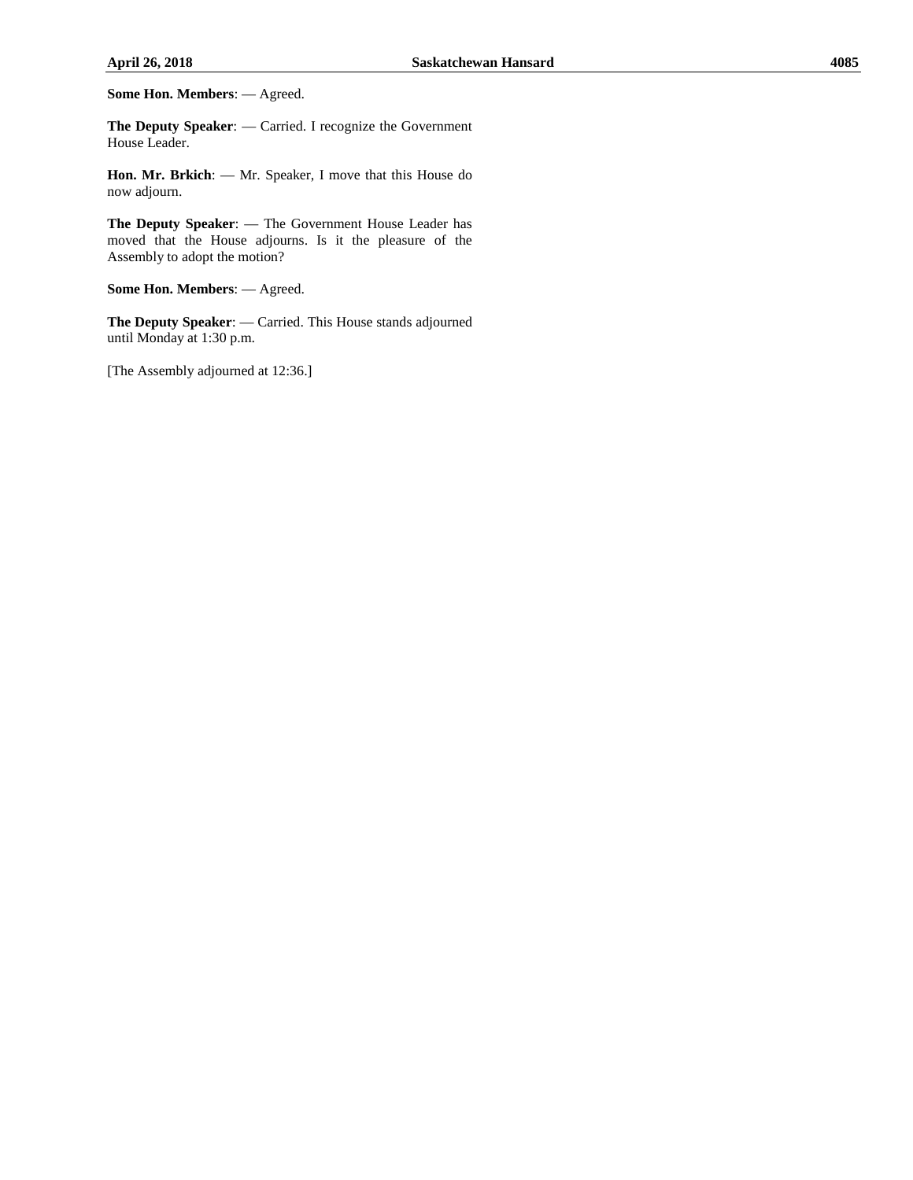**Some Hon. Members**: — Agreed.

**The Deputy Speaker**: — Carried. I recognize the Government House Leader.

**Hon. Mr. Brkich**: — Mr. Speaker, I move that this House do now adjourn.

**The Deputy Speaker**: — The Government House Leader has moved that the House adjourns. Is it the pleasure of the Assembly to adopt the motion?

**Some Hon. Members**: — Agreed.

**The Deputy Speaker**: — Carried. This House stands adjourned until Monday at 1:30 p.m.

[The Assembly adjourned at 12:36.]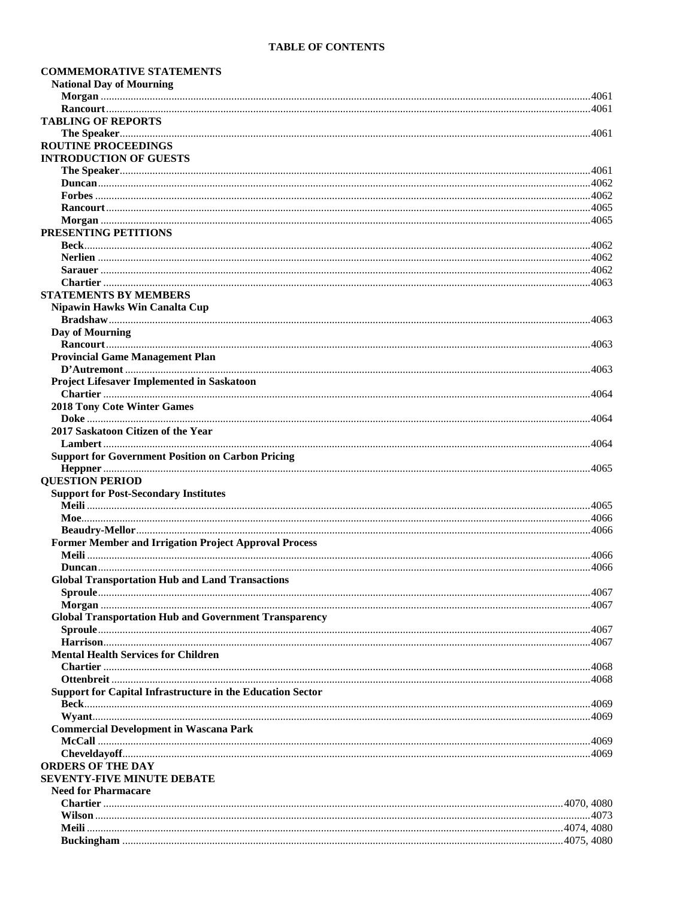# TABLE OF CONTENTS

**COMMEMORATIVE STATEMENTS**

**National Day of Mourning**

**Morgan** .......... 4061
**Rancourt** .......... 4061

**TABLING OF REPORTS**

**The Speaker** .......... 4061

**ROUTINE PROCEEDINGS**

**INTRODUCTION OF GUESTS**

**The Speaker** .......... 4061
**Duncan** .......... 4062
**Forbes** .......... 4062
**Rancourt** .......... 4065
**Morgan** .......... 4065

**PRESENTING PETITIONS**

**Beck** .......... 4062
**Nerlien** .......... 4062
**Sarauer** .......... 4062
**Chartier** .......... 4063

**STATEMENTS BY MEMBERS**

**Nipawin Hawks Win Canalta Cup**

**Bradshaw** .......... 4063

**Day of Mourning**

**Rancourt** .......... 4063

**Provincial Game Management Plan**

**D'Autremont** .......... 4063

**Project Lifesaver Implemented in Saskatoon**

**Chartier** .......... 4064

**2018 Tony Cote Winter Games**

**Doke** .......... 4064

**2017 Saskatoon Citizen of the Year**

**Lambert** .......... 4064

**Support for Government Position on Carbon Pricing**

**Heppner** .......... 4065

**QUESTION PERIOD**

**Support for Post-Secondary Institutes**

**Meili** .......... 4065
**Moe** .......... 4066
**Beaudry-Mellor** .......... 4066

**Former Member and Irrigation Project Approval Process**

**Meili** .......... 4066
**Duncan** .......... 4066

**Global Transportation Hub and Land Transactions**

**Sproule** .......... 4067
**Morgan** .......... 4067

**Global Transportation Hub and Government Transparency**

**Sproule** .......... 4067
**Harrison** .......... 4067

**Mental Health Services for Children**

**Chartier** .......... 4068
**Ottenbreit** .......... 4068

**Support for Capital Infrastructure in the Education Sector**

**Beck** .......... 4069
**Wyant** .......... 4069

**Commercial Development in Wascana Park**

**McCall** .......... 4069
**Cheveldayoff** .......... 4069

**ORDERS OF THE DAY**

**SEVENTY-FIVE MINUTE DEBATE**

**Need for Pharmacare**

**Chartier** .......... 4070, 4080
**Wilson** .......... 4073
**Meili** .......... 4074, 4080
**Buckingham** .......... 4075, 4080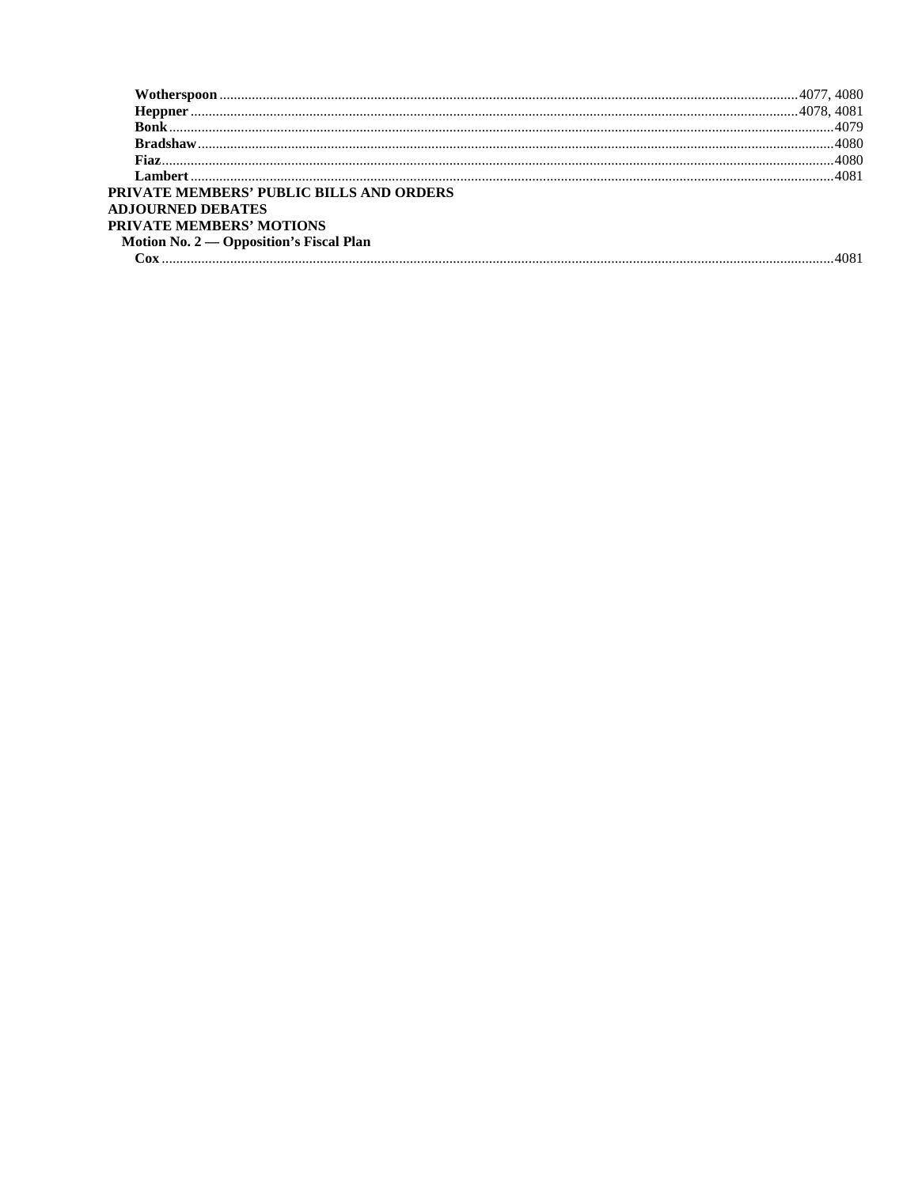**Wotherspoon** ........................................................................ 4077, 4080
**Heppner** ........................................................................ 4078, 4081
**Bonk** ........................................................................ 4079
**Bradshaw** ........................................................................ 4080
**Fiaz** ........................................................................ 4080
**Lambert** ........................................................................ 4081

**PRIVATE MEMBERS' PUBLIC BILLS AND ORDERS**

**ADJOURNED DEBATES**

**PRIVATE MEMBERS' MOTIONS**

**Motion No. 2 — Opposition's Fiscal Plan**

**Cox** ........................................................................ 4081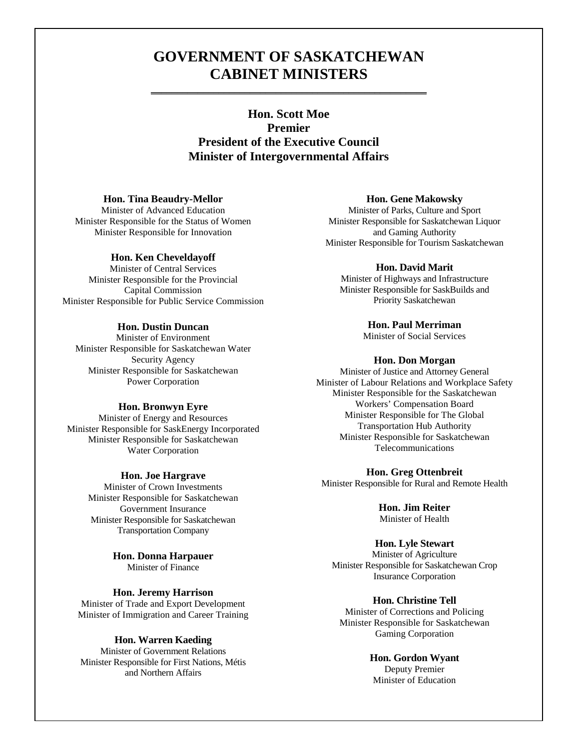# GOVERNMENT OF SASKATCHEWAN CABINET MINISTERS

**Hon. Scott Moe**
**Premier**
**President of the Executive Council**
**Minister of Intergovernmental Affairs**

**Hon. Tina Beaudry-Mellor**
Minister of Advanced Education
Minister Responsible for the Status of Women
Minister Responsible for Innovation

**Hon. Ken Cheveldayoff**
Minister of Central Services
Minister Responsible for the Provincial Capital Commission
Minister Responsible for Public Service Commission

**Hon. Dustin Duncan**
Minister of Environment
Minister Responsible for Saskatchewan Water Security Agency
Minister Responsible for Saskatchewan Power Corporation

**Hon. Bronwyn Eyre**
Minister of Energy and Resources
Minister Responsible for SaskEnergy Incorporated
Minister Responsible for Saskatchewan Water Corporation

**Hon. Joe Hargrave**
Minister of Crown Investments
Minister Responsible for Saskatchewan Government Insurance
Minister Responsible for Saskatchewan Transportation Company

**Hon. Donna Harpauer**
Minister of Finance

**Hon. Jeremy Harrison**
Minister of Trade and Export Development
Minister of Immigration and Career Training

**Hon. Warren Kaeding**
Minister of Government Relations
Minister Responsible for First Nations, Métis and Northern Affairs

**Hon. Gene Makowsky**
Minister of Parks, Culture and Sport
Minister Responsible for Saskatchewan Liquor and Gaming Authority
Minister Responsible for Tourism Saskatchewan

**Hon. David Marit**
Minister of Highways and Infrastructure
Minister Responsible for SaskBuilds and Priority Saskatchewan

**Hon. Paul Merriman**
Minister of Social Services

**Hon. Don Morgan**
Minister of Justice and Attorney General
Minister of Labour Relations and Workplace Safety
Minister Responsible for the Saskatchewan Workers' Compensation Board
Minister Responsible for The Global Transportation Hub Authority
Minister Responsible for Saskatchewan Telecommunications

**Hon. Greg Ottenbreit**
Minister Responsible for Rural and Remote Health

**Hon. Jim Reiter**
Minister of Health

**Hon. Lyle Stewart**
Minister of Agriculture
Minister Responsible for Saskatchewan Crop Insurance Corporation

**Hon. Christine Tell**
Minister of Corrections and Policing
Minister Responsible for Saskatchewan Gaming Corporation

**Hon. Gordon Wyant**
Deputy Premier
Minister of Education